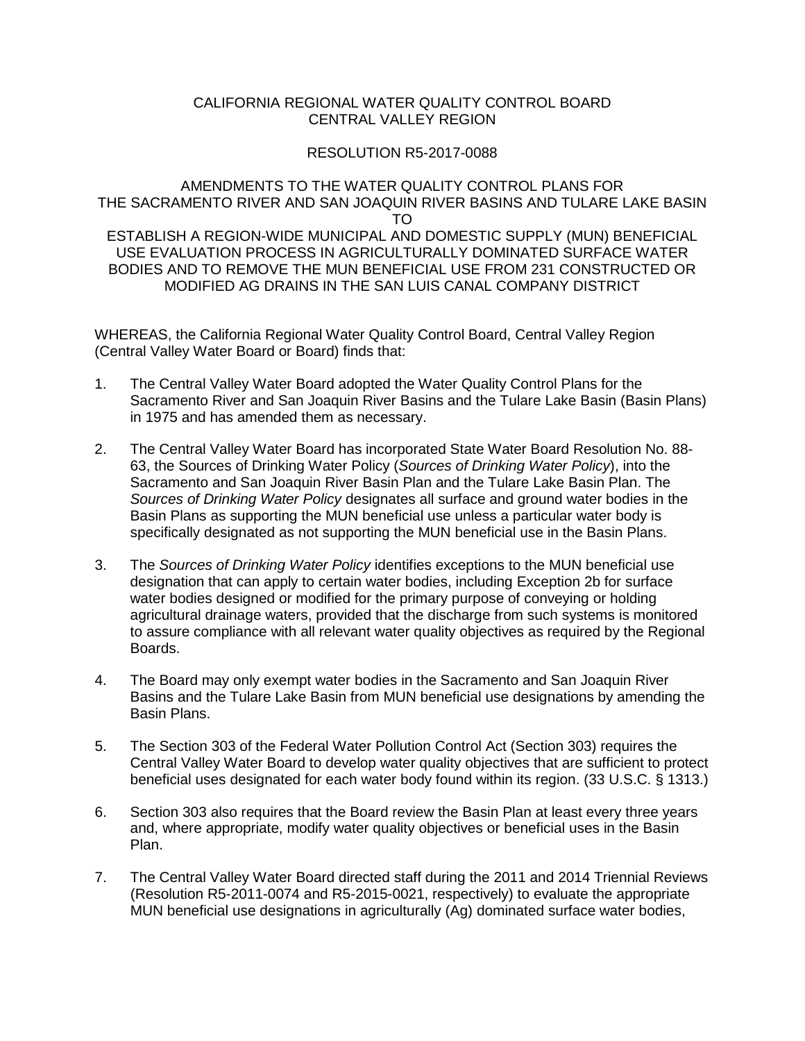CALIFORNIA REGIONAL WATER QUALITY CONTROL BOARD
CENTRAL VALLEY REGION

RESOLUTION R5-2017-0088

AMENDMENTS TO THE WATER QUALITY CONTROL PLANS FOR
THE SACRAMENTO RIVER AND SAN JOAQUIN RIVER BASINS AND TULARE LAKE BASIN
TO
ESTABLISH A REGION-WIDE MUNICIPAL AND DOMESTIC SUPPLY (MUN) BENEFICIAL USE EVALUATION PROCESS IN AGRICULTURALLY DOMINATED SURFACE WATER BODIES AND TO REMOVE THE MUN BENEFICIAL USE FROM 231 CONSTRUCTED OR MODIFIED AG DRAINS IN THE SAN LUIS CANAL COMPANY DISTRICT

WHEREAS, the California Regional Water Quality Control Board, Central Valley Region (Central Valley Water Board or Board) finds that:

1. The Central Valley Water Board adopted the Water Quality Control Plans for the Sacramento River and San Joaquin River Basins and the Tulare Lake Basin (Basin Plans) in 1975 and has amended them as necessary.

2. The Central Valley Water Board has incorporated State Water Board Resolution No. 88-63, the Sources of Drinking Water Policy (*Sources of Drinking Water Policy*), into the Sacramento and San Joaquin River Basin Plan and the Tulare Lake Basin Plan. The *Sources of Drinking Water Policy* designates all surface and ground water bodies in the Basin Plans as supporting the MUN beneficial use unless a particular water body is specifically designated as not supporting the MUN beneficial use in the Basin Plans.

3. The *Sources of Drinking Water Policy* identifies exceptions to the MUN beneficial use designation that can apply to certain water bodies, including Exception 2b for surface water bodies designed or modified for the primary purpose of conveying or holding agricultural drainage waters, provided that the discharge from such systems is monitored to assure compliance with all relevant water quality objectives as required by the Regional Boards.

4. The Board may only exempt water bodies in the Sacramento and San Joaquin River Basins and the Tulare Lake Basin from MUN beneficial use designations by amending the Basin Plans.

5. The Section 303 of the Federal Water Pollution Control Act (Section 303) requires the Central Valley Water Board to develop water quality objectives that are sufficient to protect beneficial uses designated for each water body found within its region. (33 U.S.C. § 1313.)

6. Section 303 also requires that the Board review the Basin Plan at least every three years and, where appropriate, modify water quality objectives or beneficial uses in the Basin Plan.

7. The Central Valley Water Board directed staff during the 2011 and 2014 Triennial Reviews (Resolution R5-2011-0074 and R5-2015-0021, respectively) to evaluate the appropriate MUN beneficial use designations in agriculturally (Ag) dominated surface water bodies,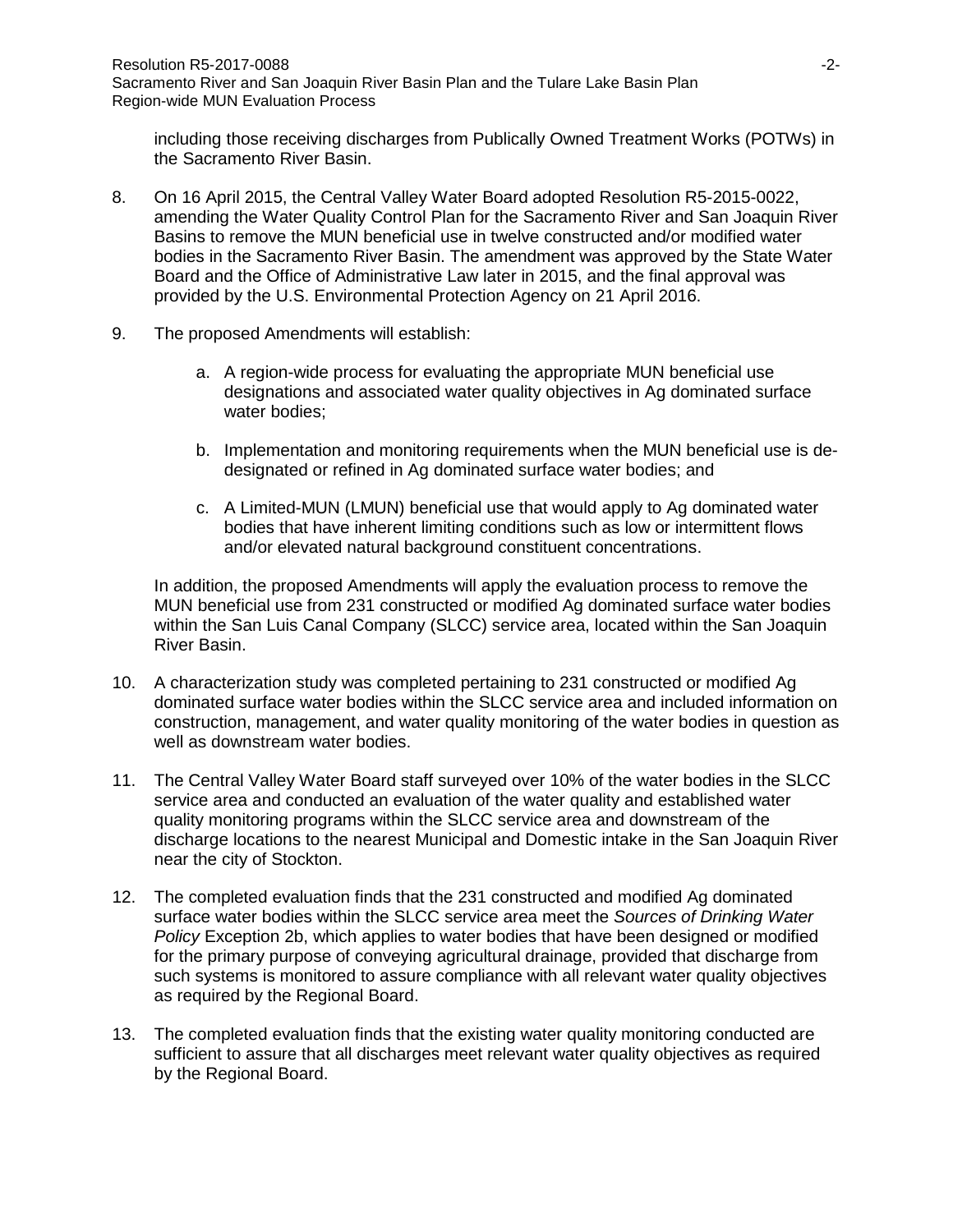including those receiving discharges from Publically Owned Treatment Works (POTWs) in the Sacramento River Basin.

8. On 16 April 2015, the Central Valley Water Board adopted Resolution R5-2015-0022, amending the Water Quality Control Plan for the Sacramento River and San Joaquin River Basins to remove the MUN beneficial use in twelve constructed and/or modified water bodies in the Sacramento River Basin. The amendment was approved by the State Water Board and the Office of Administrative Law later in 2015, and the final approval was provided by the U.S. Environmental Protection Agency on 21 April 2016.

9. The proposed Amendments will establish:

    a. A region-wide process for evaluating the appropriate MUN beneficial use designations and associated water quality objectives in Ag dominated surface water bodies;

    b. Implementation and monitoring requirements when the MUN beneficial use is de-designated or refined in Ag dominated surface water bodies; and

    c. A Limited-MUN (LMUN) beneficial use that would apply to Ag dominated water bodies that have inherent limiting conditions such as low or intermittent flows and/or elevated natural background constituent concentrations.

    In addition, the proposed Amendments will apply the evaluation process to remove the MUN beneficial use from 231 constructed or modified Ag dominated surface water bodies within the San Luis Canal Company (SLCC) service area, located within the San Joaquin River Basin.

10. A characterization study was completed pertaining to 231 constructed or modified Ag dominated surface water bodies within the SLCC service area and included information on construction, management, and water quality monitoring of the water bodies in question as well as downstream water bodies.

11. The Central Valley Water Board staff surveyed over 10% of the water bodies in the SLCC service area and conducted an evaluation of the water quality and established water quality monitoring programs within the SLCC service area and downstream of the discharge locations to the nearest Municipal and Domestic intake in the San Joaquin River near the city of Stockton.

12. The completed evaluation finds that the 231 constructed and modified Ag dominated surface water bodies within the SLCC service area meet the *Sources of Drinking Water Policy* Exception 2b, which applies to water bodies that have been designed or modified for the primary purpose of conveying agricultural drainage, provided that discharge from such systems is monitored to assure compliance with all relevant water quality objectives as required by the Regional Board.

13. The completed evaluation finds that the existing water quality monitoring conducted are sufficient to assure that all discharges meet relevant water quality objectives as required by the Regional Board.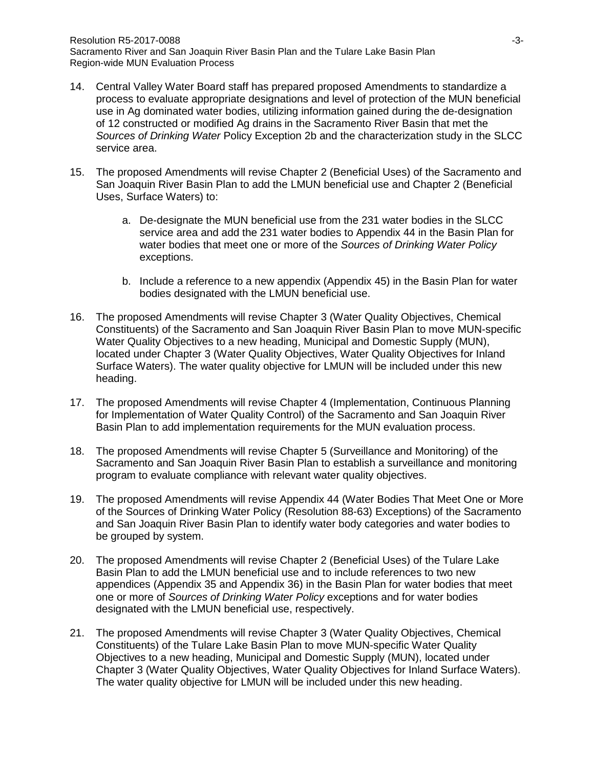14. Central Valley Water Board staff has prepared proposed Amendments to standardize a process to evaluate appropriate designations and level of protection of the MUN beneficial use in Ag dominated water bodies, utilizing information gained during the de-designation of 12 constructed or modified Ag drains in the Sacramento River Basin that met the *Sources of Drinking Water* Policy Exception 2b and the characterization study in the SLCC service area.

15. The proposed Amendments will revise Chapter 2 (Beneficial Uses) of the Sacramento and San Joaquin River Basin Plan to add the LMUN beneficial use and Chapter 2 (Beneficial Uses, Surface Waters) to:

    a. De-designate the MUN beneficial use from the 231 water bodies in the SLCC service area and add the 231 water bodies to Appendix 44 in the Basin Plan for water bodies that meet one or more of the *Sources of Drinking Water Policy* exceptions.

    b. Include a reference to a new appendix (Appendix 45) in the Basin Plan for water bodies designated with the LMUN beneficial use.

16. The proposed Amendments will revise Chapter 3 (Water Quality Objectives, Chemical Constituents) of the Sacramento and San Joaquin River Basin Plan to move MUN-specific Water Quality Objectives to a new heading, Municipal and Domestic Supply (MUN), located under Chapter 3 (Water Quality Objectives, Water Quality Objectives for Inland Surface Waters). The water quality objective for LMUN will be included under this new heading.

17. The proposed Amendments will revise Chapter 4 (Implementation, Continuous Planning for Implementation of Water Quality Control) of the Sacramento and San Joaquin River Basin Plan to add implementation requirements for the MUN evaluation process.

18. The proposed Amendments will revise Chapter 5 (Surveillance and Monitoring) of the Sacramento and San Joaquin River Basin Plan to establish a surveillance and monitoring program to evaluate compliance with relevant water quality objectives.

19. The proposed Amendments will revise Appendix 44 (Water Bodies That Meet One or More of the Sources of Drinking Water Policy (Resolution 88-63) Exceptions) of the Sacramento and San Joaquin River Basin Plan to identify water body categories and water bodies to be grouped by system.

20. The proposed Amendments will revise Chapter 2 (Beneficial Uses) of the Tulare Lake Basin Plan to add the LMUN beneficial use and to include references to two new appendices (Appendix 35 and Appendix 36) in the Basin Plan for water bodies that meet one or more of *Sources of Drinking Water Policy* exceptions and for water bodies designated with the LMUN beneficial use, respectively.

21. The proposed Amendments will revise Chapter 3 (Water Quality Objectives, Chemical Constituents) of the Tulare Lake Basin Plan to move MUN-specific Water Quality Objectives to a new heading, Municipal and Domestic Supply (MUN), located under Chapter 3 (Water Quality Objectives, Water Quality Objectives for Inland Surface Waters). The water quality objective for LMUN will be included under this new heading.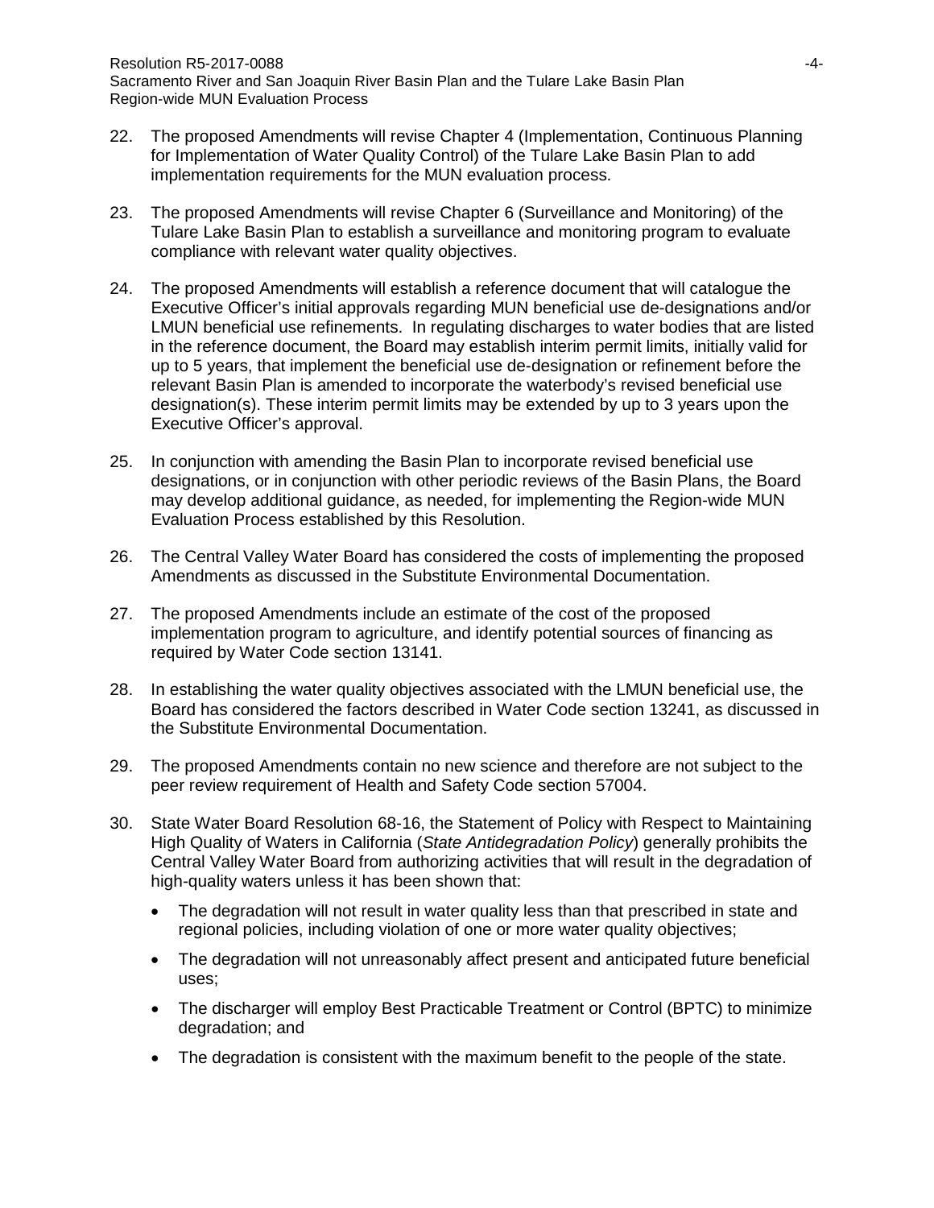22. The proposed Amendments will revise Chapter 4 (Implementation, Continuous Planning for Implementation of Water Quality Control) of the Tulare Lake Basin Plan to add implementation requirements for the MUN evaluation process.

23. The proposed Amendments will revise Chapter 6 (Surveillance and Monitoring) of the Tulare Lake Basin Plan to establish a surveillance and monitoring program to evaluate compliance with relevant water quality objectives.

24. The proposed Amendments will establish a reference document that will catalogue the Executive Officer's initial approvals regarding MUN beneficial use de-designations and/or LMUN beneficial use refinements. In regulating discharges to water bodies that are listed in the reference document, the Board may establish interim permit limits, initially valid for up to 5 years, that implement the beneficial use de-designation or refinement before the relevant Basin Plan is amended to incorporate the waterbody's revised beneficial use designation(s). These interim permit limits may be extended by up to 3 years upon the Executive Officer's approval.

25. In conjunction with amending the Basin Plan to incorporate revised beneficial use designations, or in conjunction with other periodic reviews of the Basin Plans, the Board may develop additional guidance, as needed, for implementing the Region-wide MUN Evaluation Process established by this Resolution.

26. The Central Valley Water Board has considered the costs of implementing the proposed Amendments as discussed in the Substitute Environmental Documentation.

27. The proposed Amendments include an estimate of the cost of the proposed implementation program to agriculture, and identify potential sources of financing as required by Water Code section 13141.

28. In establishing the water quality objectives associated with the LMUN beneficial use, the Board has considered the factors described in Water Code section 13241, as discussed in the Substitute Environmental Documentation.

29. The proposed Amendments contain no new science and therefore are not subject to the peer review requirement of Health and Safety Code section 57004.

30. State Water Board Resolution 68-16, the Statement of Policy with Respect to Maintaining High Quality of Waters in California (*State Antidegradation Policy*) generally prohibits the Central Valley Water Board from authorizing activities that will result in the degradation of high-quality waters unless it has been shown that:

    - The degradation will not result in water quality less than that prescribed in state and regional policies, including violation of one or more water quality objectives;
    - The degradation will not unreasonably affect present and anticipated future beneficial uses;
    - The discharger will employ Best Practicable Treatment or Control (BPTC) to minimize degradation; and
    - The degradation is consistent with the maximum benefit to the people of the state.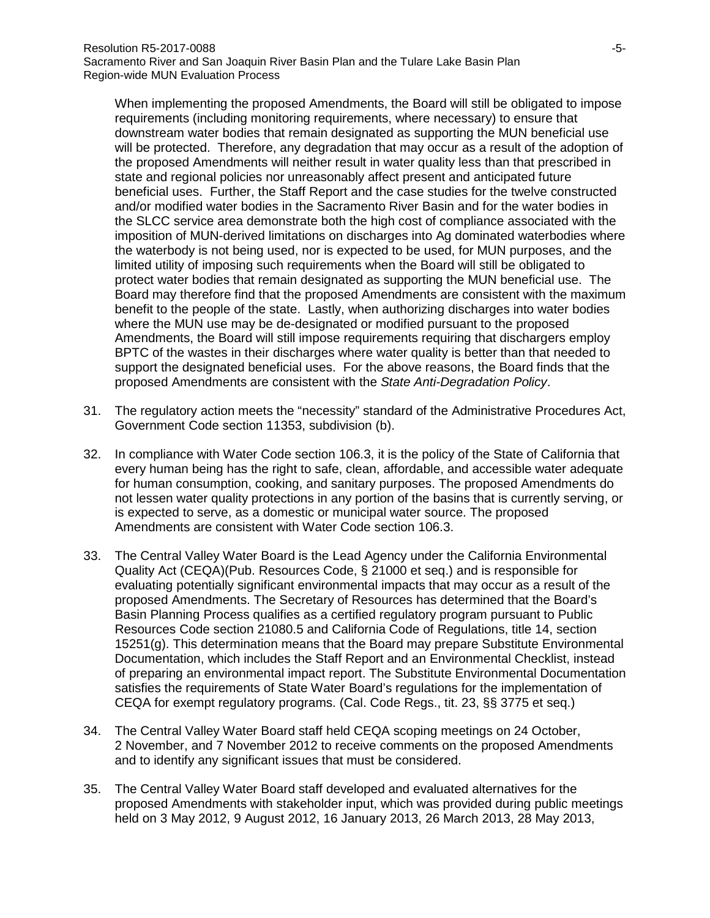When implementing the proposed Amendments, the Board will still be obligated to impose requirements (including monitoring requirements, where necessary) to ensure that downstream water bodies that remain designated as supporting the MUN beneficial use will be protected. Therefore, any degradation that may occur as a result of the adoption of the proposed Amendments will neither result in water quality less than that prescribed in state and regional policies nor unreasonably affect present and anticipated future beneficial uses. Further, the Staff Report and the case studies for the twelve constructed and/or modified water bodies in the Sacramento River Basin and for the water bodies in the SLCC service area demonstrate both the high cost of compliance associated with the imposition of MUN-derived limitations on discharges into Ag dominated waterbodies where the waterbody is not being used, nor is expected to be used, for MUN purposes, and the limited utility of imposing such requirements when the Board will still be obligated to protect water bodies that remain designated as supporting the MUN beneficial use. The Board may therefore find that the proposed Amendments are consistent with the maximum benefit to the people of the state. Lastly, when authorizing discharges into water bodies where the MUN use may be de-designated or modified pursuant to the proposed Amendments, the Board will still impose requirements requiring that dischargers employ BPTC of the wastes in their discharges where water quality is better than that needed to support the designated beneficial uses. For the above reasons, the Board finds that the proposed Amendments are consistent with the *State Anti-Degradation Policy*.

31. The regulatory action meets the "necessity" standard of the Administrative Procedures Act, Government Code section 11353, subdivision (b).

32. In compliance with Water Code section 106.3, it is the policy of the State of California that every human being has the right to safe, clean, affordable, and accessible water adequate for human consumption, cooking, and sanitary purposes. The proposed Amendments do not lessen water quality protections in any portion of the basins that is currently serving, or is expected to serve, as a domestic or municipal water source. The proposed Amendments are consistent with Water Code section 106.3.

33. The Central Valley Water Board is the Lead Agency under the California Environmental Quality Act (CEQA)(Pub. Resources Code, § 21000 et seq.) and is responsible for evaluating potentially significant environmental impacts that may occur as a result of the proposed Amendments. The Secretary of Resources has determined that the Board's Basin Planning Process qualifies as a certified regulatory program pursuant to Public Resources Code section 21080.5 and California Code of Regulations, title 14, section 15251(g). This determination means that the Board may prepare Substitute Environmental Documentation, which includes the Staff Report and an Environmental Checklist, instead of preparing an environmental impact report. The Substitute Environmental Documentation satisfies the requirements of State Water Board's regulations for the implementation of CEQA for exempt regulatory programs. (Cal. Code Regs., tit. 23, §§ 3775 et seq.)

34. The Central Valley Water Board staff held CEQA scoping meetings on 24 October, 2 November, and 7 November 2012 to receive comments on the proposed Amendments and to identify any significant issues that must be considered.

35. The Central Valley Water Board staff developed and evaluated alternatives for the proposed Amendments with stakeholder input, which was provided during public meetings held on 3 May 2012, 9 August 2012, 16 January 2013, 26 March 2013, 28 May 2013,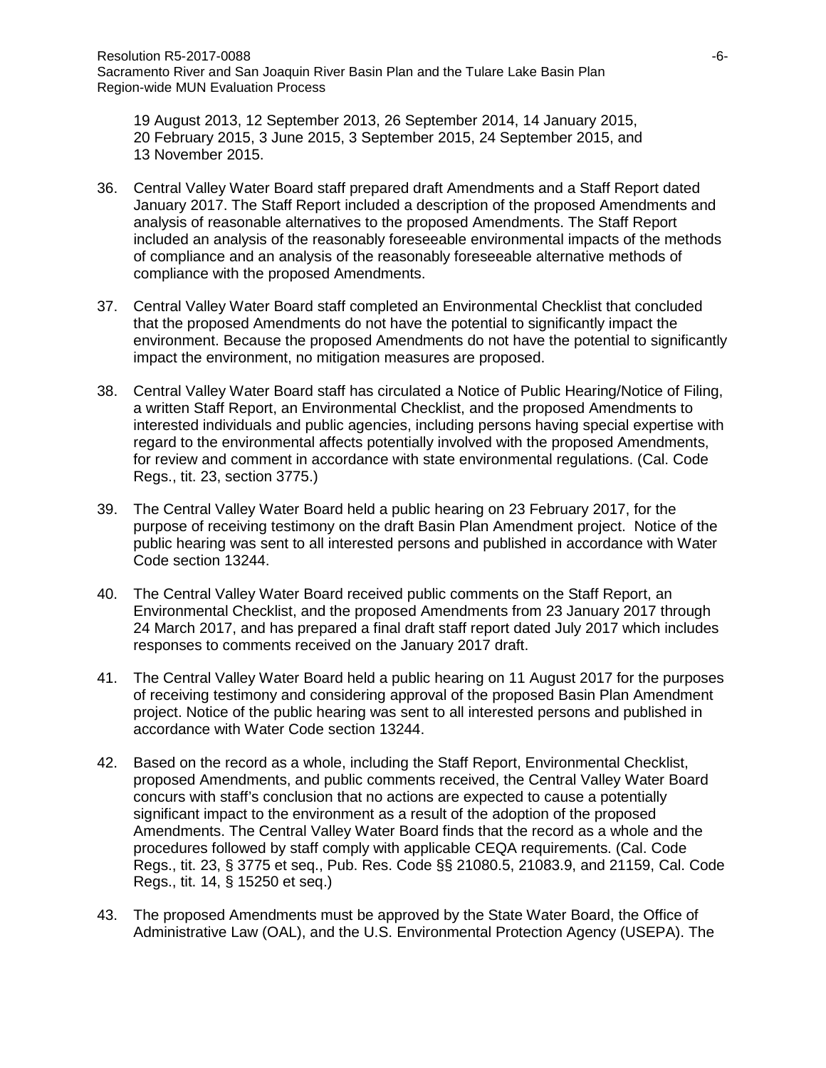19 August 2013, 12 September 2013, 26 September 2014, 14 January 2015, 20 February 2015, 3 June 2015, 3 September 2015, 24 September 2015, and 13 November 2015.

36. Central Valley Water Board staff prepared draft Amendments and a Staff Report dated January 2017. The Staff Report included a description of the proposed Amendments and analysis of reasonable alternatives to the proposed Amendments. The Staff Report included an analysis of the reasonably foreseeable environmental impacts of the methods of compliance and an analysis of the reasonably foreseeable alternative methods of compliance with the proposed Amendments.

37. Central Valley Water Board staff completed an Environmental Checklist that concluded that the proposed Amendments do not have the potential to significantly impact the environment. Because the proposed Amendments do not have the potential to significantly impact the environment, no mitigation measures are proposed.

38. Central Valley Water Board staff has circulated a Notice of Public Hearing/Notice of Filing, a written Staff Report, an Environmental Checklist, and the proposed Amendments to interested individuals and public agencies, including persons having special expertise with regard to the environmental affects potentially involved with the proposed Amendments, for review and comment in accordance with state environmental regulations. (Cal. Code Regs., tit. 23, section 3775.)

39. The Central Valley Water Board held a public hearing on 23 February 2017, for the purpose of receiving testimony on the draft Basin Plan Amendment project. Notice of the public hearing was sent to all interested persons and published in accordance with Water Code section 13244.

40. The Central Valley Water Board received public comments on the Staff Report, an Environmental Checklist, and the proposed Amendments from 23 January 2017 through 24 March 2017, and has prepared a final draft staff report dated July 2017 which includes responses to comments received on the January 2017 draft.

41. The Central Valley Water Board held a public hearing on 11 August 2017 for the purposes of receiving testimony and considering approval of the proposed Basin Plan Amendment project. Notice of the public hearing was sent to all interested persons and published in accordance with Water Code section 13244.

42. Based on the record as a whole, including the Staff Report, Environmental Checklist, proposed Amendments, and public comments received, the Central Valley Water Board concurs with staff's conclusion that no actions are expected to cause a potentially significant impact to the environment as a result of the adoption of the proposed Amendments. The Central Valley Water Board finds that the record as a whole and the procedures followed by staff comply with applicable CEQA requirements. (Cal. Code Regs., tit. 23, § 3775 et seq., Pub. Res. Code §§ 21080.5, 21083.9, and 21159, Cal. Code Regs., tit. 14, § 15250 et seq.)

43. The proposed Amendments must be approved by the State Water Board, the Office of Administrative Law (OAL), and the U.S. Environmental Protection Agency (USEPA). The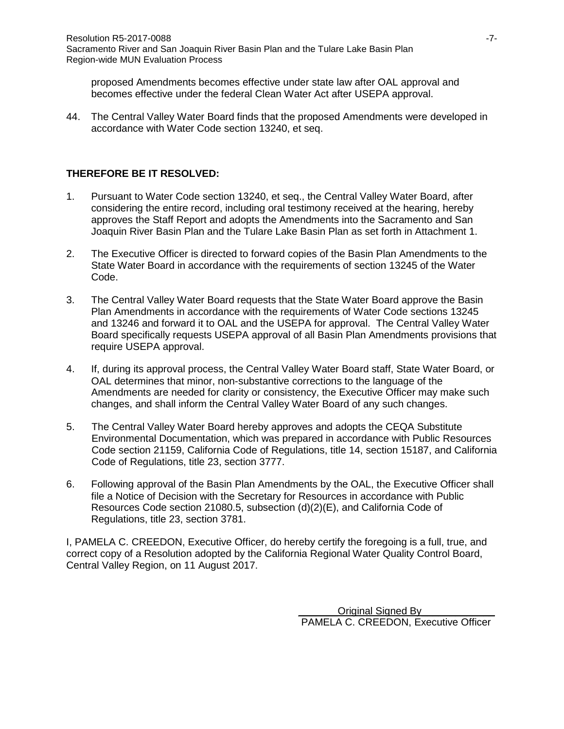proposed Amendments becomes effective under state law after OAL approval and becomes effective under the federal Clean Water Act after USEPA approval.

44. The Central Valley Water Board finds that the proposed Amendments were developed in accordance with Water Code section 13240, et seq.

**THEREFORE BE IT RESOLVED:**

1. Pursuant to Water Code section 13240, et seq., the Central Valley Water Board, after considering the entire record, including oral testimony received at the hearing, hereby approves the Staff Report and adopts the Amendments into the Sacramento and San Joaquin River Basin Plan and the Tulare Lake Basin Plan as set forth in Attachment 1.

2. The Executive Officer is directed to forward copies of the Basin Plan Amendments to the State Water Board in accordance with the requirements of section 13245 of the Water Code.

3. The Central Valley Water Board requests that the State Water Board approve the Basin Plan Amendments in accordance with the requirements of Water Code sections 13245 and 13246 and forward it to OAL and the USEPA for approval. The Central Valley Water Board specifically requests USEPA approval of all Basin Plan Amendments provisions that require USEPA approval.

4. If, during its approval process, the Central Valley Water Board staff, State Water Board, or OAL determines that minor, non-substantive corrections to the language of the Amendments are needed for clarity or consistency, the Executive Officer may make such changes, and shall inform the Central Valley Water Board of any such changes.

5. The Central Valley Water Board hereby approves and adopts the CEQA Substitute Environmental Documentation, which was prepared in accordance with Public Resources Code section 21159, California Code of Regulations, title 14, section 15187, and California Code of Regulations, title 23, section 3777.

6. Following approval of the Basin Plan Amendments by the OAL, the Executive Officer shall file a Notice of Decision with the Secretary for Resources in accordance with Public Resources Code section 21080.5, subsection (d)(2)(E), and California Code of Regulations, title 23, section 3781.

I, PAMELA C. CREEDON, Executive Officer, do hereby certify the foregoing is a full, true, and correct copy of a Resolution adopted by the California Regional Water Quality Control Board, Central Valley Region, on 11 August 2017.

Original Signed By
PAMELA C. CREEDON, Executive Officer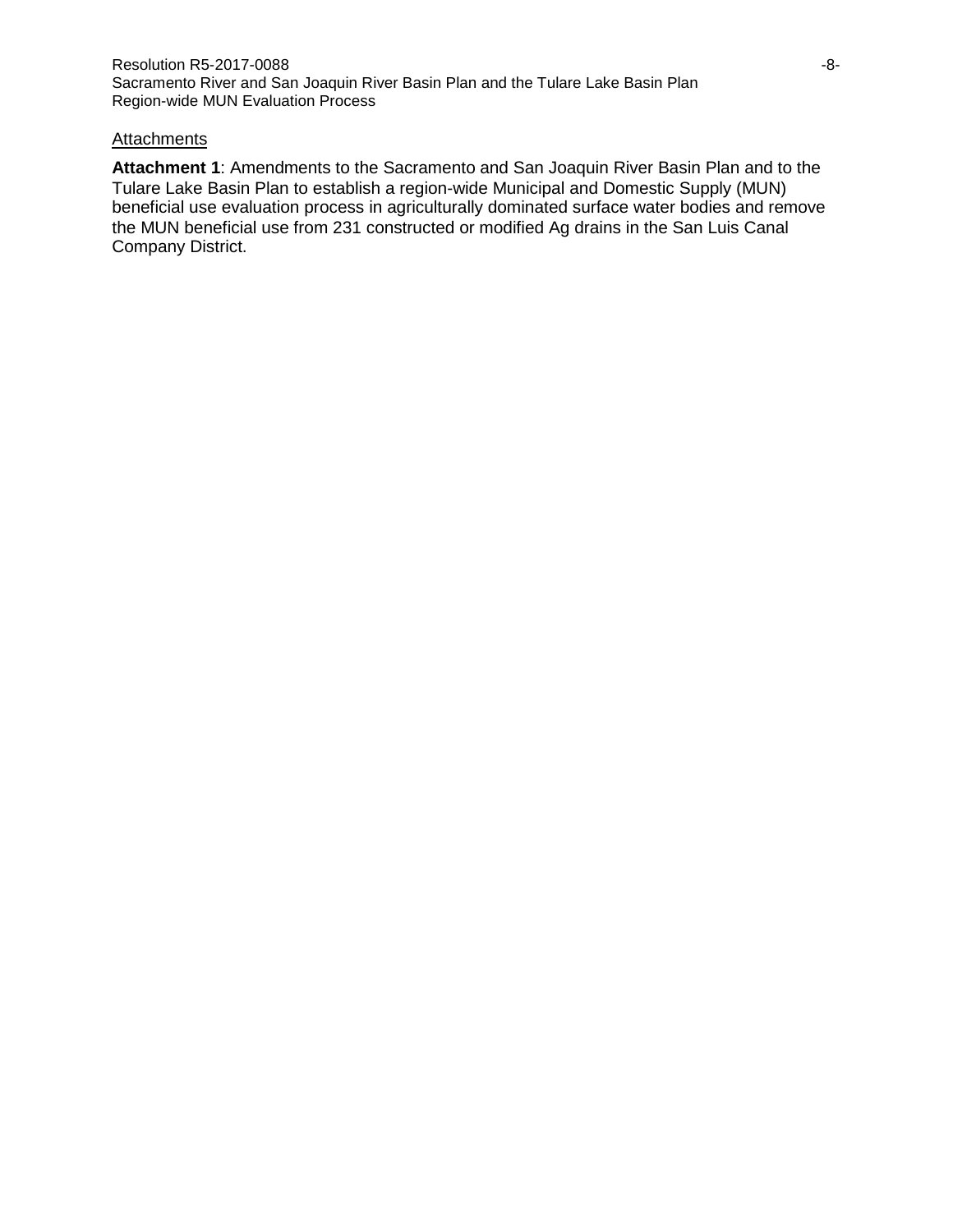Attachments

**Attachment 1**: Amendments to the Sacramento and San Joaquin River Basin Plan and to the Tulare Lake Basin Plan to establish a region-wide Municipal and Domestic Supply (MUN) beneficial use evaluation process in agriculturally dominated surface water bodies and remove the MUN beneficial use from 231 constructed or modified Ag drains in the San Luis Canal Company District.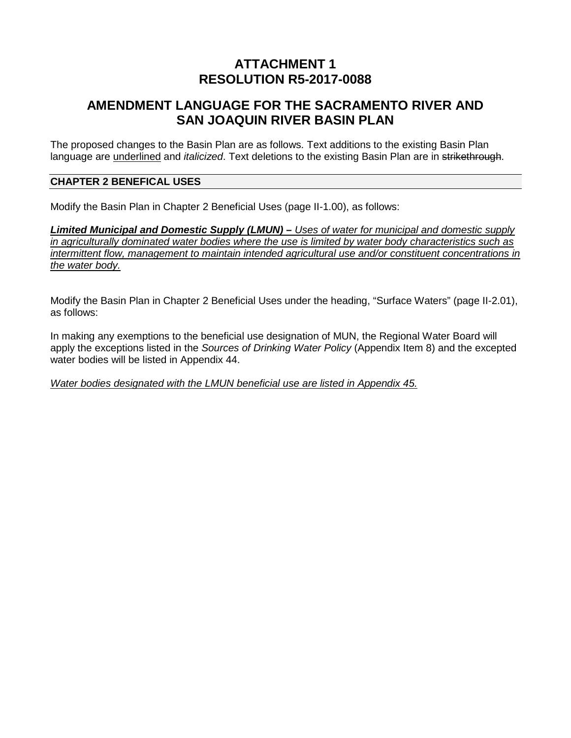# ATTACHMENT 1
# RESOLUTION R5-2017-0088

## AMENDMENT LANGUAGE FOR THE SACRAMENTO RIVER AND SAN JOAQUIN RIVER BASIN PLAN

The proposed changes to the Basin Plan are as follows. Text additions to the existing Basin Plan language are <u>underlined</u> and *italicized*. Text deletions to the existing Basin Plan are in ~~strikethrough~~.

### CHAPTER 2 BENEFICAL USES

Modify the Basin Plan in Chapter 2 Beneficial Uses (page II-1.00), as follows:

<u>***Limited Municipal and Domestic Supply (LMUN) –*** *Uses of water for municipal and domestic supply in agriculturally dominated water bodies where the use is limited by water body characteristics such as intermittent flow, management to maintain intended agricultural use and/or constituent concentrations in the water body.*</u>

Modify the Basin Plan in Chapter 2 Beneficial Uses under the heading, "Surface Waters" (page II-2.01), as follows:

In making any exemptions to the beneficial use designation of MUN, the Regional Water Board will apply the exceptions listed in the *Sources of Drinking Water Policy* (Appendix Item 8) and the excepted water bodies will be listed in Appendix 44.

<u>*Water bodies designated with the LMUN beneficial use are listed in Appendix 45.*</u>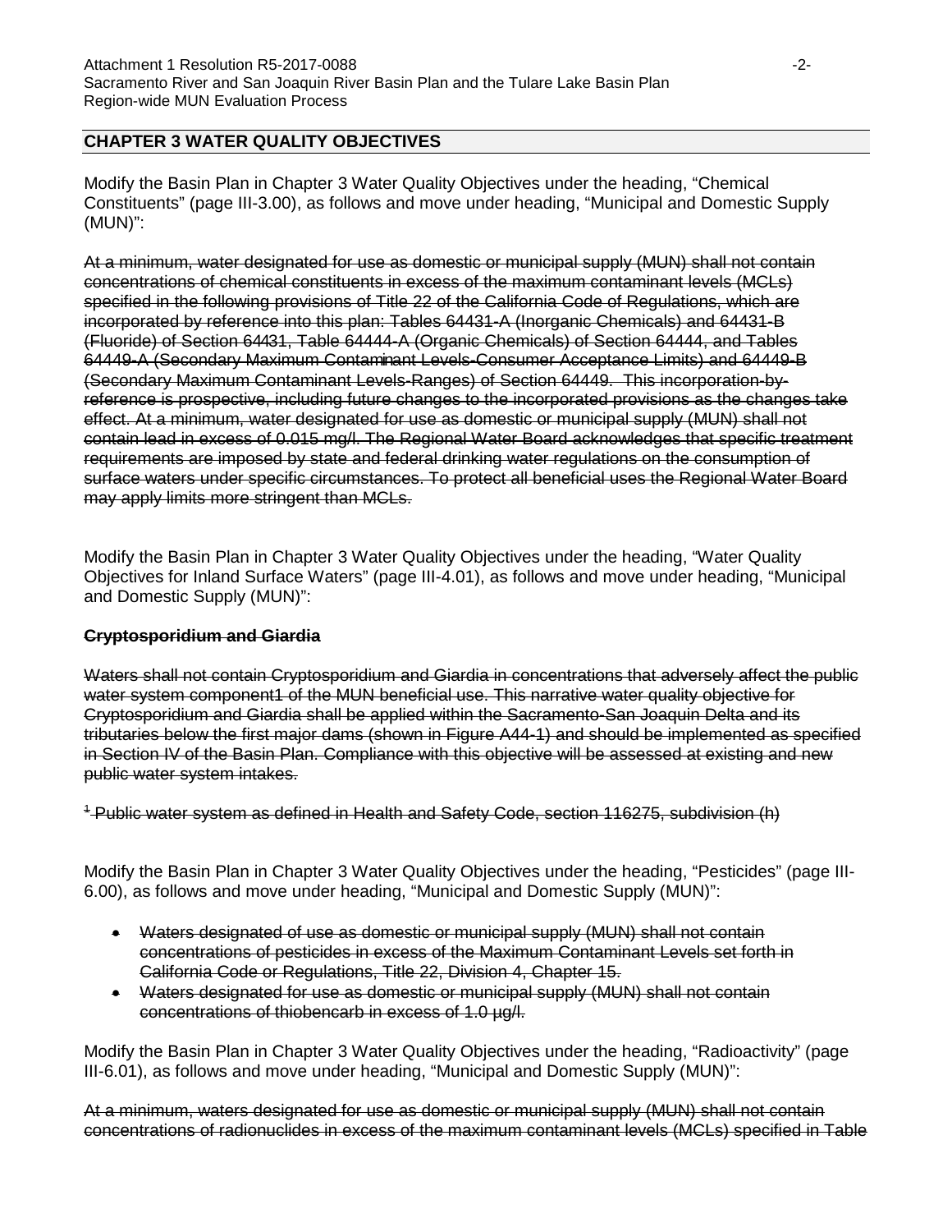## CHAPTER 3 WATER QUALITY OBJECTIVES

Modify the Basin Plan in Chapter 3 Water Quality Objectives under the heading, "Chemical Constituents" (page III-3.00), as follows and move under heading, "Municipal and Domestic Supply (MUN)":

~~At a minimum, water designated for use as domestic or municipal supply (MUN) shall not contain concentrations of chemical constituents in excess of the maximum contaminant levels (MCLs) specified in the following provisions of Title 22 of the California Code of Regulations, which are incorporated by reference into this plan: Tables 64431-A (Inorganic Chemicals) and 64431-B (Fluoride) of Section 64431, Table 64444-A (Organic Chemicals) of Section 64444, and Tables 64449-A (Secondary Maximum Contaminant Levels-Consumer Acceptance Limits) and 64449-B (Secondary Maximum Contaminant Levels-Ranges) of Section 64449. This incorporation-by-reference is prospective, including future changes to the incorporated provisions as the changes take effect. At a minimum, water designated for use as domestic or municipal supply (MUN) shall not contain lead in excess of 0.015 mg/l. The Regional Water Board acknowledges that specific treatment requirements are imposed by state and federal drinking water regulations on the consumption of surface waters under specific circumstances. To protect all beneficial uses the Regional Water Board may apply limits more stringent than MCLs.~~

Modify the Basin Plan in Chapter 3 Water Quality Objectives under the heading, "Water Quality Objectives for Inland Surface Waters" (page III-4.01), as follows and move under heading, "Municipal and Domestic Supply (MUN)":

~~**Cryptosporidium and Giardia**~~

~~Waters shall not contain Cryptosporidium and Giardia in concentrations that adversely affect the public water system component[1] of the MUN beneficial use. This narrative water quality objective for Cryptosporidium and Giardia shall be applied within the Sacramento-San Joaquin Delta and its tributaries below the first major dams (shown in Figure A44-1) and should be implemented as specified in Section IV of the Basin Plan. Compliance with this objective will be assessed at existing and new public water system intakes.~~

~~[1] Public water system as defined in Health and Safety Code, section 116275, subdivision (h)~~

Modify the Basin Plan in Chapter 3 Water Quality Objectives under the heading, "Pesticides" (page III-6.00), as follows and move under heading, "Municipal and Domestic Supply (MUN)":

- ~~Waters designated of use as domestic or municipal supply (MUN) shall not contain concentrations of pesticides in excess of the Maximum Contaminant Levels set forth in California Code or Regulations, Title 22, Division 4, Chapter 15.~~
- ~~Waters designated for use as domestic or municipal supply (MUN) shall not contain concentrations of thiobencarb in excess of 1.0 µg/l.~~

Modify the Basin Plan in Chapter 3 Water Quality Objectives under the heading, "Radioactivity" (page III-6.01), as follows and move under heading, "Municipal and Domestic Supply (MUN)":

~~At a minimum, waters designated for use as domestic or municipal supply (MUN) shall not contain concentrations of radionuclides in excess of the maximum contaminant levels (MCLs) specified in Table~~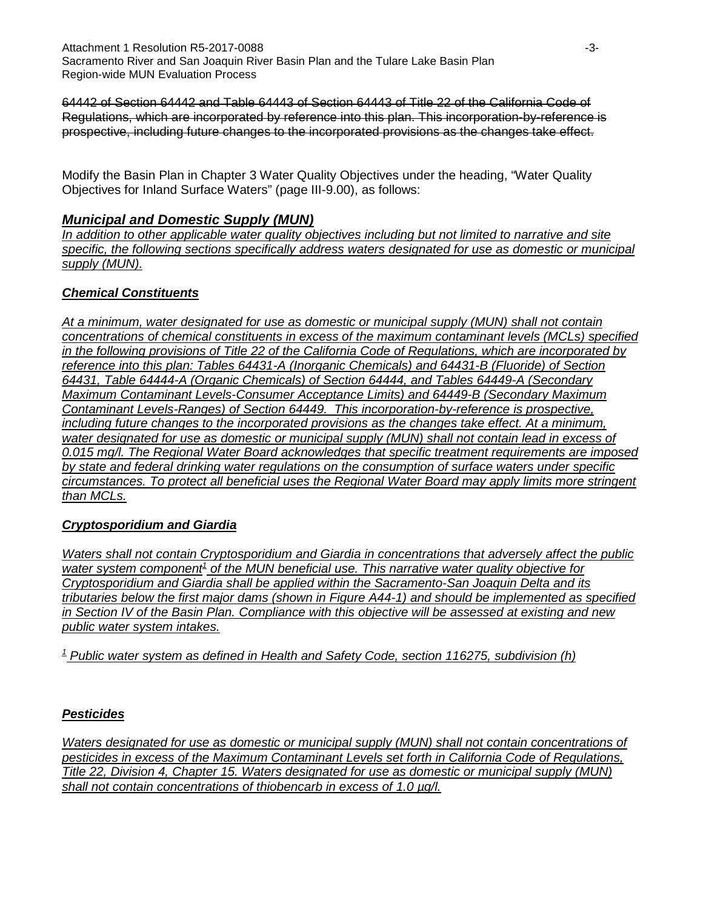~~64442 of Section 64442 and Table 64443 of Section 64443 of Title 22 of the California Code of Regulations, which are incorporated by reference into this plan. This incorporation-by-reference is prospective, including future changes to the incorporated provisions as the changes take effect.~~

Modify the Basin Plan in Chapter 3 Water Quality Objectives under the heading, "Water Quality Objectives for Inland Surface Waters" (page III-9.00), as follows:

### ***<u>Municipal and Domestic Supply (MUN)</u>***

*<u>In addition to other applicable water quality objectives including but not limited to narrative and site specific, the following sections specifically address waters designated for use as domestic or municipal supply (MUN).</u>*

#### ***<u>Chemical Constituents</u>***

*<u>At a minimum, water designated for use as domestic or municipal supply (MUN) shall not contain concentrations of chemical constituents in excess of the maximum contaminant levels (MCLs) specified in the following provisions of Title 22 of the California Code of Regulations, which are incorporated by reference into this plan: Tables 64431-A (Inorganic Chemicals) and 64431-B (Fluoride) of Section 64431, Table 64444-A (Organic Chemicals) of Section 64444, and Tables 64449-A (Secondary Maximum Contaminant Levels-Consumer Acceptance Limits) and 64449-B (Secondary Maximum Contaminant Levels-Ranges) of Section 64449. This incorporation-by-reference is prospective, including future changes to the incorporated provisions as the changes take effect. At a minimum, water designated for use as domestic or municipal supply (MUN) shall not contain lead in excess of 0.015 mg/l. The Regional Water Board acknowledges that specific treatment requirements are imposed by state and federal drinking water regulations on the consumption of surface waters under specific circumstances. To protect all beneficial uses the Regional Water Board may apply limits more stringent than MCLs.</u>*

#### ***<u>Cryptosporidium and Giardia</u>***

*<u>Waters shall not contain Cryptosporidium and Giardia in concentrations that adversely affect the public water system component[1] of the MUN beneficial use. This narrative water quality objective for Cryptosporidium and Giardia shall be applied within the Sacramento-San Joaquin Delta and its tributaries below the first major dams (shown in Figure A44-1) and should be implemented as specified in Section IV of the Basin Plan. Compliance with this objective will be assessed at existing and new public water system intakes.</u>*

*<u>[1] Public water system as defined in Health and Safety Code, section 116275, subdivision (h)</u>*

#### ***<u>Pesticides</u>***

*<u>Waters designated for use as domestic or municipal supply (MUN) shall not contain concentrations of pesticides in excess of the Maximum Contaminant Levels set forth in California Code of Regulations, Title 22, Division 4, Chapter 15. Waters designated for use as domestic or municipal supply (MUN) shall not contain concentrations of thiobencarb in excess of 1.0 µg/l.</u>*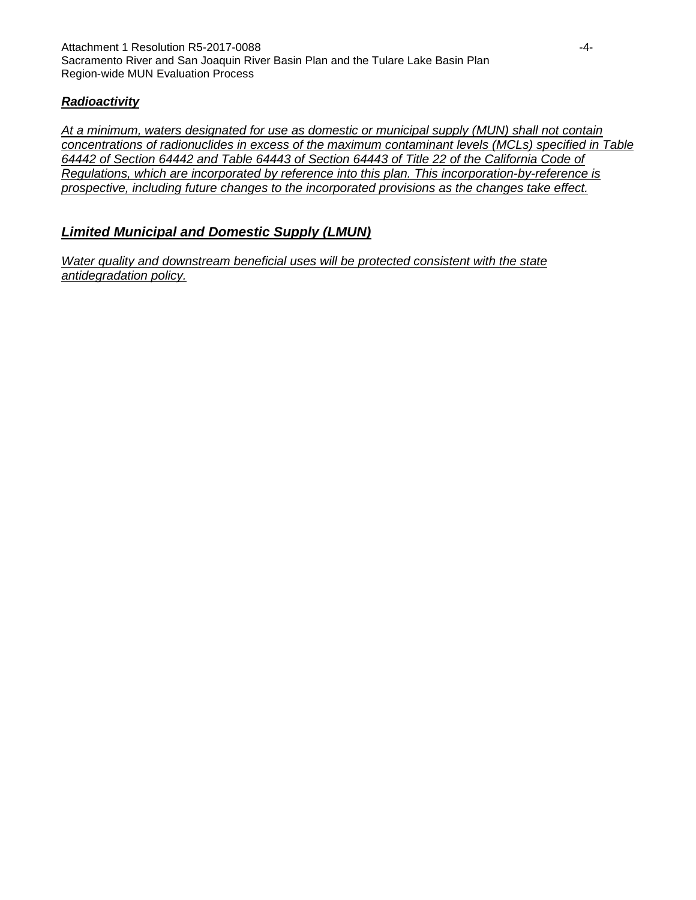### ***Radioactivity***

*At a minimum, waters designated for use as domestic or municipal supply (MUN) shall not contain concentrations of radionuclides in excess of the maximum contaminant levels (MCLs) specified in Table 64442 of Section 64442 and Table 64443 of Section 64443 of Title 22 of the California Code of Regulations, which are incorporated by reference into this plan. This incorporation-by-reference is prospective, including future changes to the incorporated provisions as the changes take effect.*

## ***Limited Municipal and Domestic Supply (LMUN)***

*Water quality and downstream beneficial uses will be protected consistent with the state antidegradation policy.*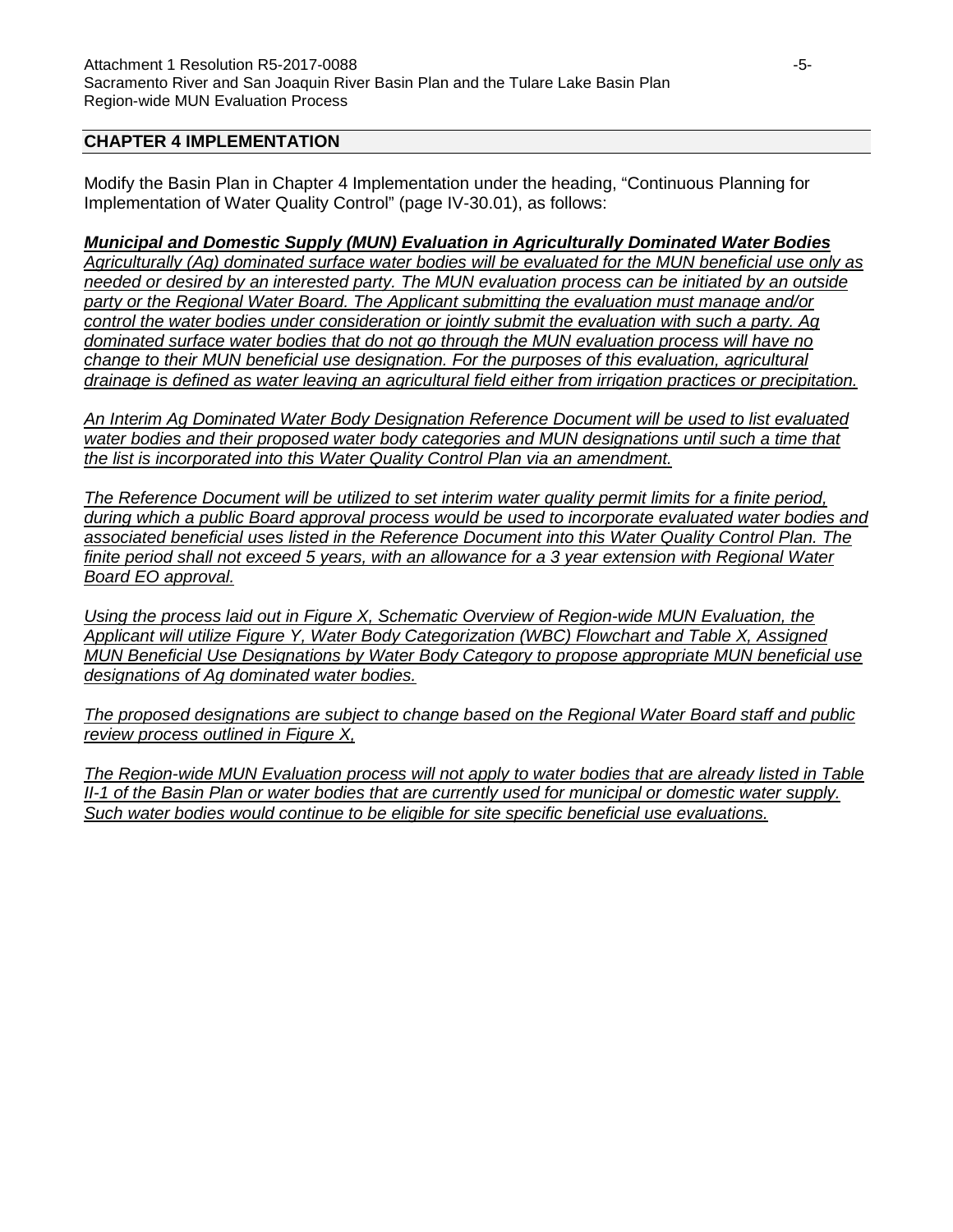## CHAPTER 4 IMPLEMENTATION

Modify the Basin Plan in Chapter 4 Implementation under the heading, "Continuous Planning for Implementation of Water Quality Control" (page IV-30.01), as follows:

***Municipal and Domestic Supply (MUN) Evaluation in Agriculturally Dominated Water Bodies***

*Agriculturally (Ag) dominated surface water bodies will be evaluated for the MUN beneficial use only as needed or desired by an interested party. The MUN evaluation process can be initiated by an outside party or the Regional Water Board. The Applicant submitting the evaluation must manage and/or control the water bodies under consideration or jointly submit the evaluation with such a party. Ag dominated surface water bodies that do not go through the MUN evaluation process will have no change to their MUN beneficial use designation. For the purposes of this evaluation, agricultural drainage is defined as water leaving an agricultural field either from irrigation practices or precipitation.*

*An Interim Ag Dominated Water Body Designation Reference Document will be used to list evaluated water bodies and their proposed water body categories and MUN designations until such a time that the list is incorporated into this Water Quality Control Plan via an amendment.*

*The Reference Document will be utilized to set interim water quality permit limits for a finite period, during which a public Board approval process would be used to incorporate evaluated water bodies and associated beneficial uses listed in the Reference Document into this Water Quality Control Plan. The finite period shall not exceed 5 years, with an allowance for a 3 year extension with Regional Water Board EO approval.*

*Using the process laid out in Figure X, Schematic Overview of Region-wide MUN Evaluation, the Applicant will utilize Figure Y, Water Body Categorization (WBC) Flowchart and Table X, Assigned MUN Beneficial Use Designations by Water Body Category to propose appropriate MUN beneficial use designations of Ag dominated water bodies.*

*The proposed designations are subject to change based on the Regional Water Board staff and public review process outlined in Figure X,*

*The Region-wide MUN Evaluation process will not apply to water bodies that are already listed in Table II-1 of the Basin Plan or water bodies that are currently used for municipal or domestic water supply. Such water bodies would continue to be eligible for site specific beneficial use evaluations.*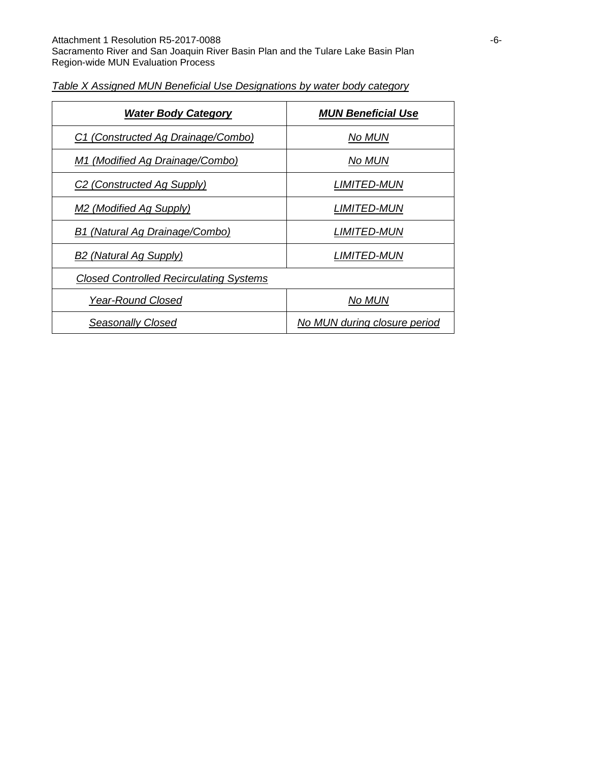*Table X Assigned MUN Beneficial Use Designations by water body category*

| ***Water Body Category*** | ***MUN Beneficial Use*** |
|---|---|
| *C1 (Constructed Ag Drainage/Combo)* | *No MUN* |
| *M1 (Modified Ag Drainage/Combo)* | *No MUN* |
| *C2 (Constructed Ag Supply)* | *LIMITED-MUN* |
| *M2 (Modified Ag Supply)* | *LIMITED-MUN* |
| *B1 (Natural Ag Drainage/Combo)* | *LIMITED-MUN* |
| *B2 (Natural Ag Supply)* | *LIMITED-MUN* |
| *Closed Controlled Recirculating Systems* | |
| *Year-Round Closed* | *No MUN* |
| *Seasonally Closed* | *No MUN during closure period* |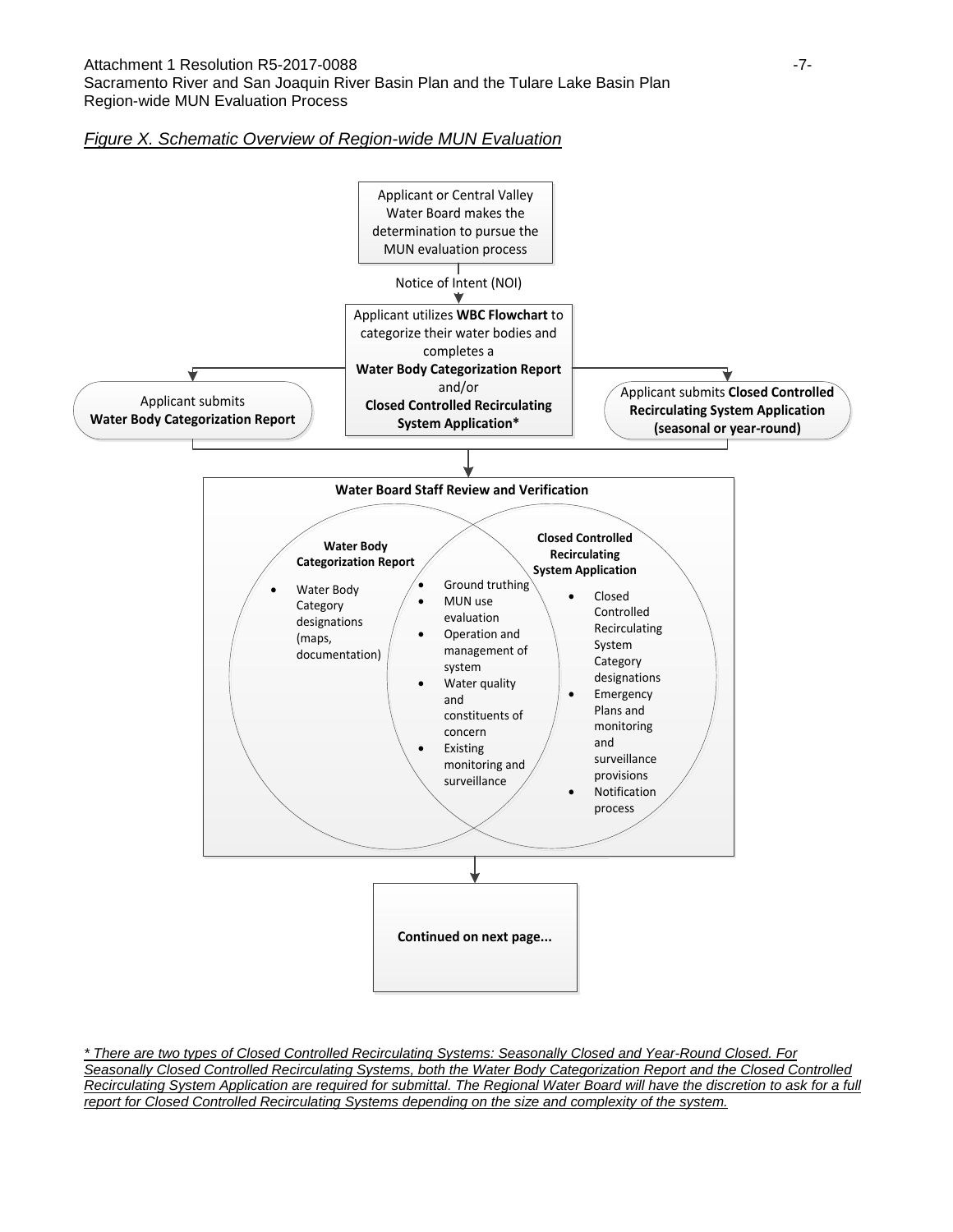*Figure X. Schematic Overview of Region-wide MUN Evaluation*

Applicant or Central Valley Water Board makes the determination to pursue the MUN evaluation process

Notice of Intent (NOI)

Applicant utilizes **WBC Flowchart** to categorize their water bodies and completes a **Water Body Categorization Report** and/or **Closed Controlled Recirculating System Application\***

Applicant submits **Water Body Categorization Report**

Applicant submits **Closed Controlled Recirculating System Application (seasonal or year-round)**

**Water Board Staff Review and Verification**

**Water Body Categorization Report**

- Water Body Category designations (maps, documentation)

**Both (overlap)**

- Ground truthing
- MUN use evaluation
- Operation and management of system
- Water quality and constituents of concern
- Existing monitoring and surveillance

**Closed Controlled Recirculating System Application**

- Closed Controlled Recirculating System Category designations
- Emergency Plans and monitoring and surveillance provisions
- Notification process

**Continued on next page...**

*\* There are two types of Closed Controlled Recirculating Systems: Seasonally Closed and Year-Round Closed. For Seasonally Closed Controlled Recirculating Systems, both the Water Body Categorization Report and the Closed Controlled Recirculating System Application are required for submittal. The Regional Water Board will have the discretion to ask for a full report for Closed Controlled Recirculating Systems depending on the size and complexity of the system.*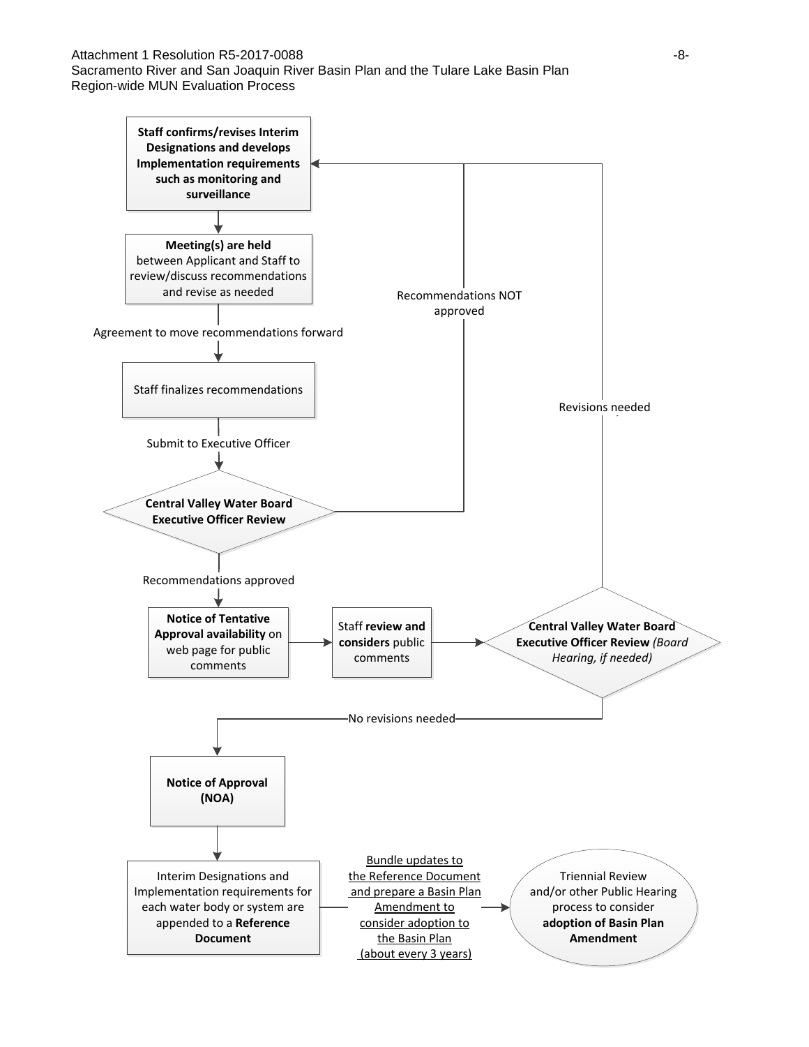Attachment 1 Resolution R5-2017-0088
Sacramento River and San Joaquin River Basin Plan and the Tulare Lake Basin Plan
Region-wide MUN Evaluation Process

**Staff confirms/revises Interim Designations and develops Implementation requirements such as monitoring and surveillance**

**Meeting(s) are held** between Applicant and Staff to review/discuss recommendations and revise as needed

Agreement to move recommendations forward

Staff finalizes recommendations

Submit to Executive Officer

**Central Valley Water Board Executive Officer Review**

Recommendations NOT approved

Recommendations approved

**Notice of Tentative Approval availability** on web page for public comments

Staff **review and considers** public comments

**Central Valley Water Board Executive Officer Review** *(Board Hearing, if needed)*

Revisions needed

No revisions needed

**Notice of Approval (NOA)**

Interim Designations and Implementation requirements for each water body or system are appended to a **Reference Document**

Bundle updates to the Reference Document and prepare a Basin Plan Amendment to consider adoption to the Basin Plan (about every 3 years)

Triennial Review and/or other Public Hearing process to consider **adoption of Basin Plan Amendment**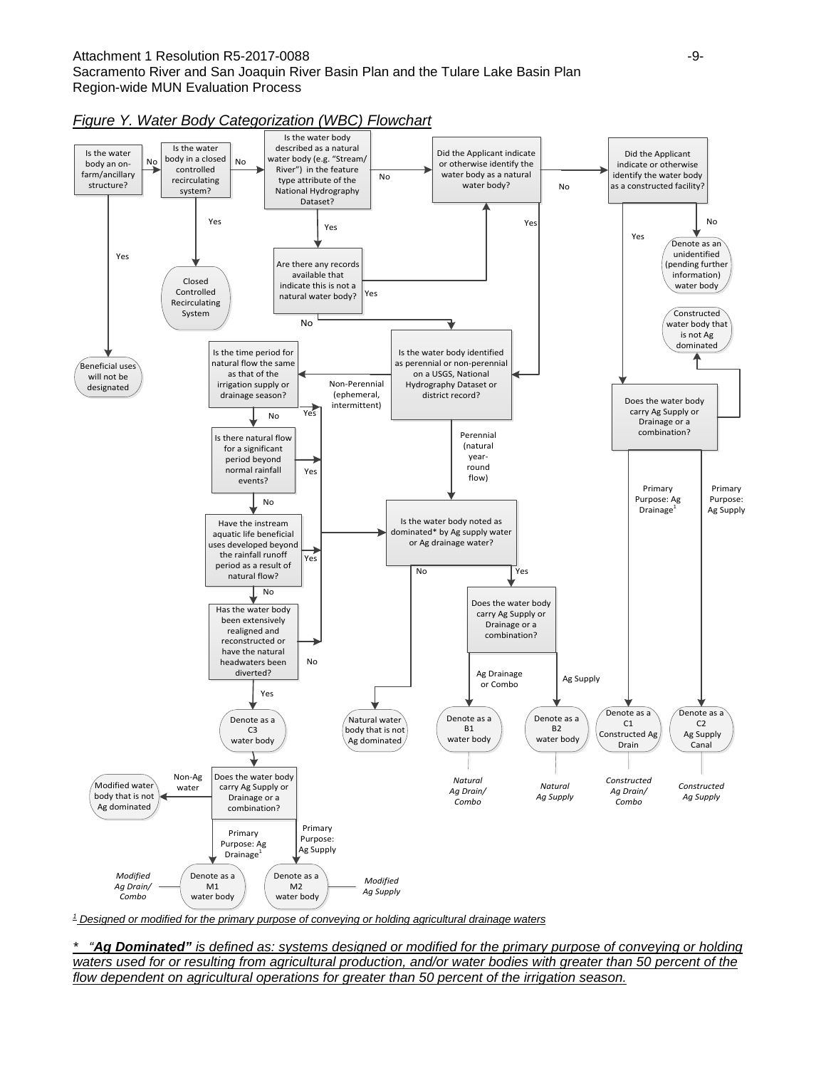*Figure Y. Water Body Categorization (WBC) Flowchart*

- Is the water body an on-farm/ancillary structure?
  - Yes → Beneficial uses will not be designated
  - No → Is the water body in a closed controlled recirculating system?
    - Yes → Closed Controlled Recirculating System
    - No → Is the water body described as a natural water body (e.g. "Stream/ River") in the feature type attribute of the National Hydrography Dataset?
      - Yes → Are there any records available that indicate this is not a natural water body?
        - Yes → Did the Applicant indicate or otherwise identify the water body as a natural water body?
        - No → Is the water body identified as perennial or non-perennial on a USGS, National Hydrography Dataset or district record?
      - No → Did the Applicant indicate or otherwise identify the water body as a natural water body?
        - Yes → Is the water body identified as perennial or non-perennial on a USGS, National Hydrography Dataset or district record?
        - No → Did the Applicant indicate or otherwise identify the water body as a constructed facility?
          - No → Denote as an unidentified (pending further information) water body
          - Yes → Does the water body carry Ag Supply or Drainage or a combination?
            - → Constructed water body that is not Ag dominated
            - Primary Purpose: Ag Drainage[1] → Denote as a C1 Constructed Ag Drain (*Constructed Ag Drain/ Combo*)
            - Primary Purpose: Ag Supply → Denote as a C2 Ag Supply Canal (*Constructed Ag Supply*)

- Is the water body identified as perennial or non-perennial on a USGS, National Hydrography Dataset or district record?
  - Perennial (natural year-round flow) → Is the water body noted as dominated* by Ag supply water or Ag drainage water?
  - Non-Perennial (ephemeral, intermittent) → Is the time period for natural flow the same as that of the irrigation supply or drainage season?
    - Yes → Is the water body noted as dominated* by Ag supply water or Ag drainage water?
    - No → Is there natural flow for a significant period beyond normal rainfall events?
      - Yes → Is the water body noted as dominated* by Ag supply water or Ag drainage water?
      - No → Have the instream aquatic life beneficial uses developed beyond the rainfall runoff period as a result of natural flow?
        - Yes → Is the water body noted as dominated* by Ag supply water or Ag drainage water?
        - No → Has the water body been extensively realigned and reconstructed or have the natural headwaters been diverted?
          - No → Is the water body noted as dominated* by Ag supply water or Ag drainage water?
          - Yes → Denote as a C3 water body → Does the water body carry Ag Supply or Drainage or a combination?
            - Non-Ag water → Modified water body that is not Ag dominated
            - Primary Purpose: Ag Drainage[1] → Denote as a M1 water body (*Modified Ag Drain/ Combo*)
            - Primary Purpose: Ag Supply → Denote as a M2 water body (*Modified Ag Supply*)

- Is the water body noted as dominated* by Ag supply water or Ag drainage water?
  - No → Natural water body that is not Ag dominated
  - Yes → Does the water body carry Ag Supply or Drainage or a combination?
    - Ag Drainage or Combo → Denote as a B1 water body (*Natural Ag Drain/ Combo*)
    - Ag Supply → Denote as a B2 water body (*Natural Ag Supply*)

*[1] Designed or modified for the primary purpose of conveying or holding agricultural drainage waters*

*\* "**Ag Dominated**" is defined as: systems designed or modified for the primary purpose of conveying or holding waters used for or resulting from agricultural production, and/or water bodies with greater than 50 percent of the flow dependent on agricultural operations for greater than 50 percent of the irrigation season.*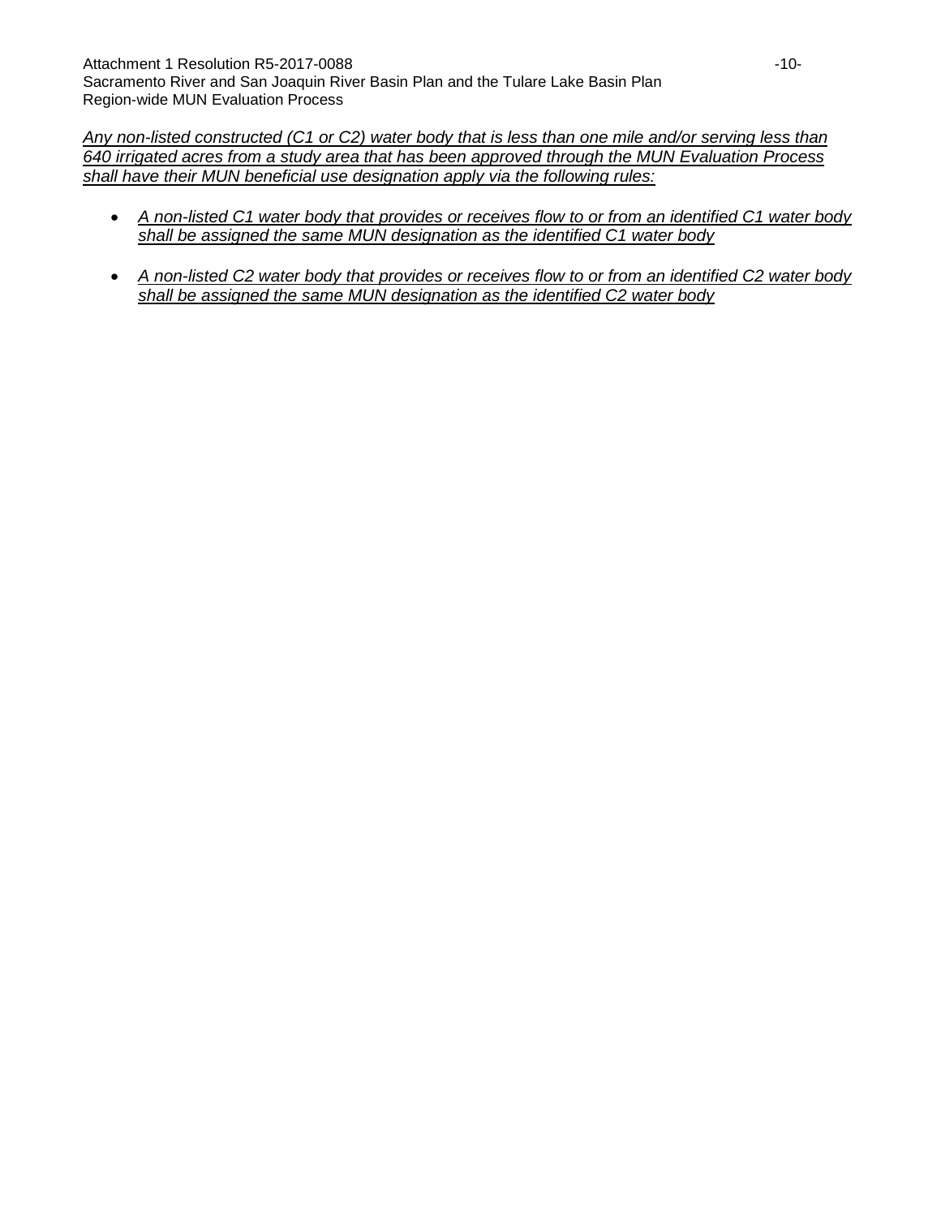*<u>Any non-listed constructed (C1 or C2) water body that is less than one mile and/or serving less than 640 irrigated acres from a study area that has been approved through the MUN Evaluation Process shall have their MUN beneficial use designation apply via the following rules:</u>*

- *<u>A non-listed C1 water body that provides or receives flow to or from an identified C1 water body shall be assigned the same MUN designation as the identified C1 water body</u>*
- *<u>A non-listed C2 water body that provides or receives flow to or from an identified C2 water body shall be assigned the same MUN designation as the identified C2 water body</u>*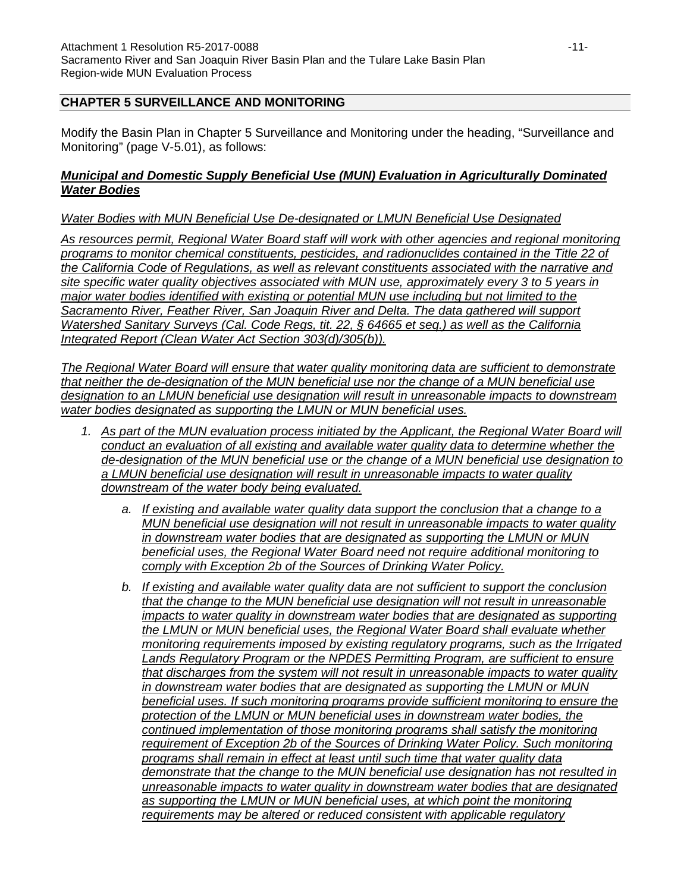## CHAPTER 5 SURVEILLANCE AND MONITORING

Modify the Basin Plan in Chapter 5 Surveillance and Monitoring under the heading, “Surveillance and Monitoring” (page V-5.01), as follows:

***Municipal and Domestic Supply Beneficial Use (MUN) Evaluation in Agriculturally Dominated Water Bodies***

*Water Bodies with MUN Beneficial Use De-designated or LMUN Beneficial Use Designated*

*As resources permit, Regional Water Board staff will work with other agencies and regional monitoring programs to monitor chemical constituents, pesticides, and radionuclides contained in the Title 22 of the California Code of Regulations, as well as relevant constituents associated with the narrative and site specific water quality objectives associated with MUN use, approximately every 3 to 5 years in major water bodies identified with existing or potential MUN use including but not limited to the Sacramento River, Feather River, San Joaquin River and Delta. The data gathered will support Watershed Sanitary Surveys (Cal. Code Regs, tit. 22, § 64665 et seq.) as well as the California Integrated Report (Clean Water Act Section 303(d)/305(b)).*

*The Regional Water Board will ensure that water quality monitoring data are sufficient to demonstrate that neither the de-designation of the MUN beneficial use nor the change of a MUN beneficial use designation to an LMUN beneficial use designation will result in unreasonable impacts to downstream water bodies designated as supporting the LMUN or MUN beneficial uses.*

1. *As part of the MUN evaluation process initiated by the Applicant, the Regional Water Board will conduct an evaluation of all existing and available water quality data to determine whether the de-designation of the MUN beneficial use or the change of a MUN beneficial use designation to a LMUN beneficial use designation will result in unreasonable impacts to water quality downstream of the water body being evaluated.*
    a. *If existing and available water quality data support the conclusion that a change to a MUN beneficial use designation will not result in unreasonable impacts to water quality in downstream water bodies that are designated as supporting the LMUN or MUN beneficial uses, the Regional Water Board need not require additional monitoring to comply with Exception 2b of the Sources of Drinking Water Policy.*
    b. *If existing and available water quality data are not sufficient to support the conclusion that the change to the MUN beneficial use designation will not result in unreasonable impacts to water quality in downstream water bodies that are designated as supporting the LMUN or MUN beneficial uses, the Regional Water Board shall evaluate whether monitoring requirements imposed by existing regulatory programs, such as the Irrigated Lands Regulatory Program or the NPDES Permitting Program, are sufficient to ensure that discharges from the system will not result in unreasonable impacts to water quality in downstream water bodies that are designated as supporting the LMUN or MUN beneficial uses. If such monitoring programs provide sufficient monitoring to ensure the protection of the LMUN or MUN beneficial uses in downstream water bodies, the continued implementation of those monitoring programs shall satisfy the monitoring requirement of Exception 2b of the Sources of Drinking Water Policy. Such monitoring programs shall remain in effect at least until such time that water quality data demonstrate that the change to the MUN beneficial use designation has not resulted in unreasonable impacts to water quality in downstream water bodies that are designated as supporting the LMUN or MUN beneficial uses, at which point the monitoring requirements may be altered or reduced consistent with applicable regulatory*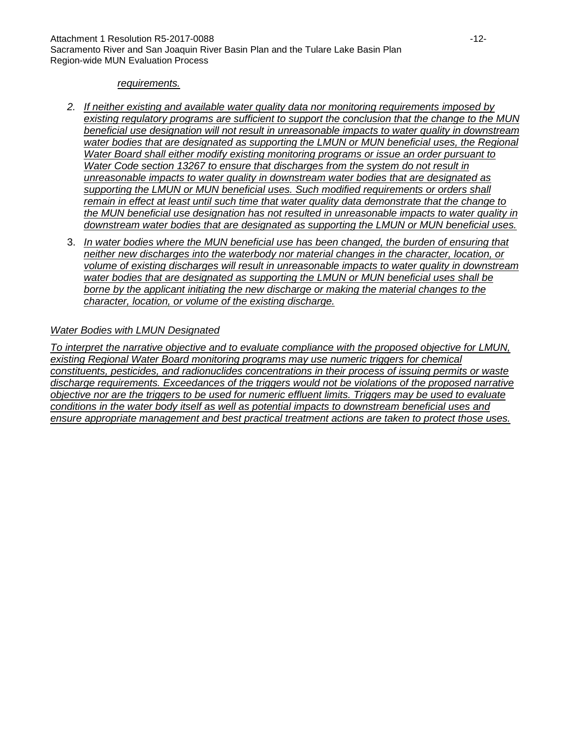*requirements.*

2. *If neither existing and available water quality data nor monitoring requirements imposed by existing regulatory programs are sufficient to support the conclusion that the change to the MUN beneficial use designation will not result in unreasonable impacts to water quality in downstream water bodies that are designated as supporting the LMUN or MUN beneficial uses, the Regional Water Board shall either modify existing monitoring programs or issue an order pursuant to Water Code section 13267 to ensure that discharges from the system do not result in unreasonable impacts to water quality in downstream water bodies that are designated as supporting the LMUN or MUN beneficial uses. Such modified requirements or orders shall remain in effect at least until such time that water quality data demonstrate that the change to the MUN beneficial use designation has not resulted in unreasonable impacts to water quality in downstream water bodies that are designated as supporting the LMUN or MUN beneficial uses.*

3. *In water bodies where the MUN beneficial use has been changed, the burden of ensuring that neither new discharges into the waterbody nor material changes in the character, location, or volume of existing discharges will result in unreasonable impacts to water quality in downstream water bodies that are designated as supporting the LMUN or MUN beneficial uses shall be borne by the applicant initiating the new discharge or making the material changes to the character, location, or volume of the existing discharge.*

*Water Bodies with LMUN Designated*

*To interpret the narrative objective and to evaluate compliance with the proposed objective for LMUN, existing Regional Water Board monitoring programs may use numeric triggers for chemical constituents, pesticides, and radionuclides concentrations in their process of issuing permits or waste discharge requirements. Exceedances of the triggers would not be violations of the proposed narrative objective nor are the triggers to be used for numeric effluent limits. Triggers may be used to evaluate conditions in the water body itself as well as potential impacts to downstream beneficial uses and ensure appropriate management and best practical treatment actions are taken to protect those uses.*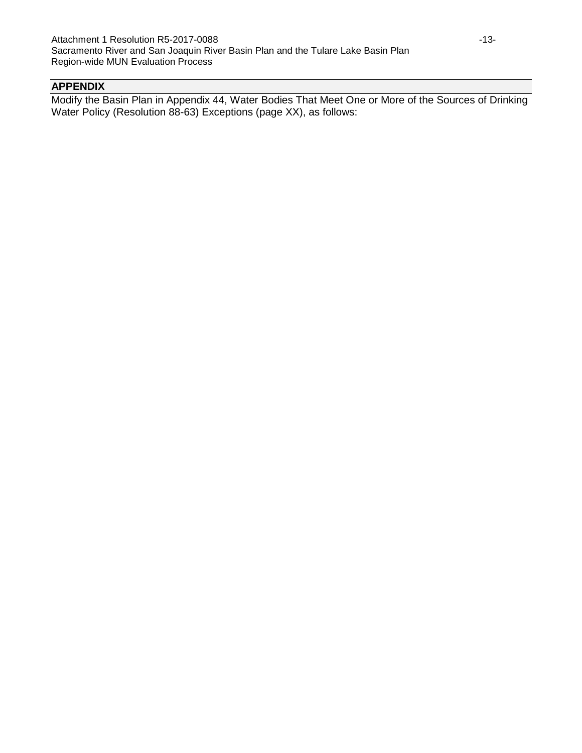## APPENDIX

Modify the Basin Plan in Appendix 44, Water Bodies That Meet One or More of the Sources of Drinking Water Policy (Resolution 88-63) Exceptions (page XX), as follows: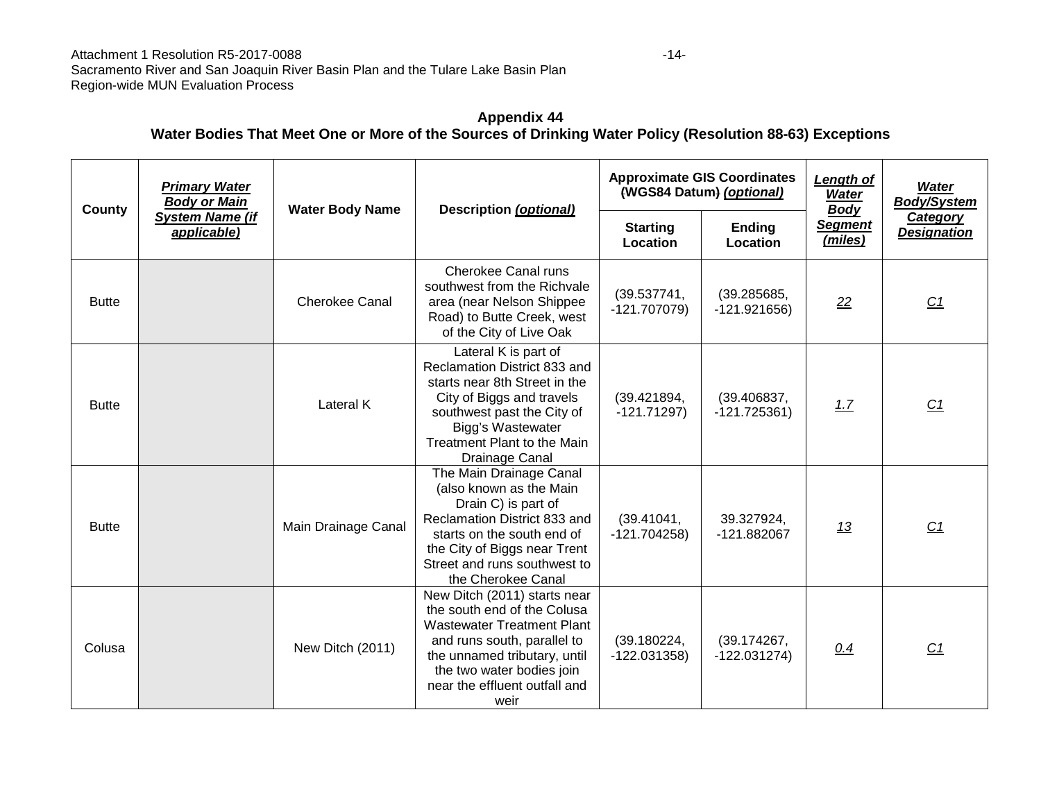## Appendix 44

## Water Bodies That Meet One or More of the Sources of Drinking Water Policy (Resolution 88-63) Exceptions

| County | ***Primary Water Body or Main System Name (if applicable)*** | Water Body Name | Description ***(optional)*** | Approximate GIS Coordinates (WGS84 Datum) ***(optional)*** | | ***Length of Water Body Segment (miles)*** | ***Water Body/System Category Designation*** |
|---|---|---|---|---|---|---|---|
| | | | | Starting Location | Ending Location | | |
| Butte | | Cherokee Canal | Cherokee Canal runs southwest from the Richvale area (near Nelson Shippee Road) to Butte Creek, west of the City of Live Oak | (39.537741, -121.707079) | (39.285685, -121.921656) | *22* | *C1* |
| Butte | | Lateral K | Lateral K is part of Reclamation District 833 and starts near 8th Street in the City of Biggs and travels southwest past the City of Bigg's Wastewater Treatment Plant to the Main Drainage Canal | (39.421894, -121.71297) | (39.406837, -121.725361) | *1.7* | *C1* |
| Butte | | Main Drainage Canal | The Main Drainage Canal (also known as the Main Drain C) is part of Reclamation District 833 and starts on the south end of the City of Biggs near Trent Street and runs southwest to the Cherokee Canal | (39.41041, -121.704258) | 39.327924, -121.882067 | *13* | *C1* |
| Colusa | | New Ditch (2011) | New Ditch (2011) starts near the south end of the Colusa Wastewater Treatment Plant and runs south, parallel to the unnamed tributary, until the two water bodies join near the effluent outfall and weir | (39.180224, -122.031358) | (39.174267, -122.031274) | *0.4* | *C1* |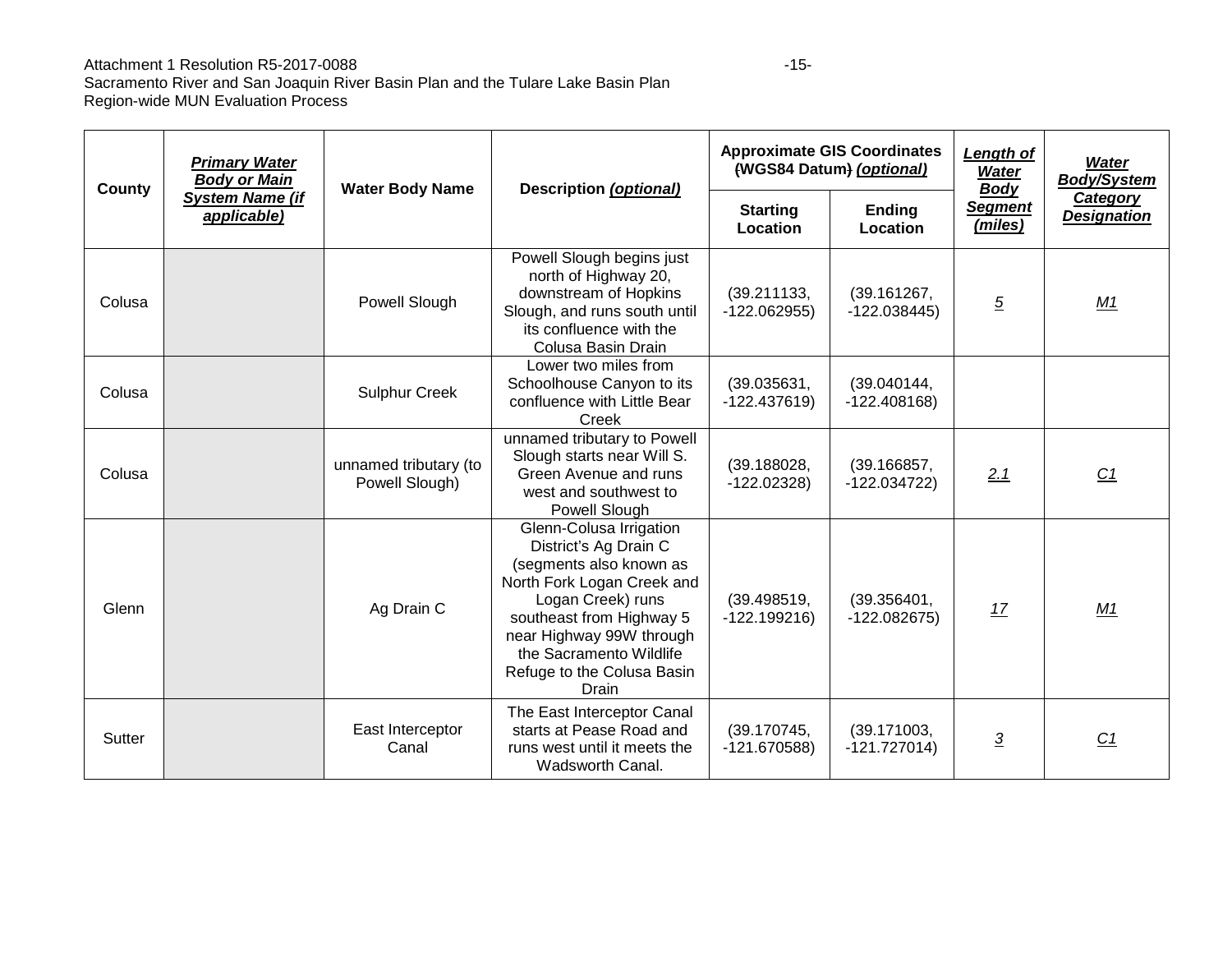| County | *Primary Water Body or Main System Name (if applicable)* | Water Body Name | Description *(optional)* | Approximate GIS Coordinates ~~(~~WGS84 Datum~~)~~ *(optional)* | | *Length of Water Body Segment (miles)* | *Water Body/System Category Designation* |
|---|---|---|---|---|---|---|---|
| | | | | Starting Location | Ending Location | | |
| Colusa | | Powell Slough | Powell Slough begins just north of Highway 20, downstream of Hopkins Slough, and runs south until its confluence with the Colusa Basin Drain | (39.211133, -122.062955) | (39.161267, -122.038445) | *5* | *M1* |
| Colusa | | Sulphur Creek | Lower two miles from Schoolhouse Canyon to its confluence with Little Bear Creek | (39.035631, -122.437619) | (39.040144, -122.408168) | | |
| Colusa | | unnamed tributary (to Powell Slough) | unnamed tributary to Powell Slough starts near Will S. Green Avenue and runs west and southwest to Powell Slough | (39.188028, -122.02328) | (39.166857, -122.034722) | *2.1* | *C1* |
| Glenn | | Ag Drain C | Glenn-Colusa Irrigation District's Ag Drain C (segments also known as North Fork Logan Creek and Logan Creek) runs southeast from Highway 5 near Highway 99W through the Sacramento Wildlife Refuge to the Colusa Basin Drain | (39.498519, -122.199216) | (39.356401, -122.082675) | *17* | *M1* |
| Sutter | | East Interceptor Canal | The East Interceptor Canal starts at Pease Road and runs west until it meets the Wadsworth Canal. | (39.170745, -121.670588) | (39.171003, -121.727014) | *3* | *C1* |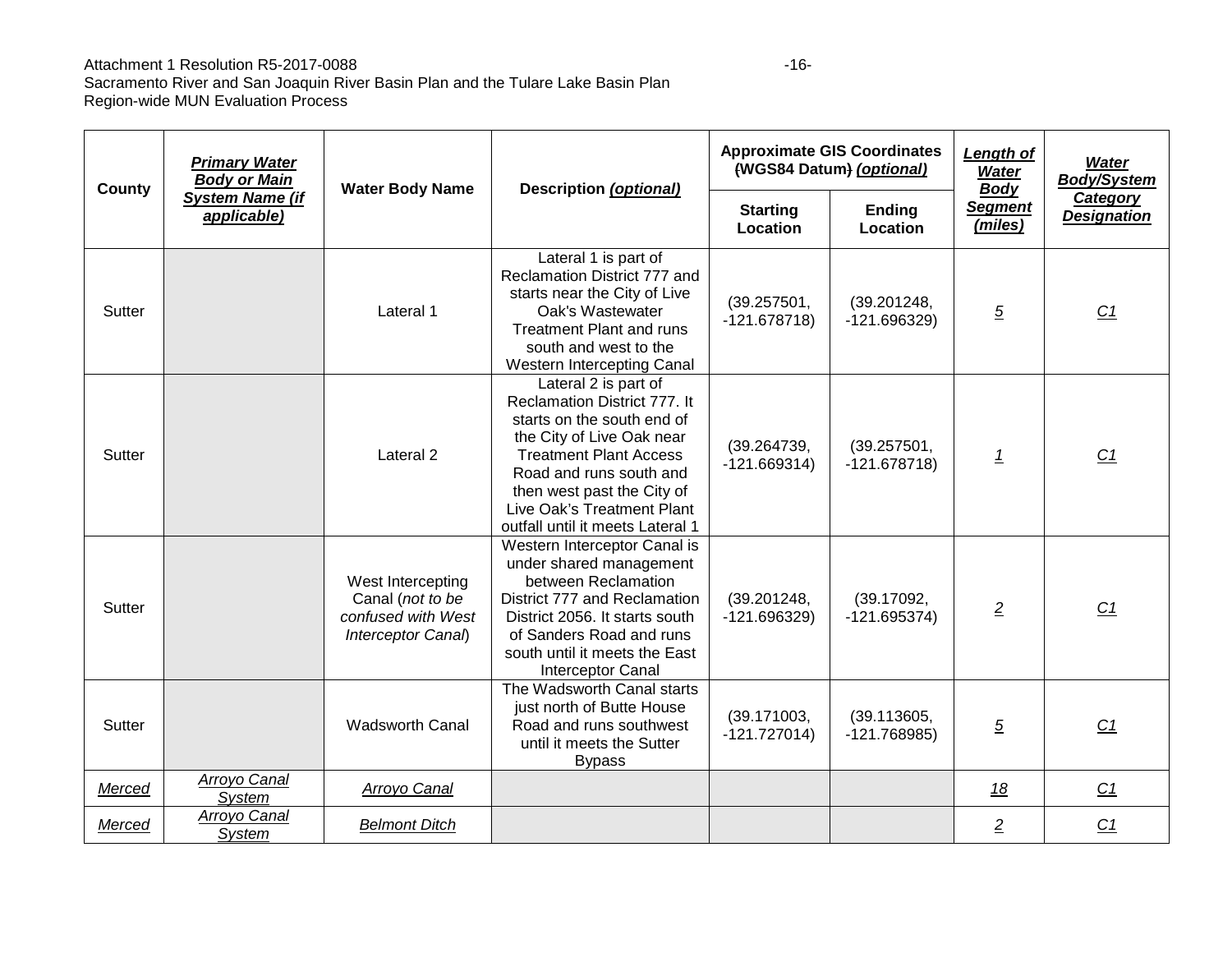| County | *Primary Water Body or Main System Name (if applicable)* | Water Body Name | Description *(optional)* | Approximate GIS Coordinates (WGS84 Datum) *(optional)* | | *Length of Water Body Segment (miles)* | *Water Body/System Category Designation* |
|---|---|---|---|---|---|---|---|
| | | | | Starting Location | Ending Location | | |
| Sutter | | Lateral 1 | Lateral 1 is part of Reclamation District 777 and starts near the City of Live Oak's Wastewater Treatment Plant and runs south and west to the Western Intercepting Canal | (39.257501, -121.678718) | (39.201248, -121.696329) | *5* | *C1* |
| Sutter | | Lateral 2 | Lateral 2 is part of Reclamation District 777. It starts on the south end of the City of Live Oak near Treatment Plant Access Road and runs south and then west past the City of Live Oak's Treatment Plant outfall until it meets Lateral 1 | (39.264739, -121.669314) | (39.257501, -121.678718) | *1* | *C1* |
| Sutter | | West Intercepting Canal (*not to be confused with West Interceptor Canal*) | Western Interceptor Canal is under shared management between Reclamation District 777 and Reclamation District 2056. It starts south of Sanders Road and runs south until it meets the East Interceptor Canal | (39.201248, -121.696329) | (39.17092, -121.695374) | *2* | *C1* |
| Sutter | | Wadsworth Canal | The Wadsworth Canal starts just north of Butte House Road and runs southwest until it meets the Sutter Bypass | (39.171003, -121.727014) | (39.113605, -121.768985) | *5* | *C1* |
| *Merced* | *Arroyo Canal System* | *Arroyo Canal* | | | | *18* | *C1* |
| *Merced* | *Arroyo Canal System* | *Belmont Ditch* | | | | *2* | *C1* |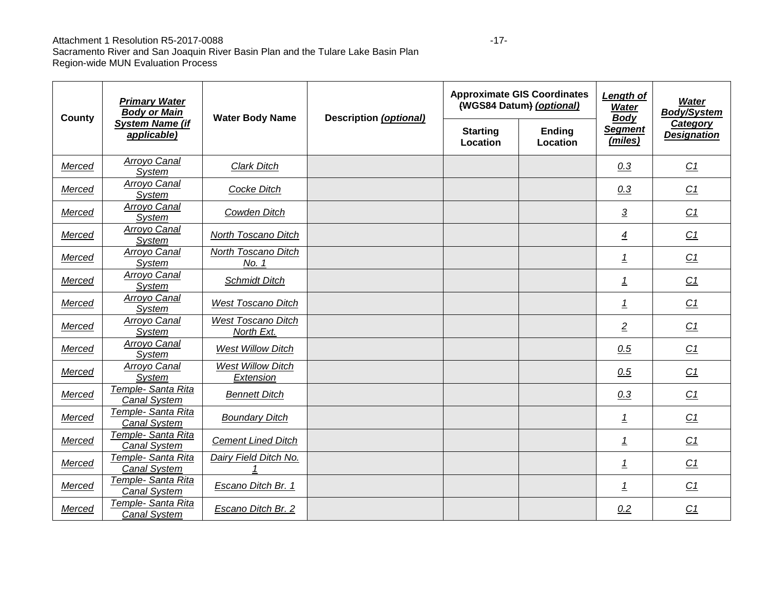| County | *Primary Water Body or Main System Name (if applicable)* | Water Body Name | Description *(optional)* | Approximate GIS Coordinates ~~(~~WGS84 Datum~~)~~ *(optional)* | | *Length of Water Body Segment (miles)* | *Water Body/System Category Designation* |
|---|---|---|---|---|---|---|---|
| | | | | Starting Location | Ending Location | | |
| *Merced* | *Arroyo Canal System* | *Clark Ditch* | | | | *0.3* | *C1* |
| *Merced* | *Arroyo Canal System* | *Cocke Ditch* | | | | *0.3* | *C1* |
| *Merced* | *Arroyo Canal System* | *Cowden Ditch* | | | | *3* | *C1* |
| *Merced* | *Arroyo Canal System* | *North Toscano Ditch* | | | | *4* | *C1* |
| *Merced* | *Arroyo Canal System* | *North Toscano Ditch No. 1* | | | | *1* | *C1* |
| *Merced* | *Arroyo Canal System* | *Schmidt Ditch* | | | | *1* | *C1* |
| *Merced* | *Arroyo Canal System* | *West Toscano Ditch* | | | | *1* | *C1* |
| *Merced* | *Arroyo Canal System* | *West Toscano Ditch North Ext.* | | | | *2* | *C1* |
| *Merced* | *Arroyo Canal System* | *West Willow Ditch* | | | | *0.5* | *C1* |
| *Merced* | *Arroyo Canal System* | *West Willow Ditch Extension* | | | | *0.5* | *C1* |
| *Merced* | *Temple- Santa Rita Canal System* | *Bennett Ditch* | | | | *0.3* | *C1* |
| *Merced* | *Temple- Santa Rita Canal System* | *Boundary Ditch* | | | | *1* | *C1* |
| *Merced* | *Temple- Santa Rita Canal System* | *Cement Lined Ditch* | | | | *1* | *C1* |
| *Merced* | *Temple- Santa Rita Canal System* | *Dairy Field Ditch No. 1* | | | | *1* | *C1* |
| *Merced* | *Temple- Santa Rita Canal System* | *Escano Ditch Br. 1* | | | | *1* | *C1* |
| *Merced* | *Temple- Santa Rita Canal System* | *Escano Ditch Br. 2* | | | | *0.2* | *C1* |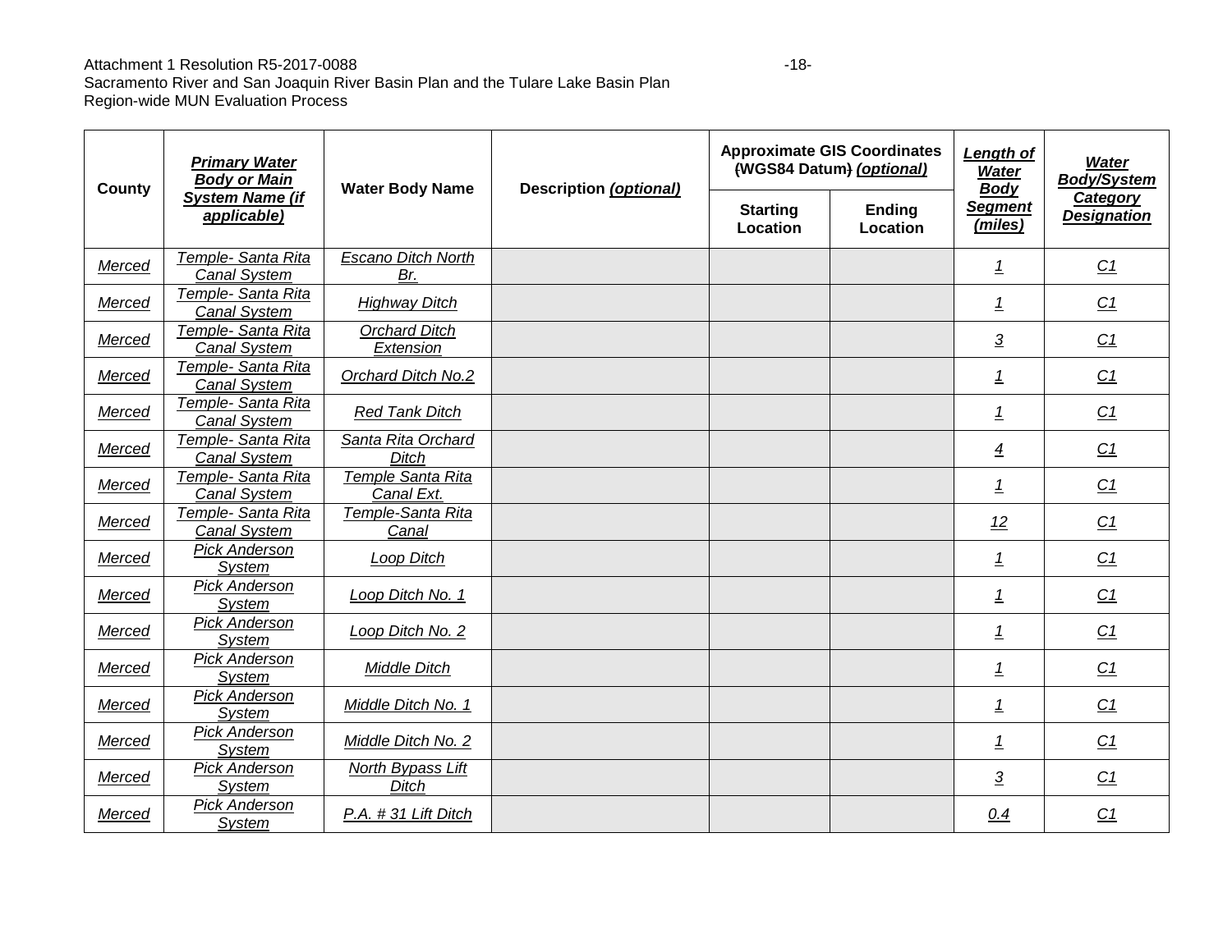| County | *Primary Water Body or Main System Name (if applicable)* | Water Body Name | Description *(optional)* | Approximate GIS Coordinates (WGS84 Datum) *(optional)* | | *Length of Water Body Segment (miles)* | *Water Body/System Category Designation* |
|---|---|---|---|---|---|---|---|
| | | | | Starting Location | Ending Location | | |
| *Merced* | *Temple- Santa Rita Canal System* | *Escano Ditch North Br.* | | | | *1* | *C1* |
| *Merced* | *Temple- Santa Rita Canal System* | *Highway Ditch* | | | | *1* | *C1* |
| *Merced* | *Temple- Santa Rita Canal System* | *Orchard Ditch Extension* | | | | *3* | *C1* |
| *Merced* | *Temple- Santa Rita Canal System* | *Orchard Ditch No.2* | | | | *1* | *C1* |
| *Merced* | *Temple- Santa Rita Canal System* | *Red Tank Ditch* | | | | *1* | *C1* |
| *Merced* | *Temple- Santa Rita Canal System* | *Santa Rita Orchard Ditch* | | | | *4* | *C1* |
| *Merced* | *Temple- Santa Rita Canal System* | *Temple Santa Rita Canal Ext.* | | | | *1* | *C1* |
| *Merced* | *Temple- Santa Rita Canal System* | *Temple-Santa Rita Canal* | | | | *12* | *C1* |
| *Merced* | *Pick Anderson System* | *Loop Ditch* | | | | *1* | *C1* |
| *Merced* | *Pick Anderson System* | *Loop Ditch No. 1* | | | | *1* | *C1* |
| *Merced* | *Pick Anderson System* | *Loop Ditch No. 2* | | | | *1* | *C1* |
| *Merced* | *Pick Anderson System* | *Middle Ditch* | | | | *1* | *C1* |
| *Merced* | *Pick Anderson System* | *Middle Ditch No. 1* | | | | *1* | *C1* |
| *Merced* | *Pick Anderson System* | *Middle Ditch No. 2* | | | | *1* | *C1* |
| *Merced* | *Pick Anderson System* | *North Bypass Lift Ditch* | | | | *3* | *C1* |
| *Merced* | *Pick Anderson System* | *P.A. # 31 Lift Ditch* | | | | *0.4* | *C1* |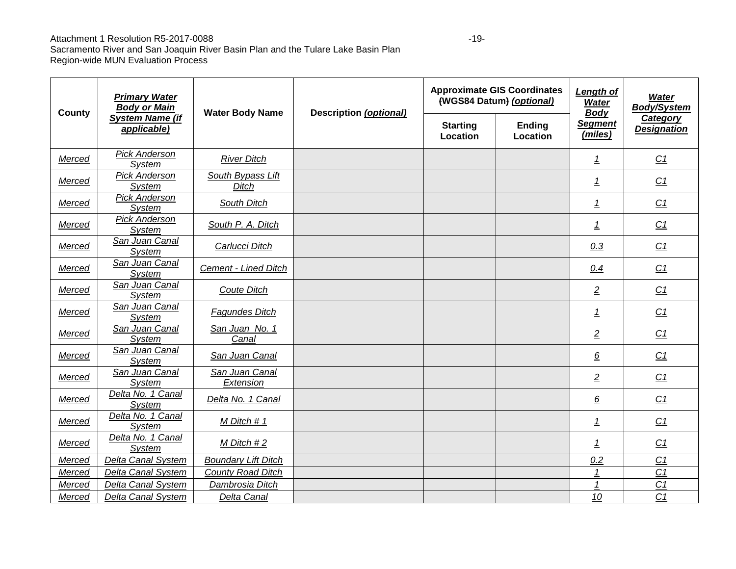| County | *Primary Water Body or Main System Name (if applicable)* | Water Body Name | Description *(optional)* | Approximate GIS Coordinates ~~(~~WGS84 Datum~~)~~ *(optional)* | | *Length of Water Body Segment (miles)* | *Water Body/System Category Designation* |
|---|---|---|---|---|---|---|---|
| | | | | Starting Location | Ending Location | | |
| *Merced* | *Pick Anderson System* | *River Ditch* | | | | *1* | *C1* |
| *Merced* | *Pick Anderson System* | *South Bypass Lift Ditch* | | | | *1* | *C1* |
| *Merced* | *Pick Anderson System* | *South Ditch* | | | | *1* | *C1* |
| *Merced* | *Pick Anderson System* | *South P. A. Ditch* | | | | *1* | *C1* |
| *Merced* | *San Juan Canal System* | *Carlucci Ditch* | | | | *0.3* | *C1* |
| *Merced* | *San Juan Canal System* | *Cement - Lined Ditch* | | | | *0.4* | *C1* |
| *Merced* | *San Juan Canal System* | *Coute Ditch* | | | | *2* | *C1* |
| *Merced* | *San Juan Canal System* | *Fagundes Ditch* | | | | *1* | *C1* |
| *Merced* | *San Juan Canal System* | *San Juan No. 1 Canal* | | | | *2* | *C1* |
| *Merced* | *San Juan Canal System* | *San Juan Canal* | | | | *6* | *C1* |
| *Merced* | *San Juan Canal System* | *San Juan Canal Extension* | | | | *2* | *C1* |
| *Merced* | *Delta No. 1 Canal System* | *Delta No. 1 Canal* | | | | *6* | *C1* |
| *Merced* | *Delta No. 1 Canal System* | *M Ditch # 1* | | | | *1* | *C1* |
| *Merced* | *Delta No. 1 Canal System* | *M Ditch # 2* | | | | *1* | *C1* |
| *Merced* | *Delta Canal System* | *Boundary Lift Ditch* | | | | *0.2* | *C1* |
| *Merced* | *Delta Canal System* | *County Road Ditch* | | | | *1* | *C1* |
| *Merced* | *Delta Canal System* | *Dambrosia Ditch* | | | | *1* | *C1* |
| *Merced* | *Delta Canal System* | *Delta Canal* | | | | *10* | *C1* |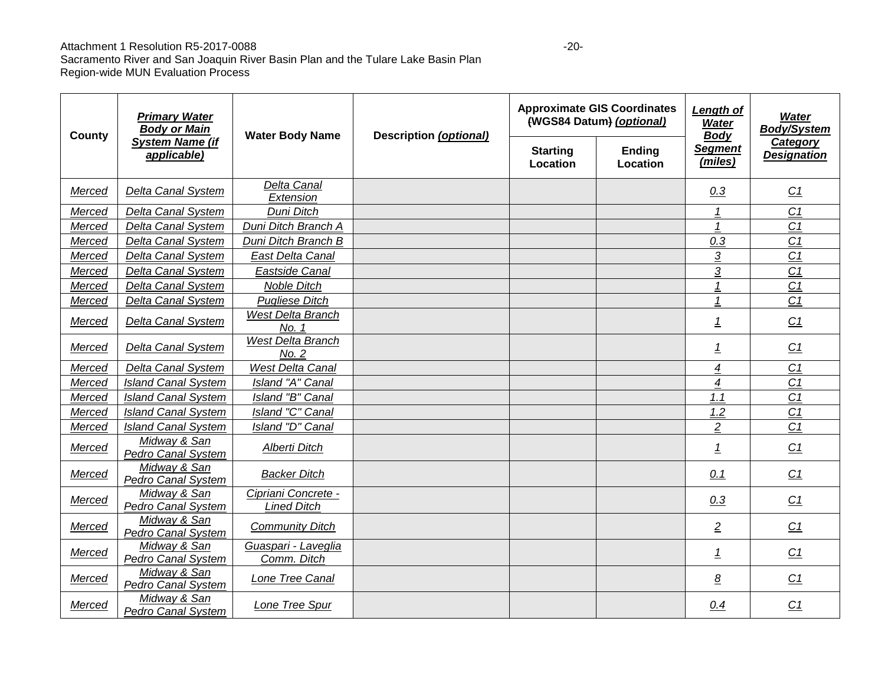| County | *Primary Water Body or Main System Name (if applicable)* | Water Body Name | Description *(optional)* | Approximate GIS Coordinates ~~(~~WGS84 Datum~~)~~ *(optional)* | | *Length of Water Body Segment (miles)* | *Water Body/System Category Designation* |
|---|---|---|---|---|---|---|---|
| | | | | Starting Location | Ending Location | | |
| *Merced* | *Delta Canal System* | *Delta Canal Extension* | | | | *0.3* | *C1* |
| *Merced* | *Delta Canal System* | *Duni Ditch* | | | | *1* | *C1* |
| *Merced* | *Delta Canal System* | *Duni Ditch Branch A* | | | | *1* | *C1* |
| *Merced* | *Delta Canal System* | *Duni Ditch Branch B* | | | | *0.3* | *C1* |
| *Merced* | *Delta Canal System* | *East Delta Canal* | | | | *3* | *C1* |
| *Merced* | *Delta Canal System* | *Eastside Canal* | | | | *3* | *C1* |
| *Merced* | *Delta Canal System* | *Noble Ditch* | | | | *1* | *C1* |
| *Merced* | *Delta Canal System* | *Pugliese Ditch* | | | | *1* | *C1* |
| *Merced* | *Delta Canal System* | *West Delta Branch No. 1* | | | | *1* | *C1* |
| *Merced* | *Delta Canal System* | *West Delta Branch No. 2* | | | | *1* | *C1* |
| *Merced* | *Delta Canal System* | *West Delta Canal* | | | | *4* | *C1* |
| *Merced* | *Island Canal System* | *Island "A" Canal* | | | | *4* | *C1* |
| *Merced* | *Island Canal System* | *Island "B" Canal* | | | | *1.1* | *C1* |
| *Merced* | *Island Canal System* | *Island "C" Canal* | | | | *1.2* | *C1* |
| *Merced* | *Island Canal System* | *Island "D" Canal* | | | | *2* | *C1* |
| *Merced* | *Midway & San Pedro Canal System* | *Alberti Ditch* | | | | *1* | *C1* |
| *Merced* | *Midway & San Pedro Canal System* | *Backer Ditch* | | | | *0.1* | *C1* |
| *Merced* | *Midway & San Pedro Canal System* | *Cipriani Concrete - Lined Ditch* | | | | *0.3* | *C1* |
| *Merced* | *Midway & San Pedro Canal System* | *Community Ditch* | | | | *2* | *C1* |
| *Merced* | *Midway & San Pedro Canal System* | *Guaspari - Laveglia Comm. Ditch* | | | | *1* | *C1* |
| *Merced* | *Midway & San Pedro Canal System* | *Lone Tree Canal* | | | | *8* | *C1* |
| *Merced* | *Midway & San Pedro Canal System* | *Lone Tree Spur* | | | | *0.4* | *C1* |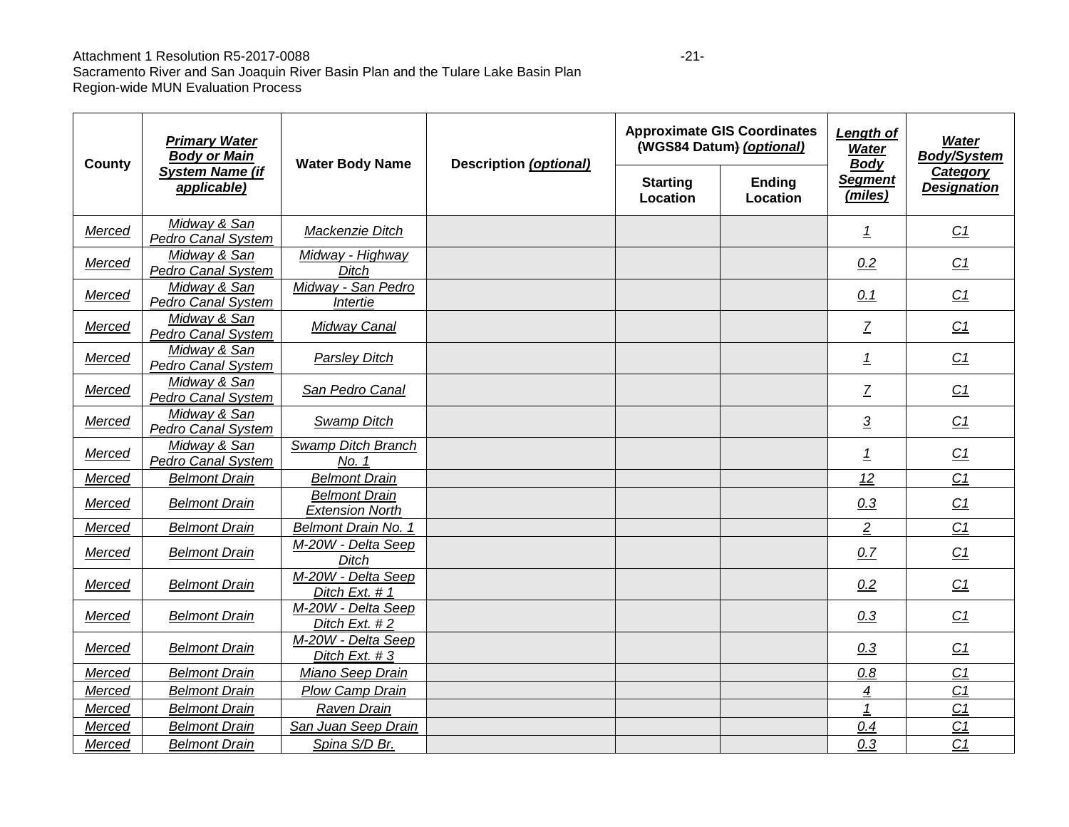| County | *Primary Water Body or Main System Name (if applicable)* | Water Body Name | Description *(optional)* | Approximate GIS Coordinates (WGS84 Datum) *(optional)* | | *Length of Water Body Segment (miles)* | *Water Body/System Category Designation* |
|---|---|---|---|---|---|---|---|
| | | | | Starting Location | Ending Location | | |
| *Merced* | *Midway & San Pedro Canal System* | *Mackenzie Ditch* | | | | *1* | *C1* |
| *Merced* | *Midway & San Pedro Canal System* | *Midway - Highway Ditch* | | | | *0.2* | *C1* |
| *Merced* | *Midway & San Pedro Canal System* | *Midway - San Pedro Intertie* | | | | *0.1* | *C1* |
| *Merced* | *Midway & San Pedro Canal System* | *Midway Canal* | | | | *7* | *C1* |
| *Merced* | *Midway & San Pedro Canal System* | *Parsley Ditch* | | | | *1* | *C1* |
| *Merced* | *Midway & San Pedro Canal System* | *San Pedro Canal* | | | | *7* | *C1* |
| *Merced* | *Midway & San Pedro Canal System* | *Swamp Ditch* | | | | *3* | *C1* |
| *Merced* | *Midway & San Pedro Canal System* | *Swamp Ditch Branch No. 1* | | | | *1* | *C1* |
| *Merced* | *Belmont Drain* | *Belmont Drain* | | | | *12* | *C1* |
| *Merced* | *Belmont Drain* | *Belmont Drain Extension North* | | | | *0.3* | *C1* |
| *Merced* | *Belmont Drain* | *Belmont Drain No. 1* | | | | *2* | *C1* |
| *Merced* | *Belmont Drain* | *M-20W - Delta Seep Ditch* | | | | *0.7* | *C1* |
| *Merced* | *Belmont Drain* | *M-20W - Delta Seep Ditch Ext. # 1* | | | | *0.2* | *C1* |
| *Merced* | *Belmont Drain* | *M-20W - Delta Seep Ditch Ext. # 2* | | | | *0.3* | *C1* |
| *Merced* | *Belmont Drain* | *M-20W - Delta Seep Ditch Ext. # 3* | | | | *0.3* | *C1* |
| *Merced* | *Belmont Drain* | *Miano Seep Drain* | | | | *0.8* | *C1* |
| *Merced* | *Belmont Drain* | *Plow Camp Drain* | | | | *4* | *C1* |
| *Merced* | *Belmont Drain* | *Raven Drain* | | | | *1* | *C1* |
| *Merced* | *Belmont Drain* | *San Juan Seep Drain* | | | | *0.4* | *C1* |
| *Merced* | *Belmont Drain* | *Spina S/D Br.* | | | | *0.3* | *C1* |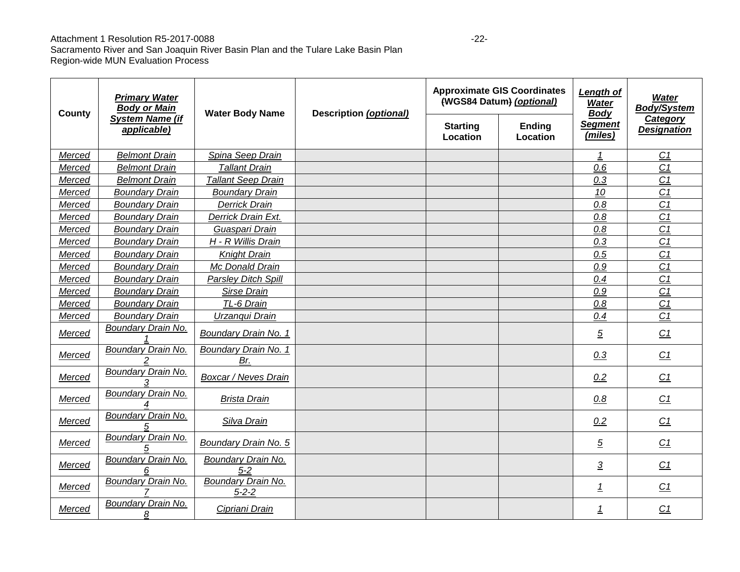| County | *Primary Water Body or Main System Name (if applicable)* | Water Body Name | Description *(optional)* | Approximate GIS Coordinates ~~(~~WGS84 Datum~~)~~ *(optional)* | | *Length of Water Body Segment (miles)* | *Water Body/System Category Designation* |
|---|---|---|---|---|---|---|---|
| | | | | Starting Location | Ending Location | | |
| *Merced* | *Belmont Drain* | *Spina Seep Drain* | | | | *1* | *C1* |
| *Merced* | *Belmont Drain* | *Tallant Drain* | | | | *0.6* | *C1* |
| *Merced* | *Belmont Drain* | *Tallant Seep Drain* | | | | *0.3* | *C1* |
| *Merced* | *Boundary Drain* | *Boundary Drain* | | | | *10* | *C1* |
| *Merced* | *Boundary Drain* | *Derrick Drain* | | | | *0.8* | *C1* |
| *Merced* | *Boundary Drain* | *Derrick Drain Ext.* | | | | *0.8* | *C1* |
| *Merced* | *Boundary Drain* | *Guaspari Drain* | | | | *0.8* | *C1* |
| *Merced* | *Boundary Drain* | *H - R Willis Drain* | | | | *0.3* | *C1* |
| *Merced* | *Boundary Drain* | *Knight Drain* | | | | *0.5* | *C1* |
| *Merced* | *Boundary Drain* | *Mc Donald Drain* | | | | *0.9* | *C1* |
| *Merced* | *Boundary Drain* | *Parsley Ditch Spill* | | | | *0.4* | *C1* |
| *Merced* | *Boundary Drain* | *Sirse Drain* | | | | *0.9* | *C1* |
| *Merced* | *Boundary Drain* | *TL-6 Drain* | | | | *0.8* | *C1* |
| *Merced* | *Boundary Drain* | *Urzanqui Drain* | | | | *0.4* | *C1* |
| *Merced* | *Boundary Drain No. 1* | *Boundary Drain No. 1* | | | | *5* | *C1* |
| *Merced* | *Boundary Drain No. 2* | *Boundary Drain No. 1 Br.* | | | | *0.3* | *C1* |
| *Merced* | *Boundary Drain No. 3* | *Boxcar / Neves Drain* | | | | *0.2* | *C1* |
| *Merced* | *Boundary Drain No. 4* | *Brista Drain* | | | | *0.8* | *C1* |
| *Merced* | *Boundary Drain No. 5* | *Silva Drain* | | | | *0.2* | *C1* |
| *Merced* | *Boundary Drain No. 5* | *Boundary Drain No. 5* | | | | *5* | *C1* |
| *Merced* | *Boundary Drain No. 6* | *Boundary Drain No. 5-2* | | | | *3* | *C1* |
| *Merced* | *Boundary Drain No. 7* | *Boundary Drain No. 5-2-2* | | | | *1* | *C1* |
| *Merced* | *Boundary Drain No. 8* | *Cipriani Drain* | | | | *1* | *C1* |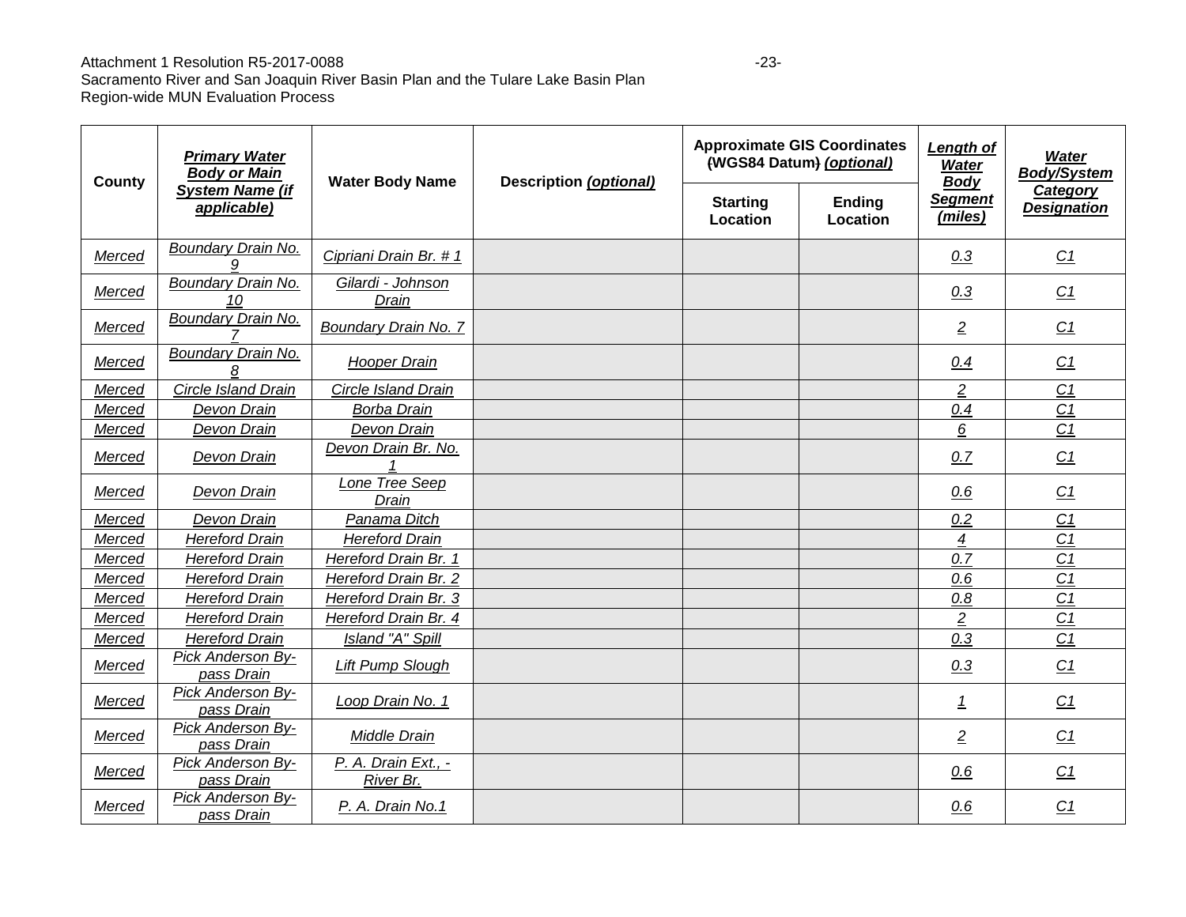| County | *Primary Water Body or Main System Name (if applicable)* | Water Body Name | Description *(optional)* | Approximate GIS Coordinates ~~(~~WGS84 Datum~~)~~ *(optional)* | | *Length of Water Body Segment (miles)* | *Water Body/System Category Designation* |
|---|---|---|---|---|---|---|---|
| | | | | Starting Location | Ending Location | | |
| *Merced* | *Boundary Drain No. 9* | *Cipriani Drain Br. # 1* | | | | *0.3* | *C1* |
| *Merced* | *Boundary Drain No. 10* | *Gilardi - Johnson Drain* | | | | *0.3* | *C1* |
| *Merced* | *Boundary Drain No. 7* | *Boundary Drain No. 7* | | | | *2* | *C1* |
| *Merced* | *Boundary Drain No. 8* | *Hooper Drain* | | | | *0.4* | *C1* |
| *Merced* | *Circle Island Drain* | *Circle Island Drain* | | | | *2* | *C1* |
| *Merced* | *Devon Drain* | *Borba Drain* | | | | *0.4* | *C1* |
| *Merced* | *Devon Drain* | *Devon Drain* | | | | *6* | *C1* |
| *Merced* | *Devon Drain* | *Devon Drain Br. No. 1* | | | | *0.7* | *C1* |
| *Merced* | *Devon Drain* | *Lone Tree Seep Drain* | | | | *0.6* | *C1* |
| *Merced* | *Devon Drain* | *Panama Ditch* | | | | *0.2* | *C1* |
| *Merced* | *Hereford Drain* | *Hereford Drain* | | | | *4* | *C1* |
| *Merced* | *Hereford Drain* | *Hereford Drain Br. 1* | | | | *0.7* | *C1* |
| *Merced* | *Hereford Drain* | *Hereford Drain Br. 2* | | | | *0.6* | *C1* |
| *Merced* | *Hereford Drain* | *Hereford Drain Br. 3* | | | | *0.8* | *C1* |
| *Merced* | *Hereford Drain* | *Hereford Drain Br. 4* | | | | *2* | *C1* |
| *Merced* | *Hereford Drain* | *Island "A" Spill* | | | | *0.3* | *C1* |
| *Merced* | *Pick Anderson By-pass Drain* | *Lift Pump Slough* | | | | *0.3* | *C1* |
| *Merced* | *Pick Anderson By-pass Drain* | *Loop Drain No. 1* | | | | *1* | *C1* |
| *Merced* | *Pick Anderson By-pass Drain* | *Middle Drain* | | | | *2* | *C1* |
| *Merced* | *Pick Anderson By-pass Drain* | *P. A. Drain Ext., - River Br.* | | | | *0.6* | *C1* |
| *Merced* | *Pick Anderson By-pass Drain* | *P. A. Drain No.1* | | | | *0.6* | *C1* |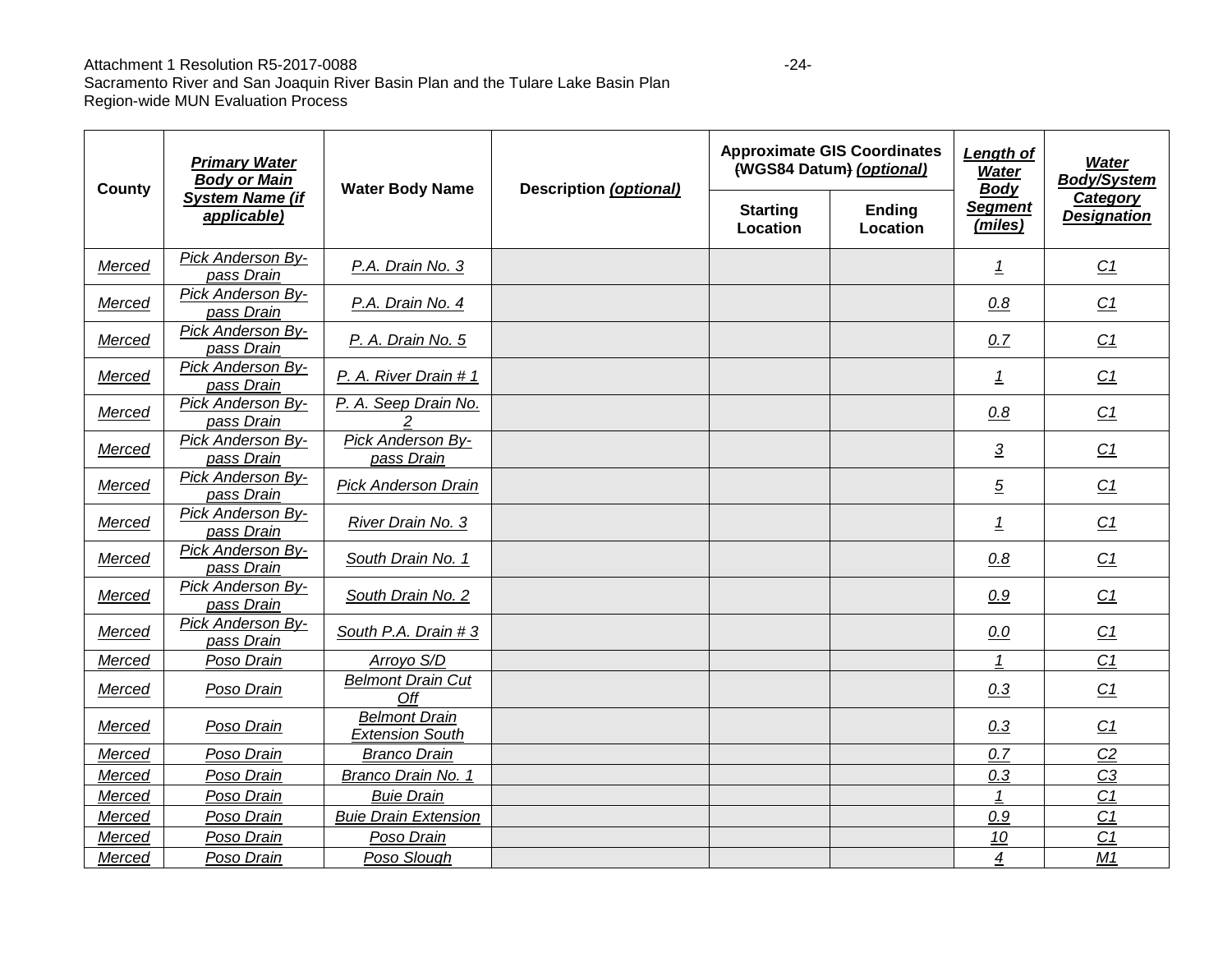| County | Primary Water Body or Main System Name (if applicable) | Water Body Name | Description (optional) | Approximate GIS Coordinates (WGS84 Datum) (optional) | | Length of Water Body Segment (miles) | Water Body/System Category Designation |
|---|---|---|---|---|---|---|---|
| | | | | Starting Location | Ending Location | | |
| Merced | Pick Anderson By-pass Drain | P.A. Drain No. 3 | | | | 1 | C1 |
| Merced | Pick Anderson By-pass Drain | P.A. Drain No. 4 | | | | 0.8 | C1 |
| Merced | Pick Anderson By-pass Drain | P. A. Drain No. 5 | | | | 0.7 | C1 |
| Merced | Pick Anderson By-pass Drain | P. A. River Drain # 1 | | | | 1 | C1 |
| Merced | Pick Anderson By-pass Drain | P. A. Seep Drain No. 2 | | | | 0.8 | C1 |
| Merced | Pick Anderson By-pass Drain | Pick Anderson By-pass Drain | | | | 3 | C1 |
| Merced | Pick Anderson By-pass Drain | Pick Anderson Drain | | | | 5 | C1 |
| Merced | Pick Anderson By-pass Drain | River Drain No. 3 | | | | 1 | C1 |
| Merced | Pick Anderson By-pass Drain | South Drain No. 1 | | | | 0.8 | C1 |
| Merced | Pick Anderson By-pass Drain | South Drain No. 2 | | | | 0.9 | C1 |
| Merced | Pick Anderson By-pass Drain | South P.A. Drain # 3 | | | | 0.0 | C1 |
| Merced | Poso Drain | Arroyo S/D | | | | 1 | C1 |
| Merced | Poso Drain | Belmont Drain Cut Off | | | | 0.3 | C1 |
| Merced | Poso Drain | Belmont Drain Extension South | | | | 0.3 | C1 |
| Merced | Poso Drain | Branco Drain | | | | 0.7 | C2 |
| Merced | Poso Drain | Branco Drain No. 1 | | | | 0.3 | C3 |
| Merced | Poso Drain | Buie Drain | | | | 1 | C1 |
| Merced | Poso Drain | Buie Drain Extension | | | | 0.9 | C1 |
| Merced | Poso Drain | Poso Drain | | | | 10 | C1 |
| Merced | Poso Drain | Poso Slough | | | | 4 | M1 |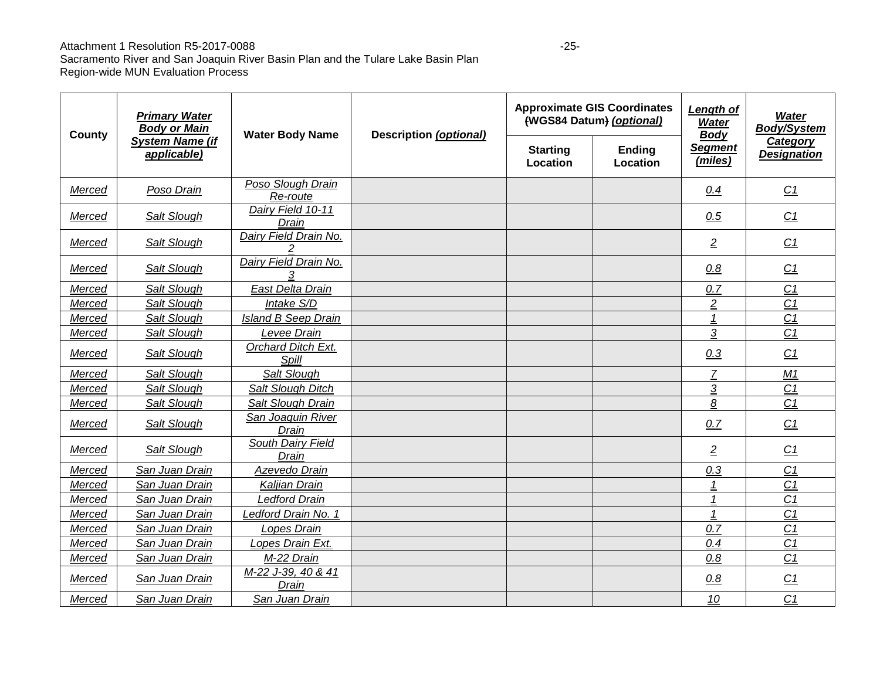| County | *Primary Water Body or Main System Name (if applicable)* | Water Body Name | Description *(optional)* | Approximate GIS Coordinates ~~(~~WGS84 Datum~~)~~ *(optional)* | | *Length of Water Body Segment (miles)* | *Water Body/System Category Designation* |
|---|---|---|---|---|---|---|---|
| | | | | Starting Location | Ending Location | | |
| *Merced* | *Poso Drain* | *Poso Slough Drain Re-route* | | | | *0.4* | *C1* |
| *Merced* | *Salt Slough* | *Dairy Field 10-11 Drain* | | | | *0.5* | *C1* |
| *Merced* | *Salt Slough* | *Dairy Field Drain No. 2* | | | | *2* | *C1* |
| *Merced* | *Salt Slough* | *Dairy Field Drain No. 3* | | | | *0.8* | *C1* |
| *Merced* | *Salt Slough* | *East Delta Drain* | | | | *0.7* | *C1* |
| *Merced* | *Salt Slough* | *Intake S/D* | | | | *2* | *C1* |
| *Merced* | *Salt Slough* | *Island B Seep Drain* | | | | *1* | *C1* |
| *Merced* | *Salt Slough* | *Levee Drain* | | | | *3* | *C1* |
| *Merced* | *Salt Slough* | *Orchard Ditch Ext. Spill* | | | | *0.3* | *C1* |
| *Merced* | *Salt Slough* | *Salt Slough* | | | | *7* | *M1* |
| *Merced* | *Salt Slough* | *Salt Slough Ditch* | | | | *3* | *C1* |
| *Merced* | *Salt Slough* | *Salt Slough Drain* | | | | *8* | *C1* |
| *Merced* | *Salt Slough* | *San Joaquin River Drain* | | | | *0.7* | *C1* |
| *Merced* | *Salt Slough* | *South Dairy Field Drain* | | | | *2* | *C1* |
| *Merced* | *San Juan Drain* | *Azevedo Drain* | | | | *0.3* | *C1* |
| *Merced* | *San Juan Drain* | *Kaljian Drain* | | | | *1* | *C1* |
| *Merced* | *San Juan Drain* | *Ledford Drain* | | | | *1* | *C1* |
| *Merced* | *San Juan Drain* | *Ledford Drain No. 1* | | | | *1* | *C1* |
| *Merced* | *San Juan Drain* | *Lopes Drain* | | | | *0.7* | *C1* |
| *Merced* | *San Juan Drain* | *Lopes Drain Ext.* | | | | *0.4* | *C1* |
| *Merced* | *San Juan Drain* | *M-22 Drain* | | | | *0.8* | *C1* |
| *Merced* | *San Juan Drain* | *M-22 J-39, 40 & 41 Drain* | | | | *0.8* | *C1* |
| *Merced* | *San Juan Drain* | *San Juan Drain* | | | | *10* | *C1* |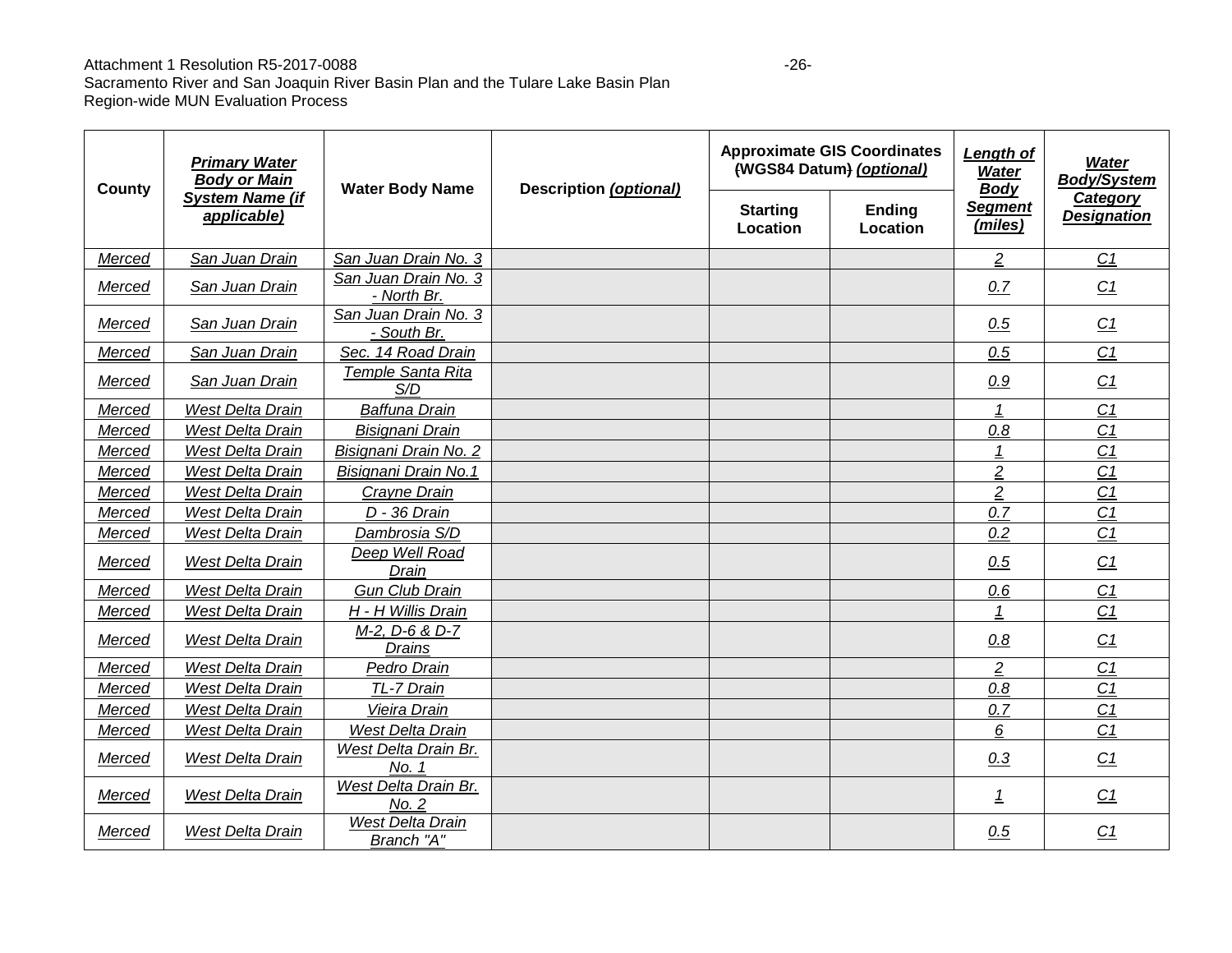| County | *Primary Water Body or Main System Name (if applicable)* | Water Body Name | Description *(optional)* | Approximate GIS Coordinates (WGS84 Datum) *(optional)* | | *Length of Water Body Segment (miles)* | *Water Body/System Category Designation* |
|---|---|---|---|---|---|---|---|
| | | | | Starting Location | Ending Location | | |
| *Merced* | *San Juan Drain* | *San Juan Drain No. 3* | | | | *2* | *C1* |
| *Merced* | *San Juan Drain* | *San Juan Drain No. 3 - North Br.* | | | | *0.7* | *C1* |
| *Merced* | *San Juan Drain* | *San Juan Drain No. 3 - South Br.* | | | | *0.5* | *C1* |
| *Merced* | *San Juan Drain* | *Sec. 14 Road Drain* | | | | *0.5* | *C1* |
| *Merced* | *San Juan Drain* | *Temple Santa Rita S/D* | | | | *0.9* | *C1* |
| *Merced* | *West Delta Drain* | *Baffuna Drain* | | | | *1* | *C1* |
| *Merced* | *West Delta Drain* | *Bisignani Drain* | | | | *0.8* | *C1* |
| *Merced* | *West Delta Drain* | *Bisignani Drain No. 2* | | | | *1* | *C1* |
| *Merced* | *West Delta Drain* | *Bisignani Drain No.1* | | | | *2* | *C1* |
| *Merced* | *West Delta Drain* | *Crayne Drain* | | | | *2* | *C1* |
| *Merced* | *West Delta Drain* | *D - 36 Drain* | | | | *0.7* | *C1* |
| *Merced* | *West Delta Drain* | *Dambrosia S/D* | | | | *0.2* | *C1* |
| *Merced* | *West Delta Drain* | *Deep Well Road Drain* | | | | *0.5* | *C1* |
| *Merced* | *West Delta Drain* | *Gun Club Drain* | | | | *0.6* | *C1* |
| *Merced* | *West Delta Drain* | *H - H Willis Drain* | | | | *1* | *C1* |
| *Merced* | *West Delta Drain* | *M-2, D-6 & D-7 Drains* | | | | *0.8* | *C1* |
| *Merced* | *West Delta Drain* | *Pedro Drain* | | | | *2* | *C1* |
| *Merced* | *West Delta Drain* | *TL-7 Drain* | | | | *0.8* | *C1* |
| *Merced* | *West Delta Drain* | *Vieira Drain* | | | | *0.7* | *C1* |
| *Merced* | *West Delta Drain* | *West Delta Drain* | | | | *6* | *C1* |
| *Merced* | *West Delta Drain* | *West Delta Drain Br. No. 1* | | | | *0.3* | *C1* |
| *Merced* | *West Delta Drain* | *West Delta Drain Br. No. 2* | | | | *1* | *C1* |
| *Merced* | *West Delta Drain* | *West Delta Drain Branch "A"* | | | | *0.5* | *C1* |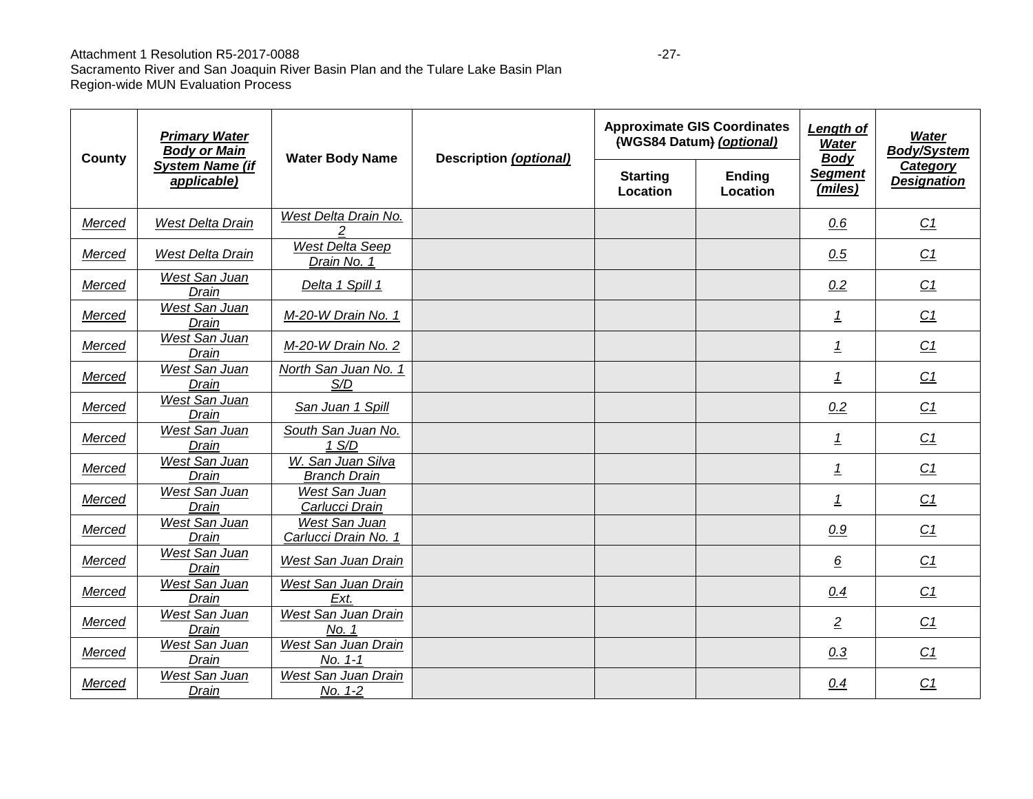| County | *Primary Water Body or Main System Name (if applicable)* | Water Body Name | Description *(optional)* | Approximate GIS Coordinates ~~(~~WGS84 Datum~~)~~ *(optional)* | | *Length of Water Body Segment (miles)* | *Water Body/System Category Designation* |
|---|---|---|---|---|---|---|---|
| | | | | Starting Location | Ending Location | | |
| *Merced* | *West Delta Drain* | *West Delta Drain No. 2* | | | | *0.6* | *C1* |
| *Merced* | *West Delta Drain* | *West Delta Seep Drain No. 1* | | | | *0.5* | *C1* |
| *Merced* | *West San Juan Drain* | *Delta 1 Spill 1* | | | | *0.2* | *C1* |
| *Merced* | *West San Juan Drain* | *M-20-W Drain No. 1* | | | | *1* | *C1* |
| *Merced* | *West San Juan Drain* | *M-20-W Drain No. 2* | | | | *1* | *C1* |
| *Merced* | *West San Juan Drain* | *North San Juan No. 1 S/D* | | | | *1* | *C1* |
| *Merced* | *West San Juan Drain* | *San Juan 1 Spill* | | | | *0.2* | *C1* |
| *Merced* | *West San Juan Drain* | *South San Juan No. 1 S/D* | | | | *1* | *C1* |
| *Merced* | *West San Juan Drain* | *W. San Juan Silva Branch Drain* | | | | *1* | *C1* |
| *Merced* | *West San Juan Drain* | *West San Juan Carlucci Drain* | | | | *1* | *C1* |
| *Merced* | *West San Juan Drain* | *West San Juan Carlucci Drain No. 1* | | | | *0.9* | *C1* |
| *Merced* | *West San Juan Drain* | *West San Juan Drain* | | | | *6* | *C1* |
| *Merced* | *West San Juan Drain* | *West San Juan Drain Ext.* | | | | *0.4* | *C1* |
| *Merced* | *West San Juan Drain* | *West San Juan Drain No. 1* | | | | *2* | *C1* |
| *Merced* | *West San Juan Drain* | *West San Juan Drain No. 1-1* | | | | *0.3* | *C1* |
| *Merced* | *West San Juan Drain* | *West San Juan Drain No. 1-2* | | | | *0.4* | *C1* |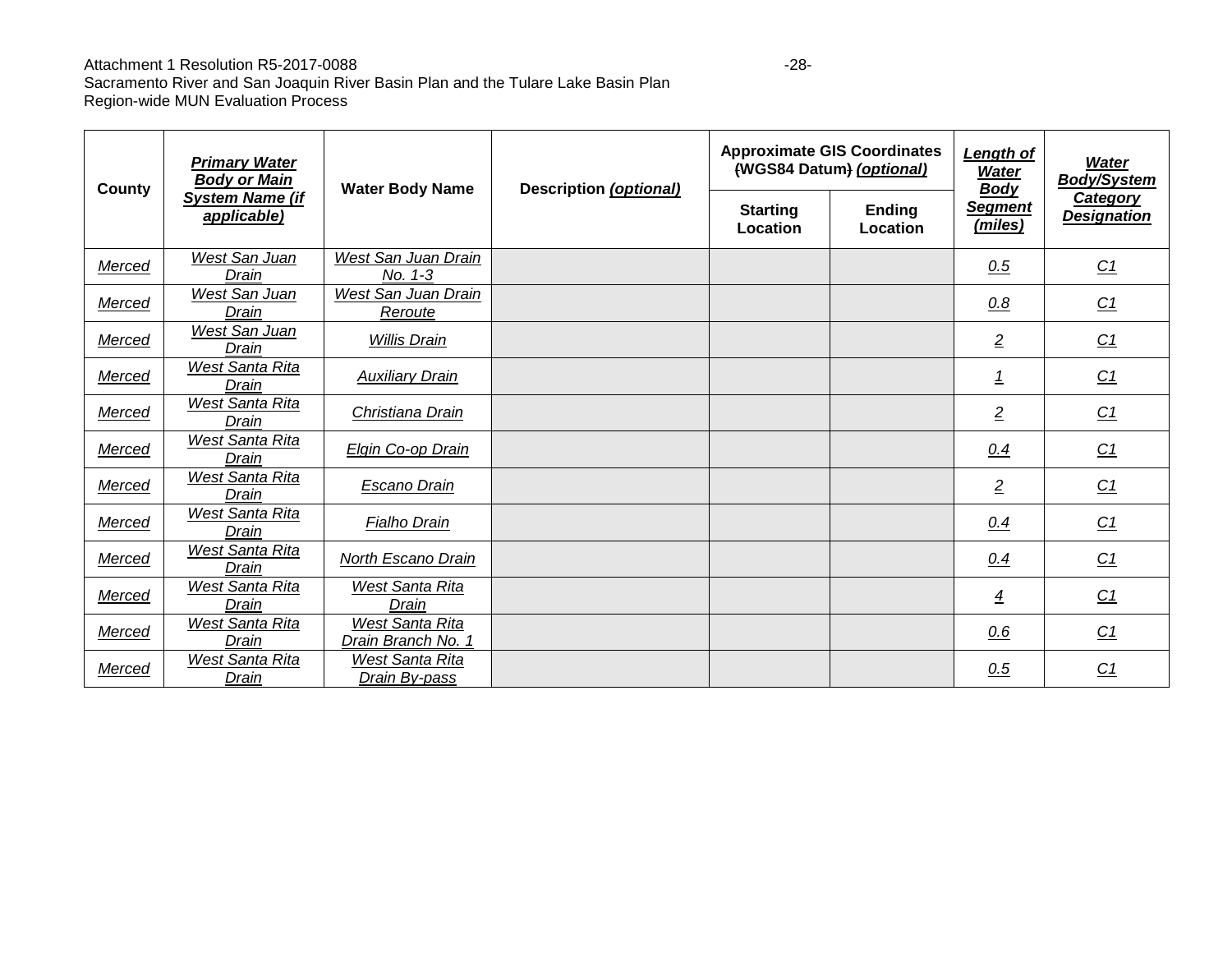| County | Primary Water Body or Main System Name (if applicable) | Water Body Name | Description (optional) | Approximate GIS Coordinates (WGS84 Datum) (optional) | | Length of Water Body Segment (miles) | Water Body/System Category Designation |
|---|---|---|---|---|---|---|---|
| | | | | Starting Location | Ending Location | | |
| Merced | West San Juan Drain | West San Juan Drain No. 1-3 | | | | 0.5 | C1 |
| Merced | West San Juan Drain | West San Juan Drain Reroute | | | | 0.8 | C1 |
| Merced | West San Juan Drain | Willis Drain | | | | 2 | C1 |
| Merced | West Santa Rita Drain | Auxiliary Drain | | | | 1 | C1 |
| Merced | West Santa Rita Drain | Christiana Drain | | | | 2 | C1 |
| Merced | West Santa Rita Drain | Elgin Co-op Drain | | | | 0.4 | C1 |
| Merced | West Santa Rita Drain | Escano Drain | | | | 2 | C1 |
| Merced | West Santa Rita Drain | Fialho Drain | | | | 0.4 | C1 |
| Merced | West Santa Rita Drain | North Escano Drain | | | | 0.4 | C1 |
| Merced | West Santa Rita Drain | West Santa Rita Drain | | | | 4 | C1 |
| Merced | West Santa Rita Drain | West Santa Rita Drain Branch No. 1 | | | | 0.6 | C1 |
| Merced | West Santa Rita Drain | West Santa Rita Drain By-pass | | | | 0.5 | C1 |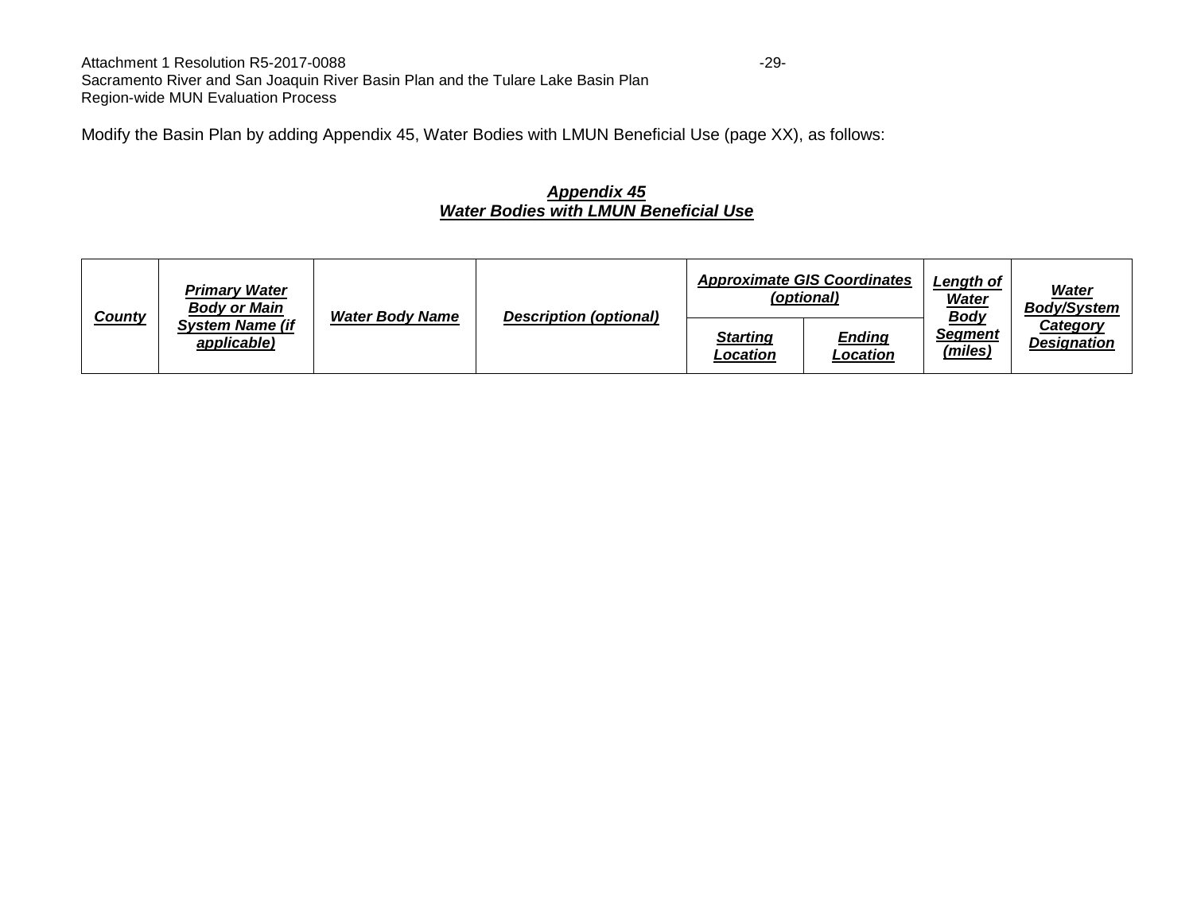Modify the Basin Plan by adding Appendix 45, Water Bodies with LMUN Beneficial Use (page XX), as follows:

***Appendix 45***
***Water Bodies with LMUN Beneficial Use***

| ***County*** | ***Primary Water Body or Main System Name (if applicable)*** | ***Water Body Name*** | ***Description (optional)*** | ***Approximate GIS Coordinates (optional)*** | | ***Length of Water Body Segment (miles)*** | ***Water Body/System Category Designation*** |
|---|---|---|---|---|---|---|---|
| | | | | ***Starting Location*** | ***Ending Location*** | | |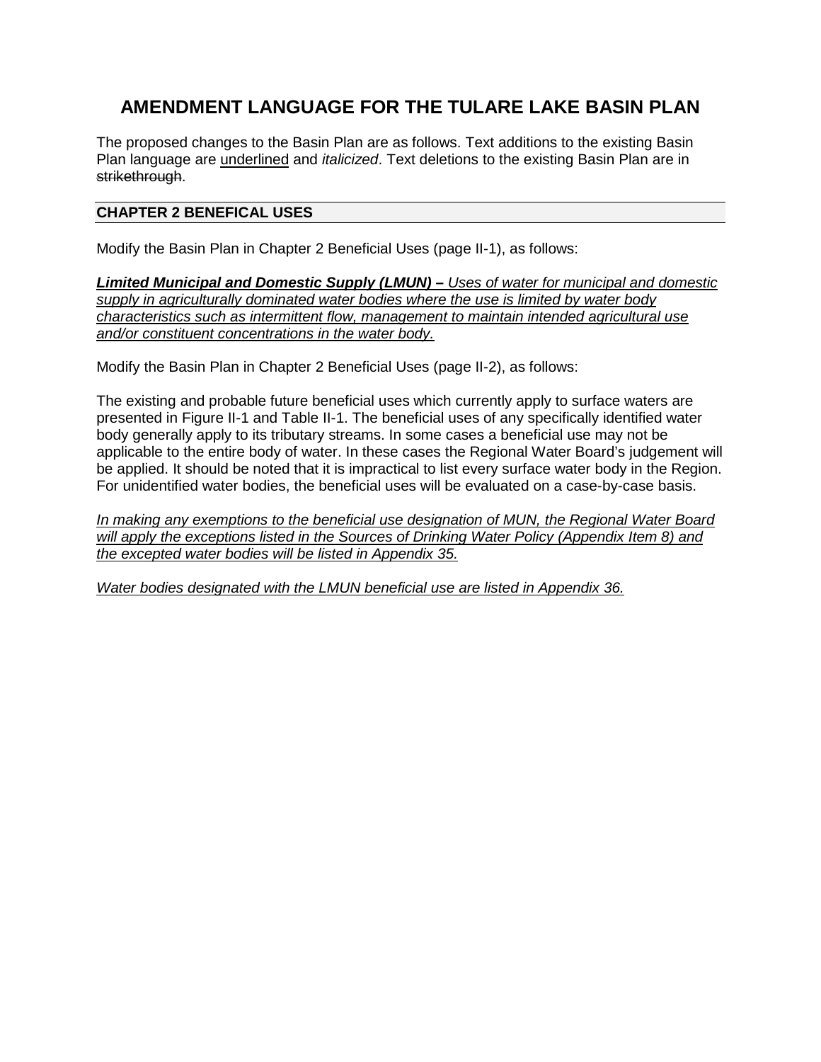# AMENDMENT LANGUAGE FOR THE TULARE LAKE BASIN PLAN

The proposed changes to the Basin Plan are as follows. Text additions to the existing Basin Plan language are <u>underlined</u> and *italicized*. Text deletions to the existing Basin Plan are in ~~strikethrough~~.

## CHAPTER 2 BENEFICAL USES

Modify the Basin Plan in Chapter 2 Beneficial Uses (page II-1), as follows:

<u>***Limited Municipal and Domestic Supply (LMUN) –*** *Uses of water for municipal and domestic supply in agriculturally dominated water bodies where the use is limited by water body characteristics such as intermittent flow, management to maintain intended agricultural use and/or constituent concentrations in the water body.*</u>

Modify the Basin Plan in Chapter 2 Beneficial Uses (page II-2), as follows:

The existing and probable future beneficial uses which currently apply to surface waters are presented in Figure II-1 and Table II-1. The beneficial uses of any specifically identified water body generally apply to its tributary streams. In some cases a beneficial use may not be applicable to the entire body of water. In these cases the Regional Water Board's judgement will be applied. It should be noted that it is impractical to list every surface water body in the Region. For unidentified water bodies, the beneficial uses will be evaluated on a case-by-case basis.

<u>*In making any exemptions to the beneficial use designation of MUN, the Regional Water Board will apply the exceptions listed in the Sources of Drinking Water Policy (Appendix Item 8) and the excepted water bodies will be listed in Appendix 35.*</u>

<u>*Water bodies designated with the LMUN beneficial use are listed in Appendix 36.*</u>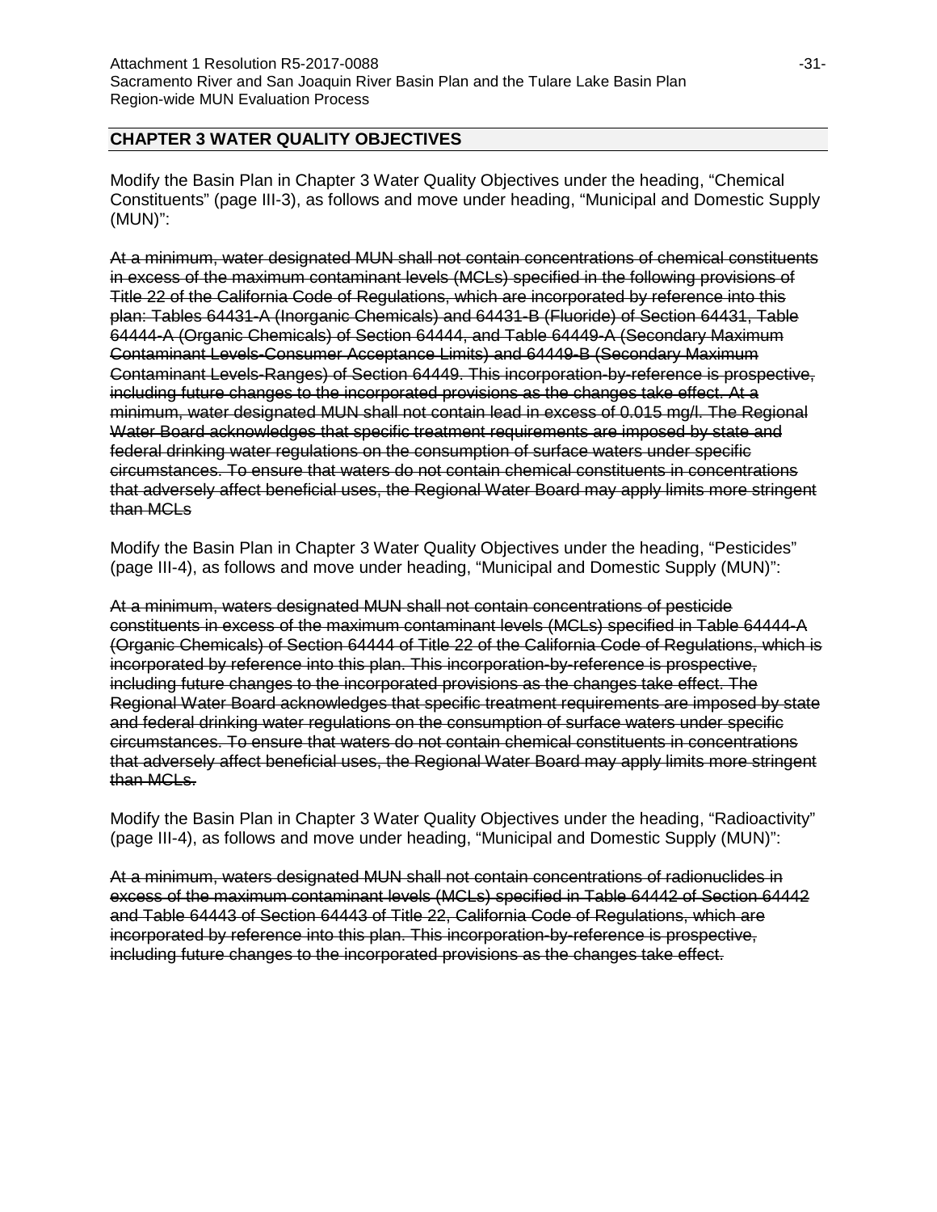## CHAPTER 3 WATER QUALITY OBJECTIVES

Modify the Basin Plan in Chapter 3 Water Quality Objectives under the heading, "Chemical Constituents" (page III-3), as follows and move under heading, "Municipal and Domestic Supply (MUN)":

~~At a minimum, water designated MUN shall not contain concentrations of chemical constituents in excess of the maximum contaminant levels (MCLs) specified in the following provisions of Title 22 of the California Code of Regulations, which are incorporated by reference into this plan: Tables 64431-A (Inorganic Chemicals) and 64431-B (Fluoride) of Section 64431, Table 64444-A (Organic Chemicals) of Section 64444, and Table 64449-A (Secondary Maximum Contaminant Levels-Consumer Acceptance Limits) and 64449-B (Secondary Maximum Contaminant Levels-Ranges) of Section 64449. This incorporation-by-reference is prospective, including future changes to the incorporated provisions as the changes take effect. At a minimum, water designated MUN shall not contain lead in excess of 0.015 mg/l. The Regional Water Board acknowledges that specific treatment requirements are imposed by state and federal drinking water regulations on the consumption of surface waters under specific circumstances. To ensure that waters do not contain chemical constituents in concentrations that adversely affect beneficial uses, the Regional Water Board may apply limits more stringent than MCLs~~

Modify the Basin Plan in Chapter 3 Water Quality Objectives under the heading, "Pesticides" (page III-4), as follows and move under heading, "Municipal and Domestic Supply (MUN)":

~~At a minimum, waters designated MUN shall not contain concentrations of pesticide constituents in excess of the maximum contaminant levels (MCLs) specified in Table 64444-A (Organic Chemicals) of Section 64444 of Title 22 of the California Code of Regulations, which is incorporated by reference into this plan. This incorporation-by-reference is prospective, including future changes to the incorporated provisions as the changes take effect. The Regional Water Board acknowledges that specific treatment requirements are imposed by state and federal drinking water regulations on the consumption of surface waters under specific circumstances. To ensure that waters do not contain chemical constituents in concentrations that adversely affect beneficial uses, the Regional Water Board may apply limits more stringent than MCLs.~~

Modify the Basin Plan in Chapter 3 Water Quality Objectives under the heading, "Radioactivity" (page III-4), as follows and move under heading, "Municipal and Domestic Supply (MUN)":

~~At a minimum, waters designated MUN shall not contain concentrations of radionuclides in excess of the maximum contaminant levels (MCLs) specified in Table 64442 of Section 64442 and Table 64443 of Section 64443 of Title 22, California Code of Regulations, which are incorporated by reference into this plan. This incorporation-by-reference is prospective, including future changes to the incorporated provisions as the changes take effect.~~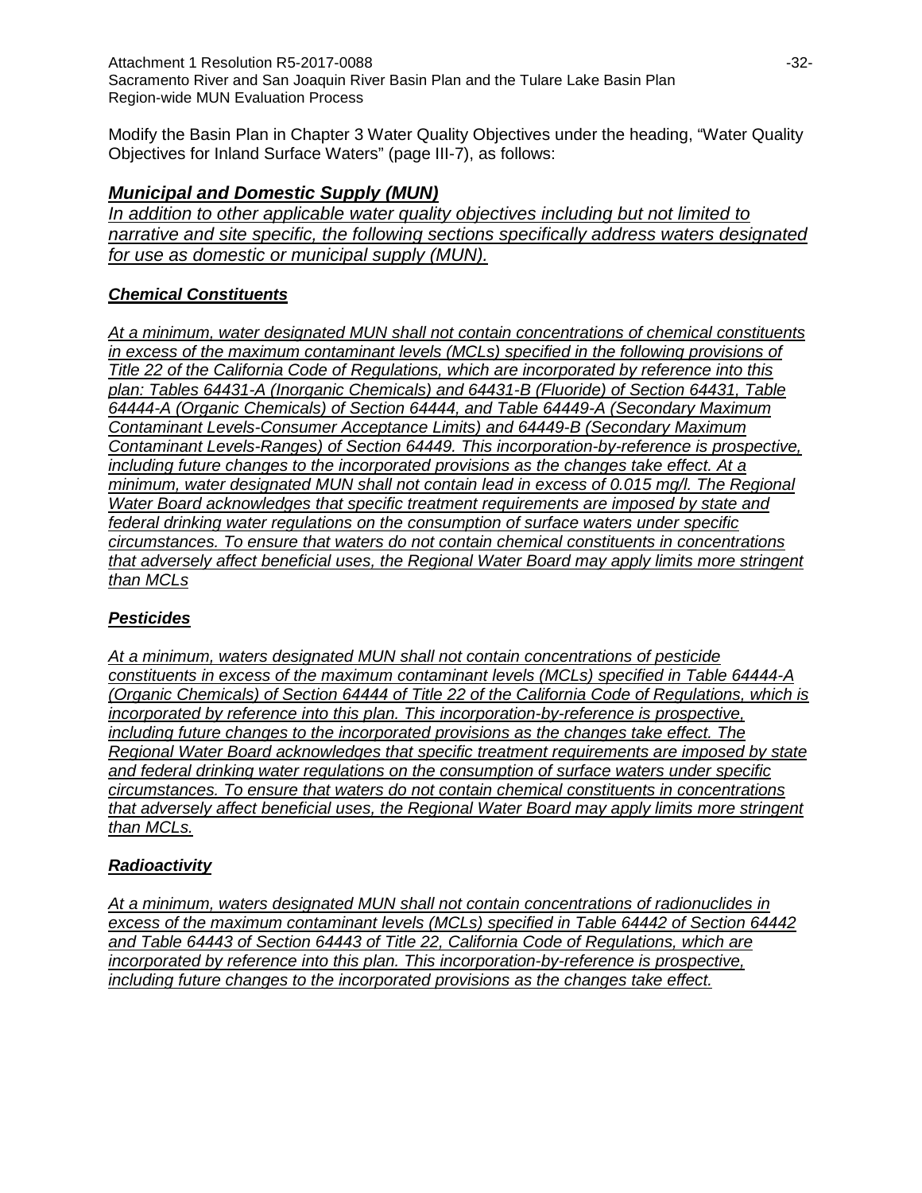Modify the Basin Plan in Chapter 3 Water Quality Objectives under the heading, "Water Quality Objectives for Inland Surface Waters" (page III-7), as follows:

## ***Municipal and Domestic Supply (MUN)***

*In addition to other applicable water quality objectives including but not limited to narrative and site specific, the following sections specifically address waters designated for use as domestic or municipal supply (MUN).*

### ***Chemical Constituents***

*At a minimum, water designated MUN shall not contain concentrations of chemical constituents in excess of the maximum contaminant levels (MCLs) specified in the following provisions of Title 22 of the California Code of Regulations, which are incorporated by reference into this plan: Tables 64431-A (Inorganic Chemicals) and 64431-B (Fluoride) of Section 64431, Table 64444-A (Organic Chemicals) of Section 64444, and Table 64449-A (Secondary Maximum Contaminant Levels-Consumer Acceptance Limits) and 64449-B (Secondary Maximum Contaminant Levels-Ranges) of Section 64449. This incorporation-by-reference is prospective, including future changes to the incorporated provisions as the changes take effect. At a minimum, water designated MUN shall not contain lead in excess of 0.015 mg/l. The Regional Water Board acknowledges that specific treatment requirements are imposed by state and federal drinking water regulations on the consumption of surface waters under specific circumstances. To ensure that waters do not contain chemical constituents in concentrations that adversely affect beneficial uses, the Regional Water Board may apply limits more stringent than MCLs*

### ***Pesticides***

*At a minimum, waters designated MUN shall not contain concentrations of pesticide constituents in excess of the maximum contaminant levels (MCLs) specified in Table 64444-A (Organic Chemicals) of Section 64444 of Title 22 of the California Code of Regulations, which is incorporated by reference into this plan. This incorporation-by-reference is prospective, including future changes to the incorporated provisions as the changes take effect. The Regional Water Board acknowledges that specific treatment requirements are imposed by state and federal drinking water regulations on the consumption of surface waters under specific circumstances. To ensure that waters do not contain chemical constituents in concentrations that adversely affect beneficial uses, the Regional Water Board may apply limits more stringent than MCLs.*

### ***Radioactivity***

*At a minimum, waters designated MUN shall not contain concentrations of radionuclides in excess of the maximum contaminant levels (MCLs) specified in Table 64442 of Section 64442 and Table 64443 of Section 64443 of Title 22, California Code of Regulations, which are incorporated by reference into this plan. This incorporation-by-reference is prospective, including future changes to the incorporated provisions as the changes take effect.*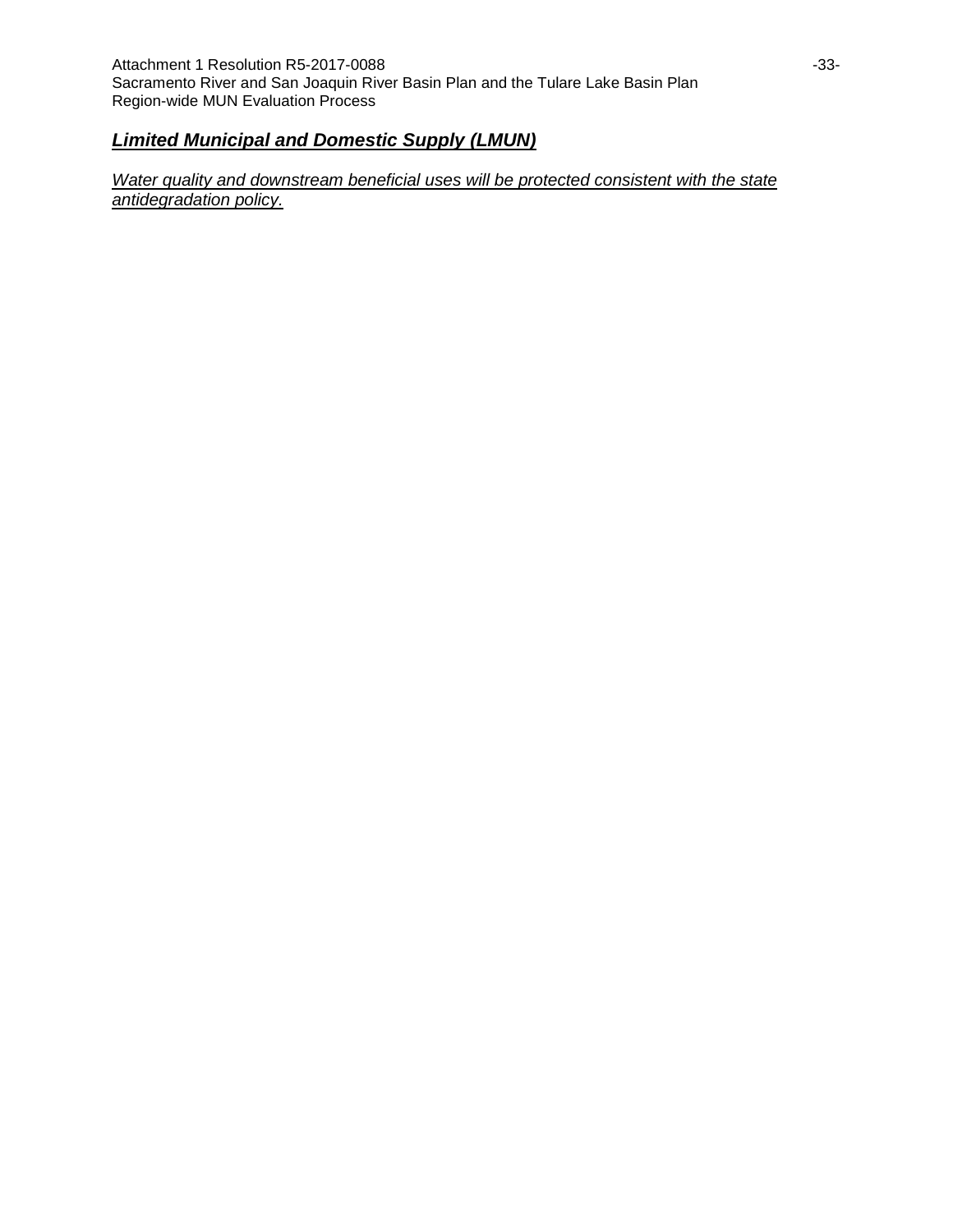### ***Limited Municipal and Domestic Supply (LMUN)***

*Water quality and downstream beneficial uses will be protected consistent with the state antidegradation policy.*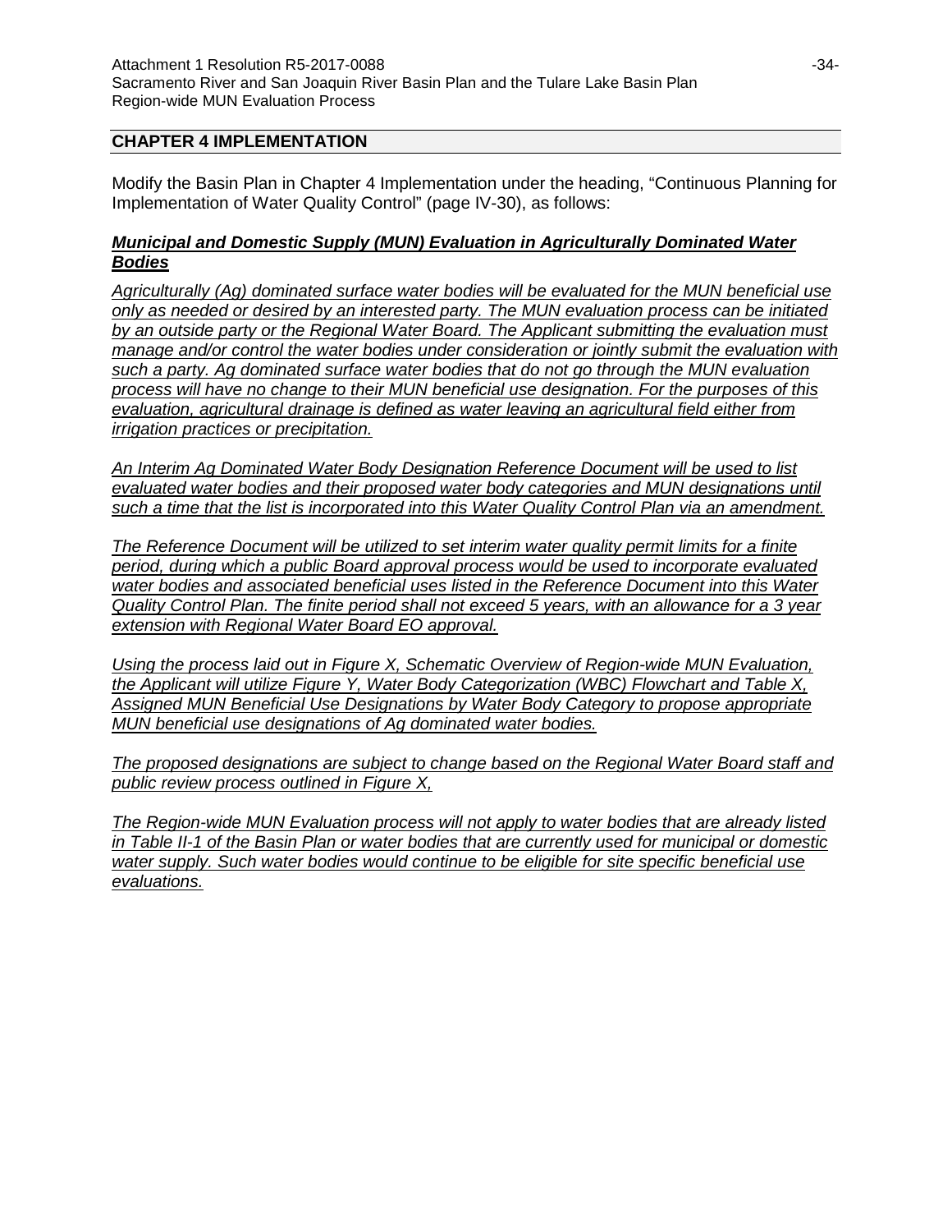## CHAPTER 4 IMPLEMENTATION

Modify the Basin Plan in Chapter 4 Implementation under the heading, "Continuous Planning for Implementation of Water Quality Control" (page IV-30), as follows:

***Municipal and Domestic Supply (MUN) Evaluation in Agriculturally Dominated Water Bodies***

*Agriculturally (Ag) dominated surface water bodies will be evaluated for the MUN beneficial use only as needed or desired by an interested party. The MUN evaluation process can be initiated by an outside party or the Regional Water Board. The Applicant submitting the evaluation must manage and/or control the water bodies under consideration or jointly submit the evaluation with such a party. Ag dominated surface water bodies that do not go through the MUN evaluation process will have no change to their MUN beneficial use designation. For the purposes of this evaluation, agricultural drainage is defined as water leaving an agricultural field either from irrigation practices or precipitation.*

*An Interim Ag Dominated Water Body Designation Reference Document will be used to list evaluated water bodies and their proposed water body categories and MUN designations until such a time that the list is incorporated into this Water Quality Control Plan via an amendment.*

*The Reference Document will be utilized to set interim water quality permit limits for a finite period, during which a public Board approval process would be used to incorporate evaluated water bodies and associated beneficial uses listed in the Reference Document into this Water Quality Control Plan. The finite period shall not exceed 5 years, with an allowance for a 3 year extension with Regional Water Board EO approval.*

*Using the process laid out in Figure X, Schematic Overview of Region-wide MUN Evaluation, the Applicant will utilize Figure Y, Water Body Categorization (WBC) Flowchart and Table X, Assigned MUN Beneficial Use Designations by Water Body Category to propose appropriate MUN beneficial use designations of Ag dominated water bodies.*

*The proposed designations are subject to change based on the Regional Water Board staff and public review process outlined in Figure X,*

*The Region-wide MUN Evaluation process will not apply to water bodies that are already listed in Table II-1 of the Basin Plan or water bodies that are currently used for municipal or domestic water supply. Such water bodies would continue to be eligible for site specific beneficial use evaluations.*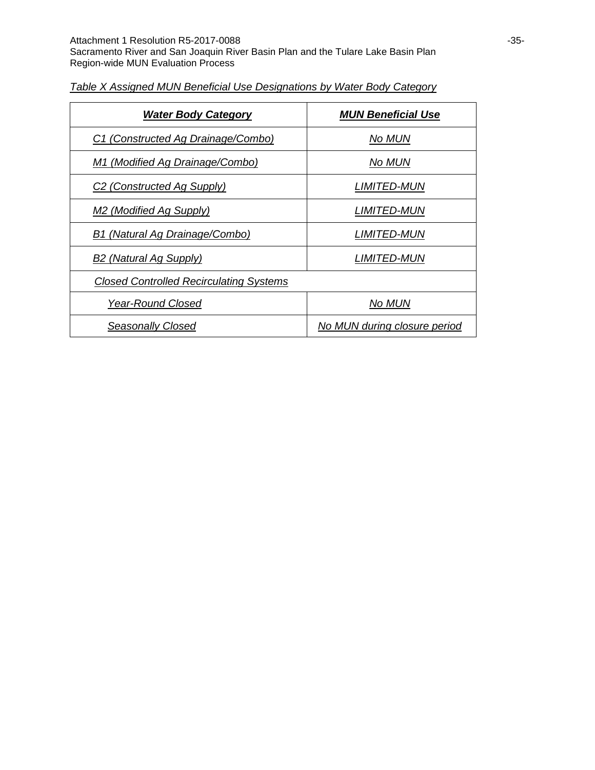*Table X Assigned MUN Beneficial Use Designations by Water Body Category*

| ***Water Body Category*** | ***MUN Beneficial Use*** |
|---|---|
| *C1 (Constructed Ag Drainage/Combo)* | *No MUN* |
| *M1 (Modified Ag Drainage/Combo)* | *No MUN* |
| *C2 (Constructed Ag Supply)* | *LIMITED-MUN* |
| *M2 (Modified Ag Supply)* | *LIMITED-MUN* |
| *B1 (Natural Ag Drainage/Combo)* | *LIMITED-MUN* |
| *B2 (Natural Ag Supply)* | *LIMITED-MUN* |
| *Closed Controlled Recirculating Systems* | |
| *Year-Round Closed* | *No MUN* |
| *Seasonally Closed* | *No MUN during closure period* |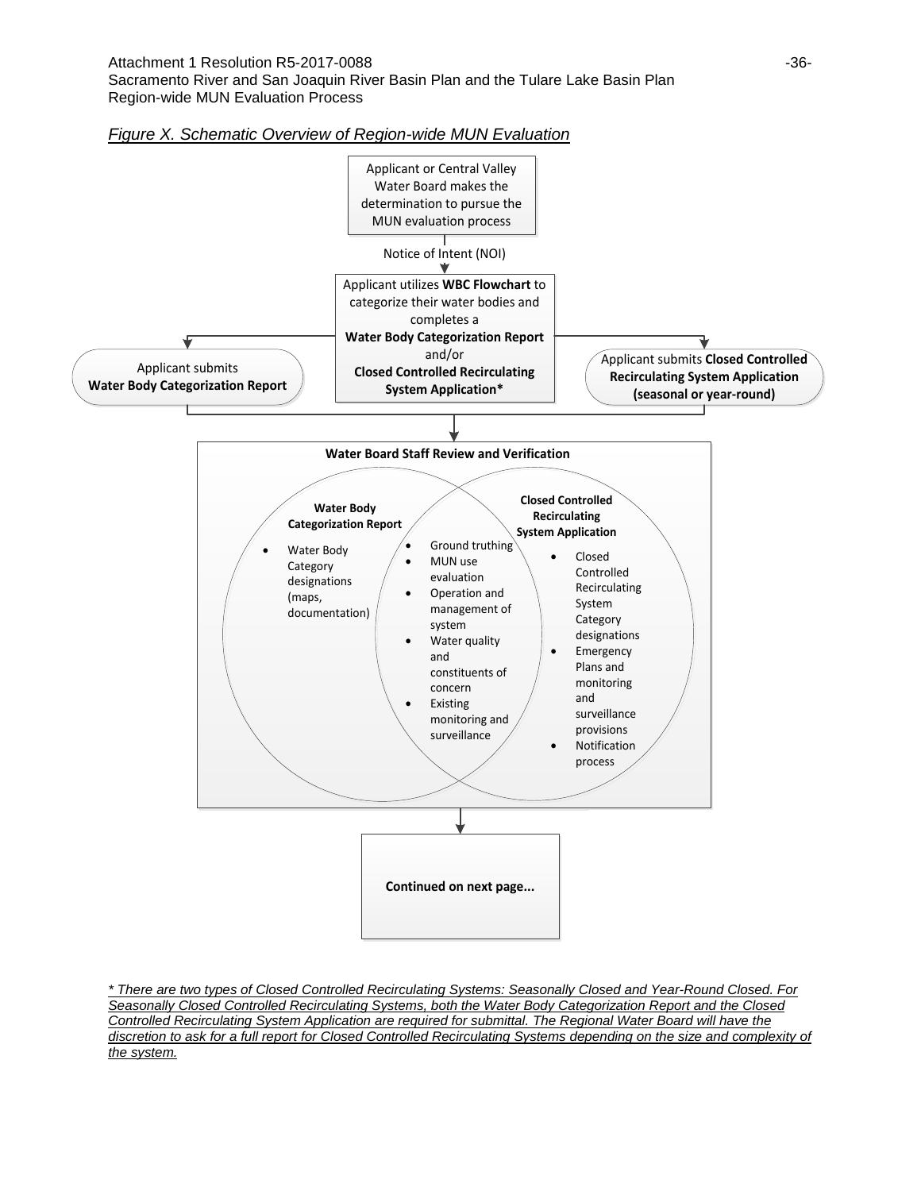*Figure X. Schematic Overview of Region-wide MUN Evaluation*

Applicant or Central Valley Water Board makes the determination to pursue the MUN evaluation process

Notice of Intent (NOI)

Applicant utilizes **WBC Flowchart** to categorize their water bodies and completes a **Water Body Categorization Report** and/or **Closed Controlled Recirculating System Application***

Applicant submits **Water Body Categorization Report**

Applicant submits **Closed Controlled Recirculating System Application (seasonal or year-round)**

**Water Board Staff Review and Verification**

**Water Body Categorization Report**

- Water Body Category designations (maps, documentation)

**Both:**

- Ground truthing
- MUN use evaluation
- Operation and management of system
- Water quality and constituents of concern
- Existing monitoring and surveillance

**Closed Controlled Recirculating System Application**

- Closed Controlled Recirculating System Category designations
- Emergency Plans and monitoring and surveillance provisions
- Notification process

**Continued on next page...**

*\* There are two types of Closed Controlled Recirculating Systems: Seasonally Closed and Year-Round Closed. For Seasonally Closed Controlled Recirculating Systems, both the Water Body Categorization Report and the Closed Controlled Recirculating System Application are required for submittal. The Regional Water Board will have the discretion to ask for a full report for Closed Controlled Recirculating Systems depending on the size and complexity of the system.*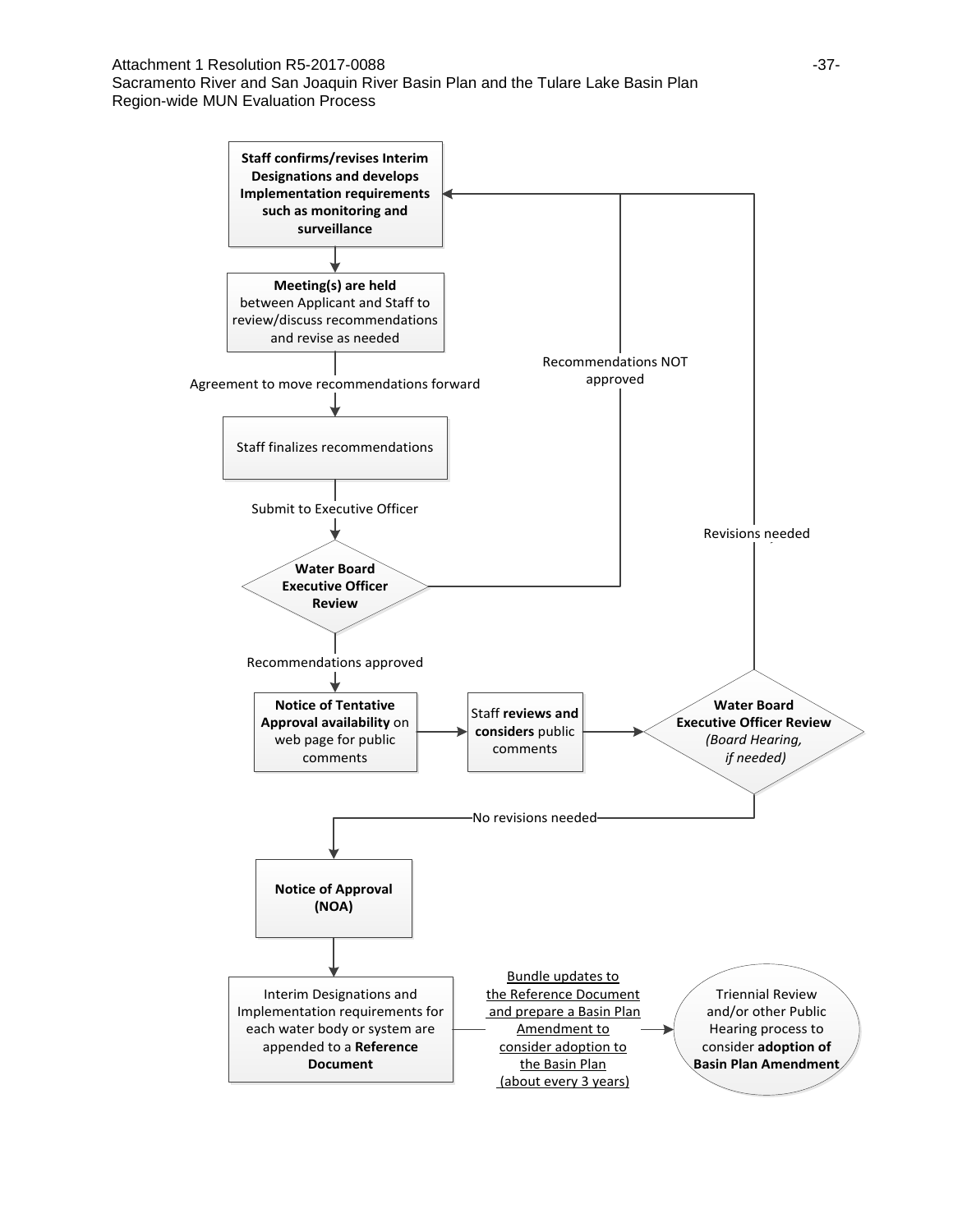Sacramento River and San Joaquin River Basin Plan and the Tulare Lake Basin Plan
Region-wide MUN Evaluation Process

**Staff confirms/revises Interim Designations and develops Implementation requirements such as monitoring and surveillance**

↓

**Meeting(s) are held** between Applicant and Staff to review/discuss recommendations and revise as needed

↓ Agreement to move recommendations forward

Staff finalizes recommendations

↓ Submit to Executive Officer

**Water Board Executive Officer Review**

- Recommendations NOT approved → return to "Staff confirms/revises Interim Designations and develops Implementation requirements such as monitoring and surveillance"
- Recommendations approved ↓

**Notice of Tentative Approval availability** on web page for public comments → Staff **reviews and considers** public comments → **Water Board Executive Officer Review** *(Board Hearing, if needed)*

- Revisions needed → return to "Staff confirms/revises Interim Designations and develops Implementation requirements such as monitoring and surveillance"
- No revisions needed ↓

**Notice of Approval (NOA)**

↓

Interim Designations and Implementation requirements for each water body or system are appended to a **Reference Document**

→ Bundle updates to the Reference Document and prepare a Basin Plan Amendment to consider adoption to the Basin Plan (about every 3 years) →

Triennial Review and/or other Public Hearing process to consider **adoption of Basin Plan Amendment**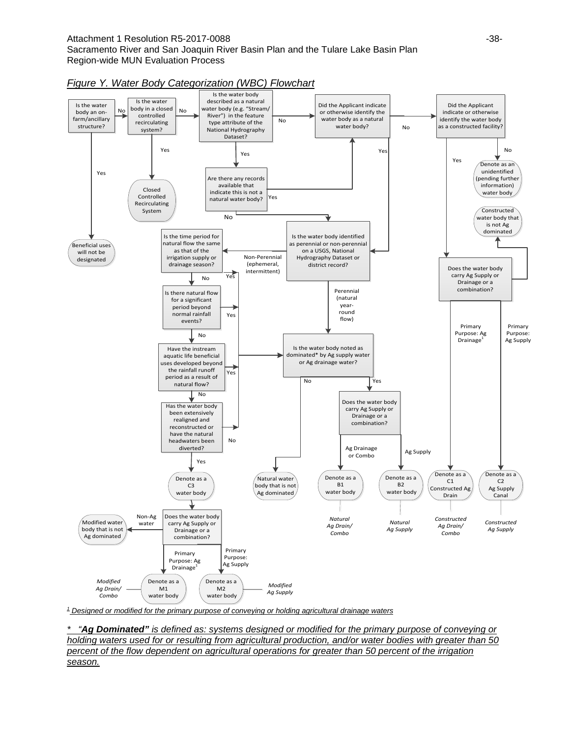*Figure Y. Water Body Categorization (WBC) Flowchart*

Is the water body an on-farm/ancillary structure?
- Yes → Beneficial uses will not be designated
- No → Is the water body in a closed controlled recirculating system?
  - Yes → Closed Controlled Recirculating System
  - No → Is the water body described as a natural water body (e.g. "Stream/River") in the feature type attribute of the National Hydrography Dataset?
    - Yes → Are there any records available that indicate this is not a natural water body?
      - Yes → Did the Applicant indicate or otherwise identify the water body as a natural water body?
      - No → Is the water body identified as perennial or non-perennial on a USGS, National Hydrography Dataset or district record?
    - No → Did the Applicant indicate or otherwise identify the water body as a natural water body?
      - Yes → Is the water body identified as perennial or non-perennial on a USGS, National Hydrography Dataset or district record?
      - No → Did the Applicant indicate or otherwise identify the water body as a constructed facility?
        - No → Denote as an unidentified (pending further information) water body
        - Yes → Does the water body carry Ag Supply or Drainage or a combination?
          - → Constructed water body that is not Ag dominated
          - Primary Purpose: Ag Drainage[1] → Denote as a C1 Constructed Ag Drain (*Constructed Ag Drain/ Combo*)
          - Primary Purpose: Ag Supply → Denote as a C2 Ag Supply Canal (*Constructed Ag Supply*)

Is the water body identified as perennial or non-perennial on a USGS, National Hydrography Dataset or district record?
- Perennial (natural year-round flow) → Is the water body noted as dominated* by Ag supply water or Ag drainage water?
- Non-Perennial (ephemeral, intermittent) → Is the time period for natural flow the same as that of the irrigation supply or drainage season?
  - Yes → Is the water body noted as dominated* by Ag supply water or Ag drainage water?
  - No → Is there natural flow for a significant period beyond normal rainfall events?
    - Yes → Is the water body noted as dominated* by Ag supply water or Ag drainage water?
    - No → Have the instream aquatic life beneficial uses developed beyond the rainfall runoff period as a result of natural flow?
      - Yes → Is the water body noted as dominated* by Ag supply water or Ag drainage water?
      - No → Has the water body been extensively realigned and reconstructed or have the natural headwaters been diverted?
        - No → Is the water body noted as dominated* by Ag supply water or Ag drainage water?
        - Yes → Denote as a C3 water body → Does the water body carry Ag Supply or Drainage or a combination?
          - Non-Ag water → Modified water body that is not Ag dominated
          - Primary Purpose: Ag Drainage[1] → Denote as a M1 water body (*Modified Ag Drain/ Combo*)
          - Primary Purpose: Ag Supply → Denote as a M2 water body (*Modified Ag Supply*)

Is the water body noted as dominated* by Ag supply water or Ag drainage water?
- No → Natural water body that is not Ag dominated
- Yes → Does the water body carry Ag Supply or Drainage or a combination?
  - Ag Drainage or Combo → Denote as a B1 water body (*Natural Ag Drain/ Combo*)
  - Ag Supply → Denote as a B2 water body (*Natural Ag Supply*)

<u>[1] Designed or modified for the primary purpose of conveying or holding agricultural drainage waters</u>

<u>* *"**Ag Dominated"** is defined as: systems designed or modified for the primary purpose of conveying or holding waters used for or resulting from agricultural production, and/or water bodies with greater than 50 percent of the flow dependent on agricultural operations for greater than 50 percent of the irrigation season.*</u>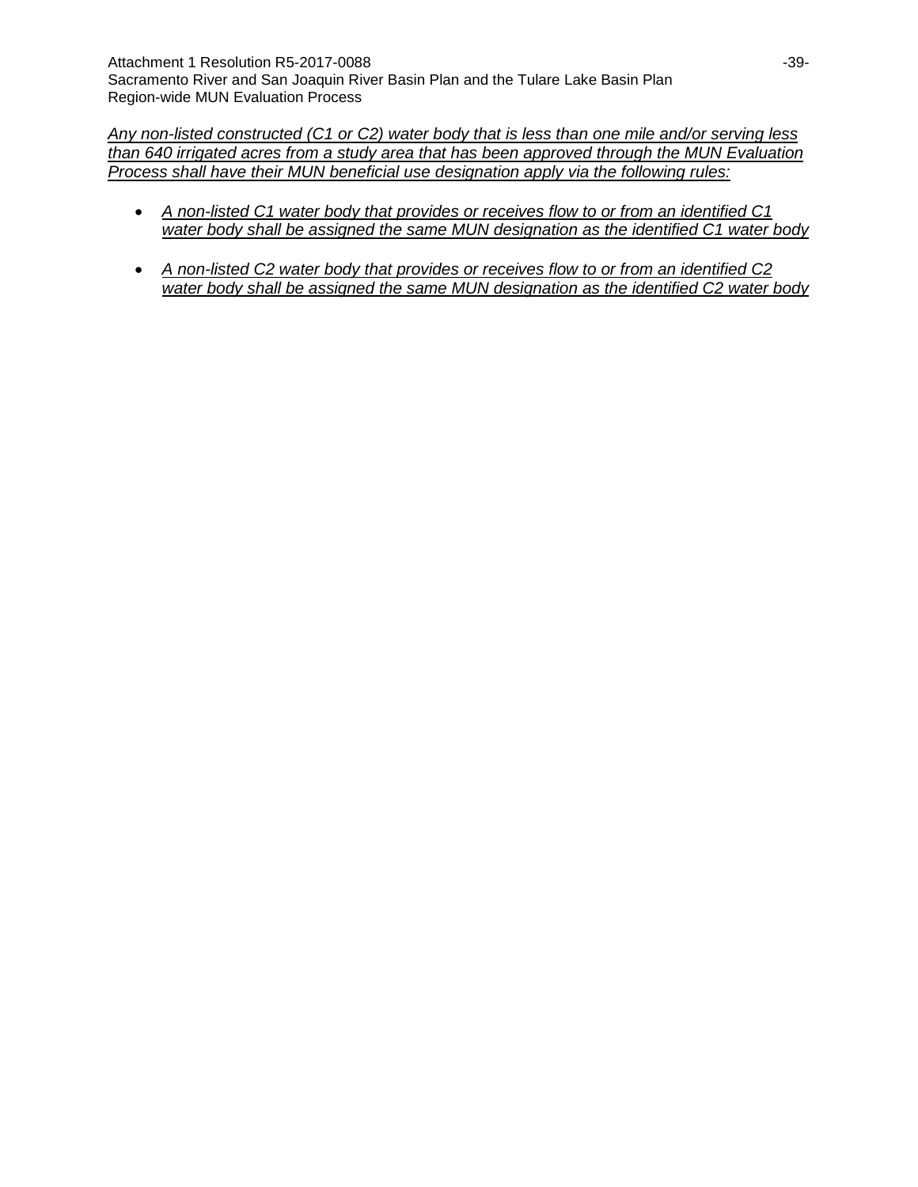*<u>Any non-listed constructed (C1 or C2) water body that is less than one mile and/or serving less than 640 irrigated acres from a study area that has been approved through the MUN Evaluation Process shall have their MUN beneficial use designation apply via the following rules:</u>*

- *<u>A non-listed C1 water body that provides or receives flow to or from an identified C1 water body shall be assigned the same MUN designation as the identified C1 water body</u>*
- *<u>A non-listed C2 water body that provides or receives flow to or from an identified C2 water body shall be assigned the same MUN designation as the identified C2 water body</u>*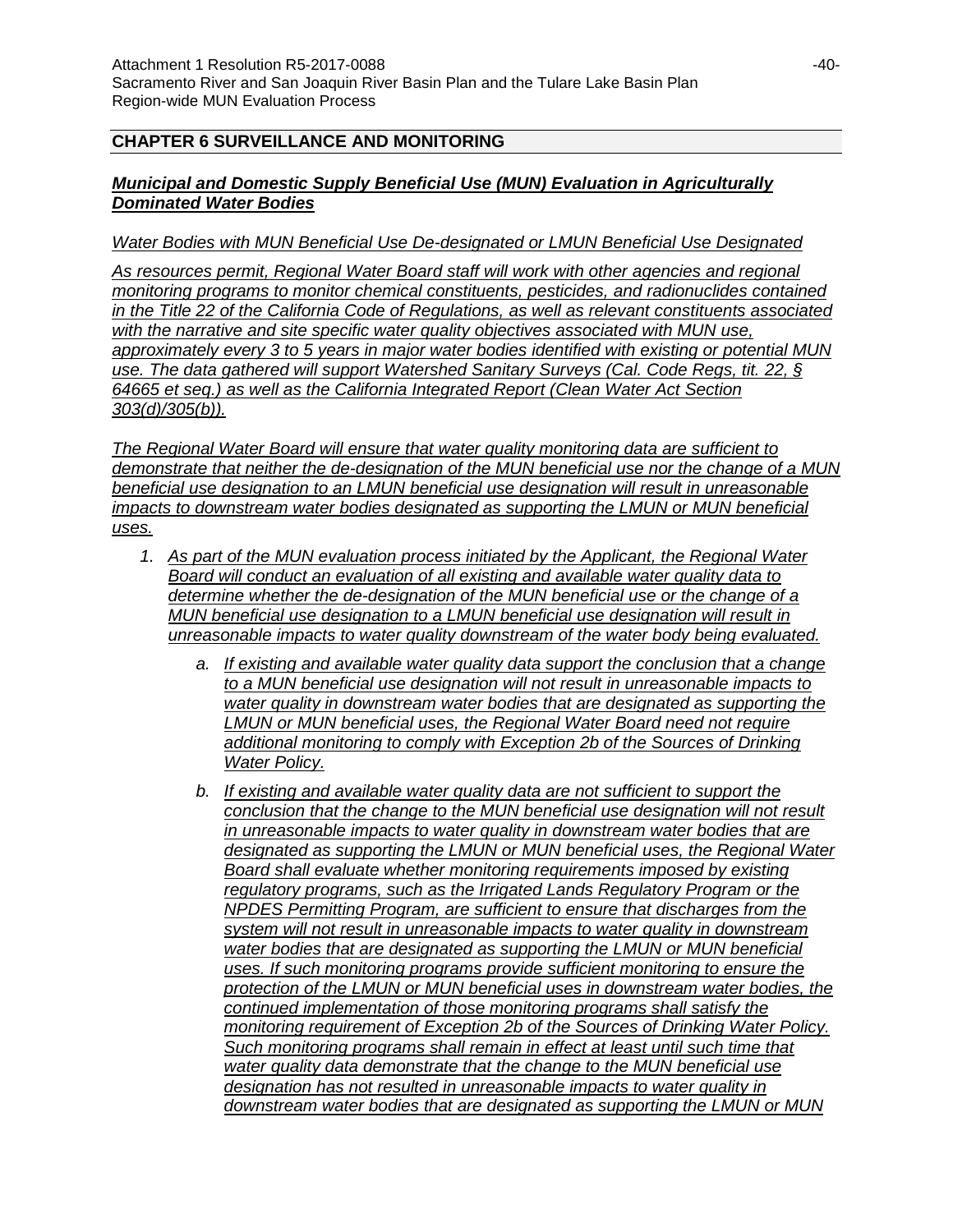## CHAPTER 6 SURVEILLANCE AND MONITORING

***Municipal and Domestic Supply Beneficial Use (MUN) Evaluation in Agriculturally Dominated Water Bodies***

*Water Bodies with MUN Beneficial Use De-designated or LMUN Beneficial Use Designated*

*As resources permit, Regional Water Board staff will work with other agencies and regional monitoring programs to monitor chemical constituents, pesticides, and radionuclides contained in the Title 22 of the California Code of Regulations, as well as relevant constituents associated with the narrative and site specific water quality objectives associated with MUN use, approximately every 3 to 5 years in major water bodies identified with existing or potential MUN use. The data gathered will support Watershed Sanitary Surveys (Cal. Code Regs, tit. 22, § 64665 et seq.) as well as the California Integrated Report (Clean Water Act Section 303(d)/305(b)).*

*The Regional Water Board will ensure that water quality monitoring data are sufficient to demonstrate that neither the de-designation of the MUN beneficial use nor the change of a MUN beneficial use designation to an LMUN beneficial use designation will result in unreasonable impacts to downstream water bodies designated as supporting the LMUN or MUN beneficial uses.*

1. *As part of the MUN evaluation process initiated by the Applicant, the Regional Water Board will conduct an evaluation of all existing and available water quality data to determine whether the de-designation of the MUN beneficial use or the change of a MUN beneficial use designation to a LMUN beneficial use designation will result in unreasonable impacts to water quality downstream of the water body being evaluated.*
    a. *If existing and available water quality data support the conclusion that a change to a MUN beneficial use designation will not result in unreasonable impacts to water quality in downstream water bodies that are designated as supporting the LMUN or MUN beneficial uses, the Regional Water Board need not require additional monitoring to comply with Exception 2b of the Sources of Drinking Water Policy.*
    b. *If existing and available water quality data are not sufficient to support the conclusion that the change to the MUN beneficial use designation will not result in unreasonable impacts to water quality in downstream water bodies that are designated as supporting the LMUN or MUN beneficial uses, the Regional Water Board shall evaluate whether monitoring requirements imposed by existing regulatory programs, such as the Irrigated Lands Regulatory Program or the NPDES Permitting Program, are sufficient to ensure that discharges from the system will not result in unreasonable impacts to water quality in downstream water bodies that are designated as supporting the LMUN or MUN beneficial uses. If such monitoring programs provide sufficient monitoring to ensure the protection of the LMUN or MUN beneficial uses in downstream water bodies, the continued implementation of those monitoring programs shall satisfy the monitoring requirement of Exception 2b of the Sources of Drinking Water Policy. Such monitoring programs shall remain in effect at least until such time that water quality data demonstrate that the change to the MUN beneficial use designation has not resulted in unreasonable impacts to water quality in downstream water bodies that are designated as supporting the LMUN or MUN*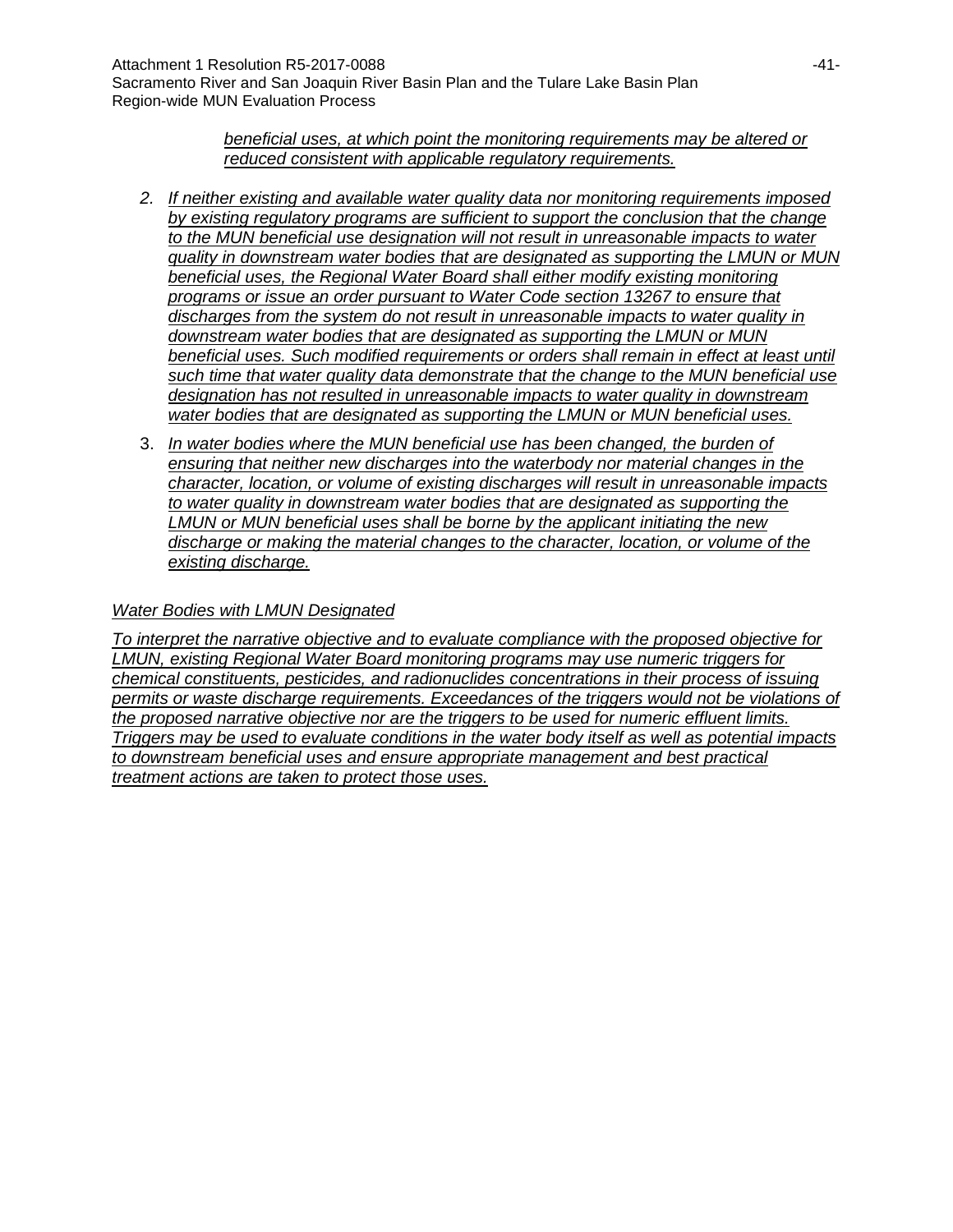*beneficial uses, at which point the monitoring requirements may be altered or reduced consistent with applicable regulatory requirements.*

2. *If neither existing and available water quality data nor monitoring requirements imposed by existing regulatory programs are sufficient to support the conclusion that the change to the MUN beneficial use designation will not result in unreasonable impacts to water quality in downstream water bodies that are designated as supporting the LMUN or MUN beneficial uses, the Regional Water Board shall either modify existing monitoring programs or issue an order pursuant to Water Code section 13267 to ensure that discharges from the system do not result in unreasonable impacts to water quality in downstream water bodies that are designated as supporting the LMUN or MUN beneficial uses. Such modified requirements or orders shall remain in effect at least until such time that water quality data demonstrate that the change to the MUN beneficial use designation has not resulted in unreasonable impacts to water quality in downstream water bodies that are designated as supporting the LMUN or MUN beneficial uses.*

3. *In water bodies where the MUN beneficial use has been changed, the burden of ensuring that neither new discharges into the waterbody nor material changes in the character, location, or volume of existing discharges will result in unreasonable impacts to water quality in downstream water bodies that are designated as supporting the LMUN or MUN beneficial uses shall be borne by the applicant initiating the new discharge or making the material changes to the character, location, or volume of the existing discharge.*

*Water Bodies with LMUN Designated*

*To interpret the narrative objective and to evaluate compliance with the proposed objective for LMUN, existing Regional Water Board monitoring programs may use numeric triggers for chemical constituents, pesticides, and radionuclides concentrations in their process of issuing permits or waste discharge requirements. Exceedances of the triggers would not be violations of the proposed narrative objective nor are the triggers to be used for numeric effluent limits. Triggers may be used to evaluate conditions in the water body itself as well as potential impacts to downstream beneficial uses and ensure appropriate management and best practical treatment actions are taken to protect those uses.*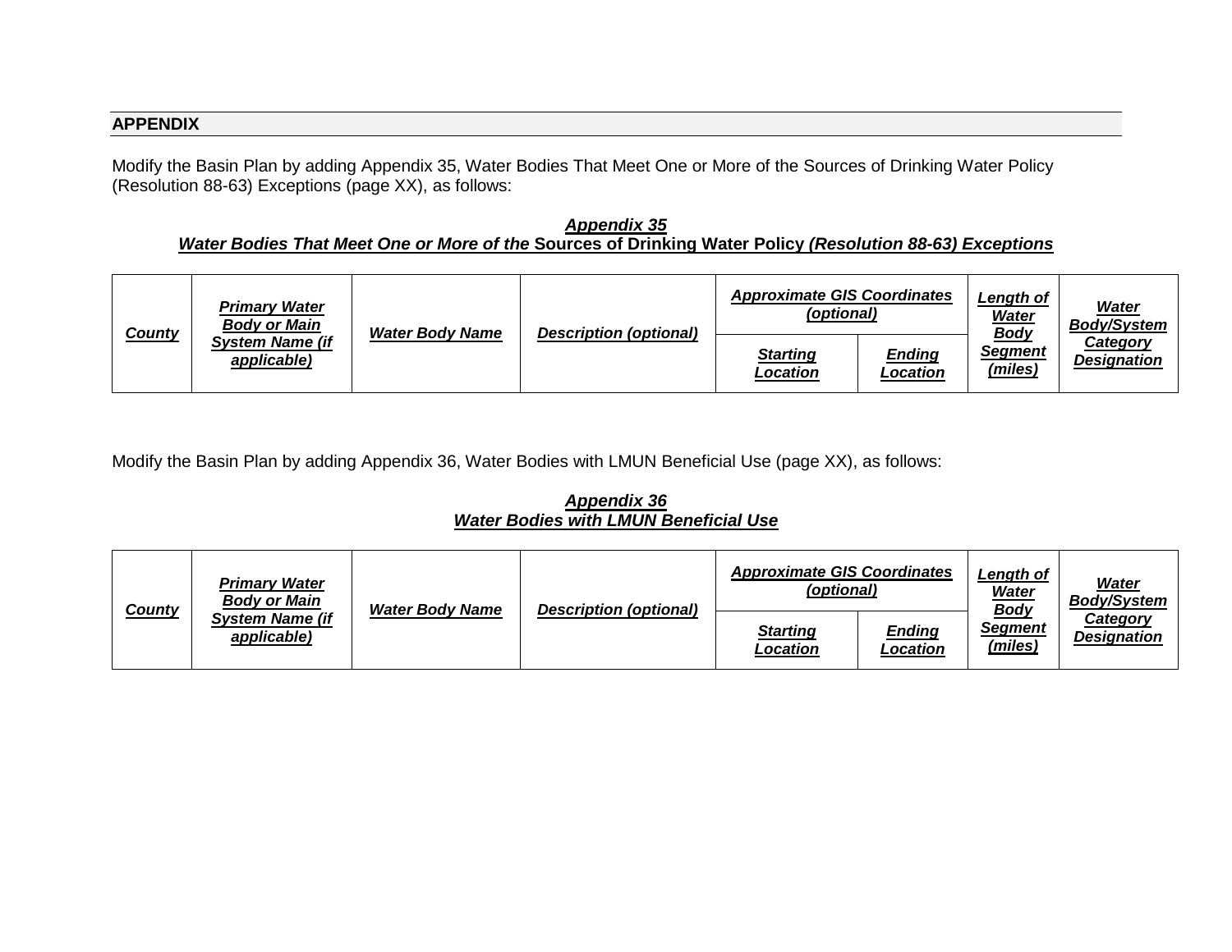## APPENDIX

Modify the Basin Plan by adding Appendix 35, Water Bodies That Meet One or More of the Sources of Drinking Water Policy (Resolution 88-63) Exceptions (page XX), as follows:

***Appendix 35***
***Water Bodies That Meet One or More of the* Sources of Drinking Water Policy *(Resolution 88-63) Exceptions***

| ***County*** | ***Primary Water Body or Main System Name (if applicable)*** | ***Water Body Name*** | ***Description (optional)*** | ***Approximate GIS Coordinates (optional)*** | | ***Length of Water Body Segment (miles)*** | ***Water Body/System Category Designation*** |
|---|---|---|---|---|---|---|---|
| | | | | ***Starting Location*** | ***Ending Location*** | | |

Modify the Basin Plan by adding Appendix 36, Water Bodies with LMUN Beneficial Use (page XX), as follows:

***Appendix 36***
***Water Bodies with LMUN Beneficial Use***

| ***County*** | ***Primary Water Body or Main System Name (if applicable)*** | ***Water Body Name*** | ***Description (optional)*** | ***Approximate GIS Coordinates (optional)*** | | ***Length of Water Body Segment (miles)*** | ***Water Body/System Category Designation*** |
|---|---|---|---|---|---|---|---|
| | | | | ***Starting Location*** | ***Ending Location*** | | |